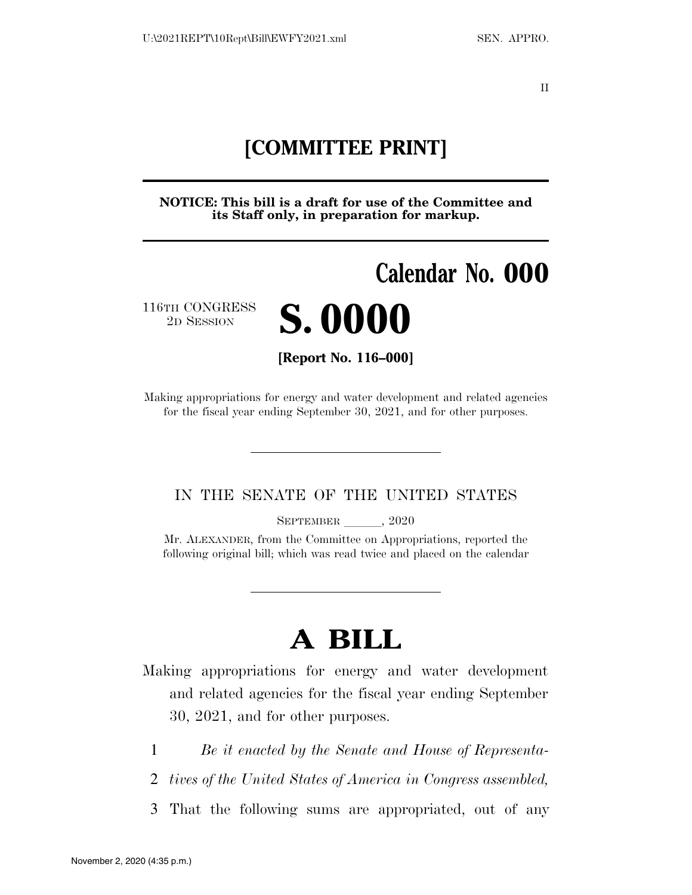II

# [COMMITTEE PRINT]

**NOTICE: This bill is a draft for use of the Committee and its Staff only, in preparation for markup.**

**Calendar No. 000**

116TH CONGRESS
2D SESSION

# S. 0000

**[Report No. 116–000]**

Making appropriations for energy and water development and related agencies for the fiscal year ending September 30, 2021, and for other purposes.

---

IN THE SENATE OF THE UNITED STATES

SEPTEMBER ______, 2020

Mr. ALEXANDER, from the Committee on Appropriations, reported the following original bill; which was read twice and placed on the calendar

---

# A BILL

Making appropriations for energy and water development and related agencies for the fiscal year ending September 30, 2021, and for other purposes.

1 *Be it enacted by the Senate and House of Representa-*
2 *tives of the United States of America in Congress assembled,*
3 That the following sums are appropriated, out of any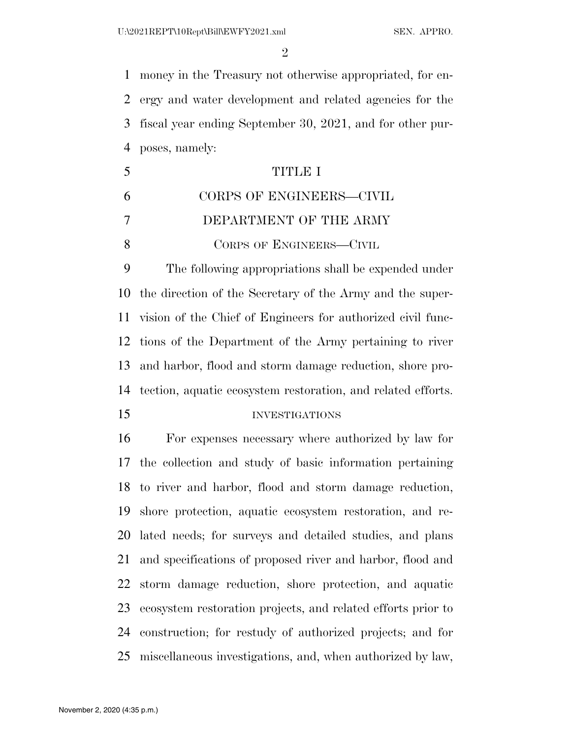money in the Treasury not otherwise appropriated, for energy and water development and related agencies for the fiscal year ending September 30, 2021, and for other purposes, namely:

# TITLE I

# CORPS OF ENGINEERS—CIVIL

# DEPARTMENT OF THE ARMY

## CORPS OF ENGINEERS—CIVIL

The following appropriations shall be expended under the direction of the Secretary of the Army and the supervision of the Chief of Engineers for authorized civil functions of the Department of the Army pertaining to river and harbor, flood and storm damage reduction, shore protection, aquatic ecosystem restoration, and related efforts.

### INVESTIGATIONS

For expenses necessary where authorized by law for the collection and study of basic information pertaining to river and harbor, flood and storm damage reduction, shore protection, aquatic ecosystem restoration, and related needs; for surveys and detailed studies, and plans and specifications of proposed river and harbor, flood and storm damage reduction, shore protection, and aquatic ecosystem restoration projects, and related efforts prior to construction; for restudy of authorized projects; and for miscellaneous investigations, and, when authorized by law,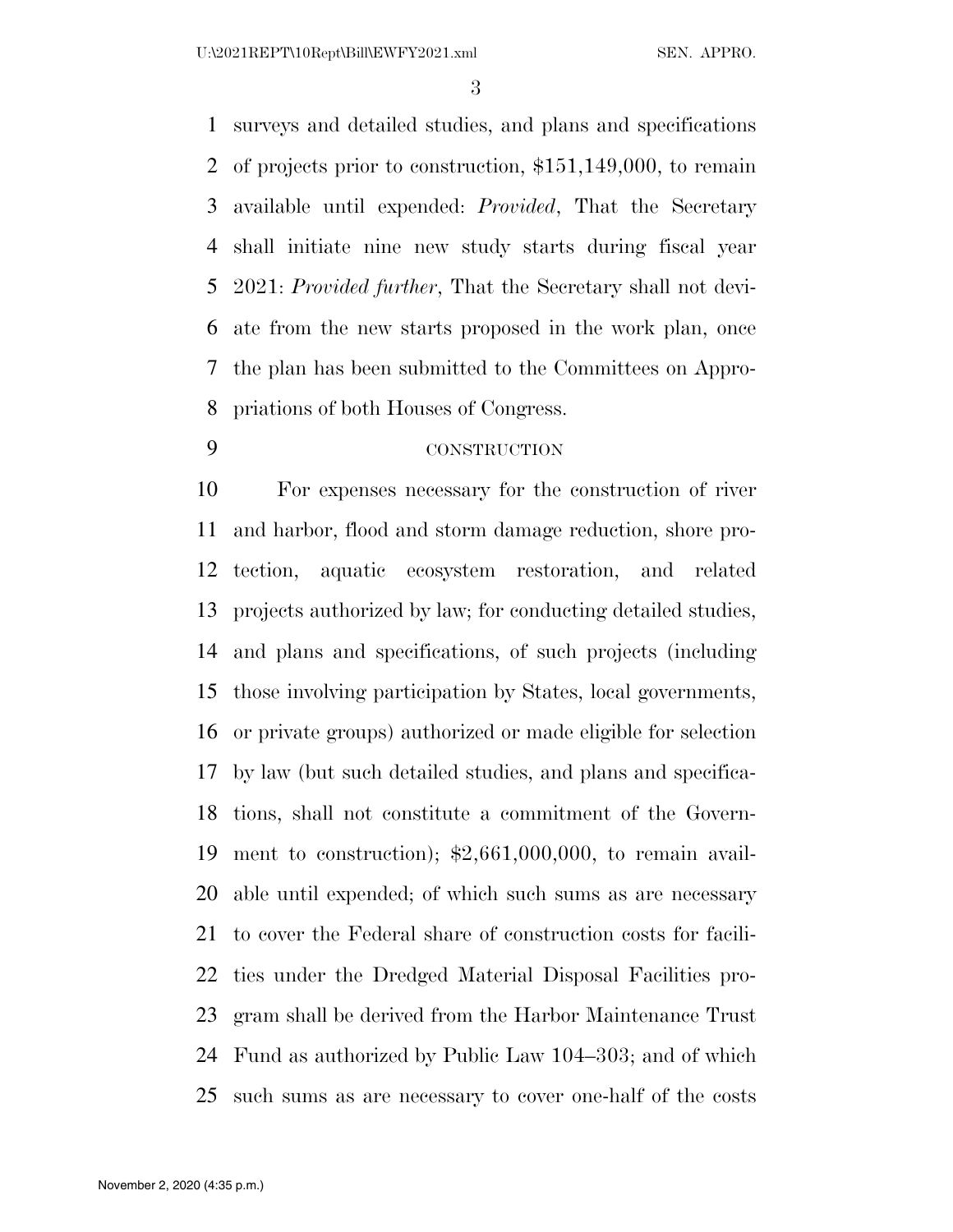surveys and detailed studies, and plans and specifications of projects prior to construction, $151,149,000, to remain available until expended: *Provided*, That the Secretary shall initiate nine new study starts during fiscal year 2021: *Provided further*, That the Secretary shall not deviate from the new starts proposed in the work plan, once the plan has been submitted to the Committees on Appropriations of both Houses of Congress.

CONSTRUCTION

For expenses necessary for the construction of river and harbor, flood and storm damage reduction, shore protection, aquatic ecosystem restoration, and related projects authorized by law; for conducting detailed studies, and plans and specifications, of such projects (including those involving participation by States, local governments, or private groups) authorized or made eligible for selection by law (but such detailed studies, and plans and specifications, shall not constitute a commitment of the Government to construction); $2,661,000,000, to remain available until expended; of which such sums as are necessary to cover the Federal share of construction costs for facilities under the Dredged Material Disposal Facilities program shall be derived from the Harbor Maintenance Trust Fund as authorized by Public Law 104–303; and of which such sums as are necessary to cover one-half of the costs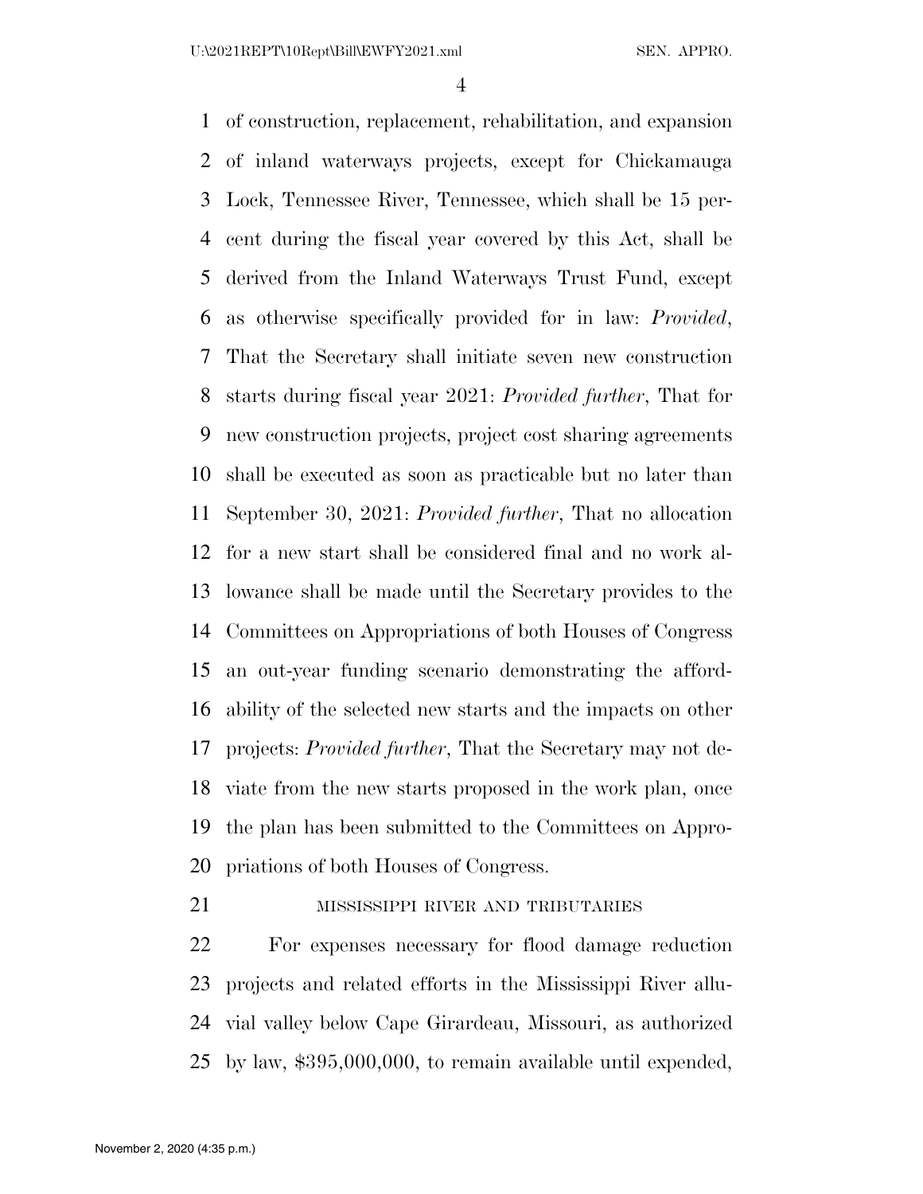of construction, replacement, rehabilitation, and expansion of inland waterways projects, except for Chickamauga Lock, Tennessee River, Tennessee, which shall be 15 percent during the fiscal year covered by this Act, shall be derived from the Inland Waterways Trust Fund, except as otherwise specifically provided for in law: *Provided*, That the Secretary shall initiate seven new construction starts during fiscal year 2021: *Provided further*, That for new construction projects, project cost sharing agreements shall be executed as soon as practicable but no later than September 30, 2021: *Provided further*, That no allocation for a new start shall be considered final and no work allowance shall be made until the Secretary provides to the Committees on Appropriations of both Houses of Congress an out-year funding scenario demonstrating the affordability of the selected new starts and the impacts on other projects: *Provided further*, That the Secretary may not deviate from the new starts proposed in the work plan, once the plan has been submitted to the Committees on Appropriations of both Houses of Congress.

MISSISSIPPI RIVER AND TRIBUTARIES

For expenses necessary for flood damage reduction projects and related efforts in the Mississippi River alluvial valley below Cape Girardeau, Missouri, as authorized by law, $395,000,000, to remain available until expended,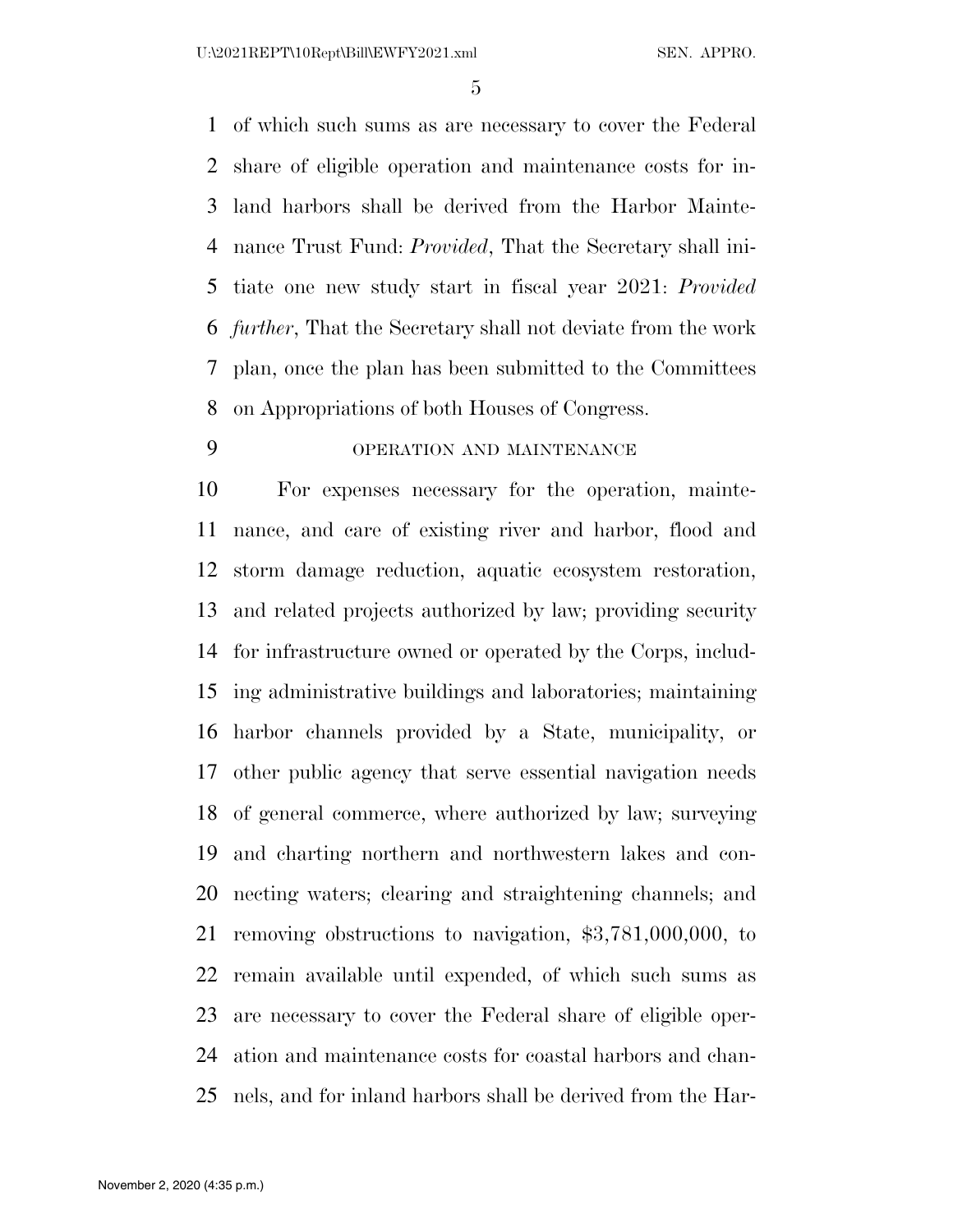of which such sums as are necessary to cover the Federal share of eligible operation and maintenance costs for inland harbors shall be derived from the Harbor Maintenance Trust Fund: *Provided*, That the Secretary shall initiate one new study start in fiscal year 2021: *Provided further*, That the Secretary shall not deviate from the work plan, once the plan has been submitted to the Committees on Appropriations of both Houses of Congress.

OPERATION AND MAINTENANCE

For expenses necessary for the operation, maintenance, and care of existing river and harbor, flood and storm damage reduction, aquatic ecosystem restoration, and related projects authorized by law; providing security for infrastructure owned or operated by the Corps, including administrative buildings and laboratories; maintaining harbor channels provided by a State, municipality, or other public agency that serve essential navigation needs of general commerce, where authorized by law; surveying and charting northern and northwestern lakes and connecting waters; clearing and straightening channels; and removing obstructions to navigation, $3,781,000,000, to remain available until expended, of which such sums as are necessary to cover the Federal share of eligible operation and maintenance costs for coastal harbors and channels, and for inland harbors shall be derived from the Har-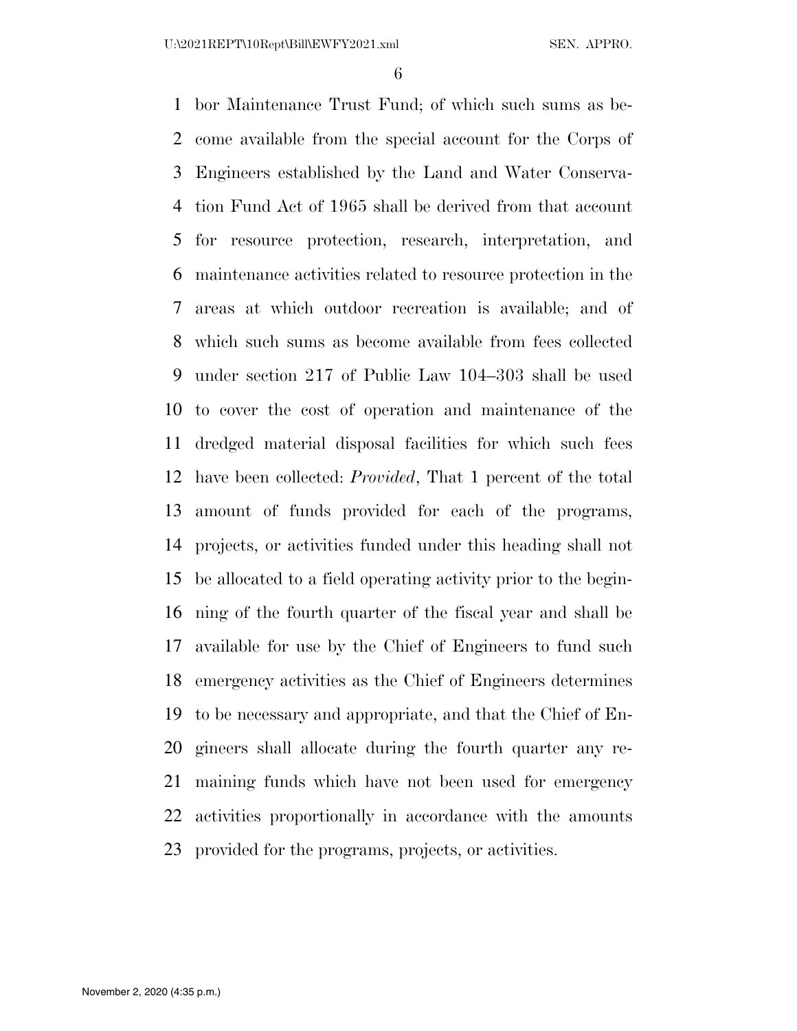bor Maintenance Trust Fund; of which such sums as become available from the special account for the Corps of Engineers established by the Land and Water Conservation Fund Act of 1965 shall be derived from that account for resource protection, research, interpretation, and maintenance activities related to resource protection in the areas at which outdoor recreation is available; and of which such sums as become available from fees collected under section 217 of Public Law 104–303 shall be used to cover the cost of operation and maintenance of the dredged material disposal facilities for which such fees have been collected: *Provided*, That 1 percent of the total amount of funds provided for each of the programs, projects, or activities funded under this heading shall not be allocated to a field operating activity prior to the beginning of the fourth quarter of the fiscal year and shall be available for use by the Chief of Engineers to fund such emergency activities as the Chief of Engineers determines to be necessary and appropriate, and that the Chief of Engineers shall allocate during the fourth quarter any remaining funds which have not been used for emergency activities proportionally in accordance with the amounts provided for the programs, projects, or activities.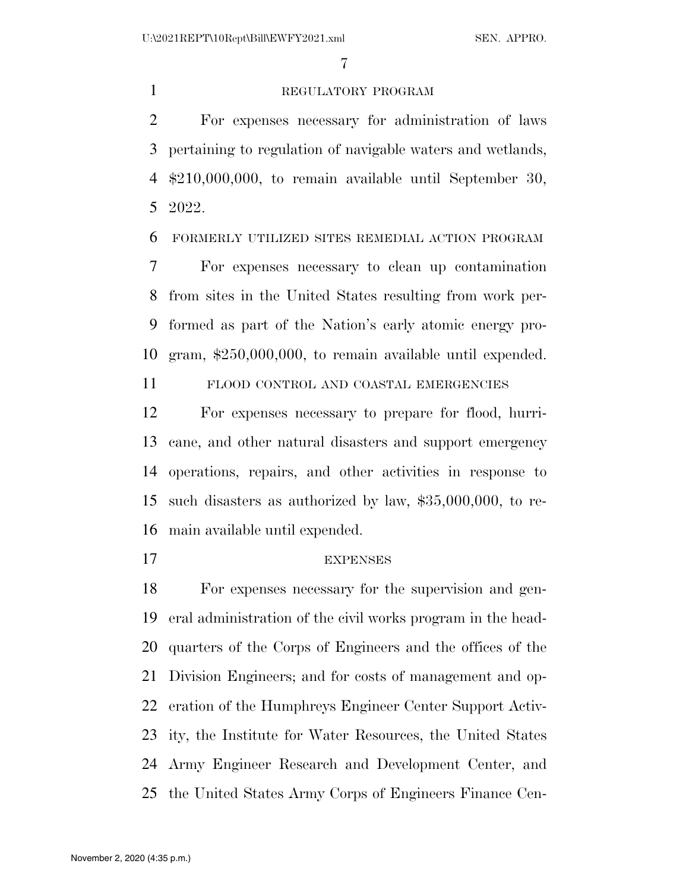REGULATORY PROGRAM

For expenses necessary for administration of laws pertaining to regulation of navigable waters and wetlands, $210,000,000, to remain available until September 30, 2022.

FORMERLY UTILIZED SITES REMEDIAL ACTION PROGRAM

For expenses necessary to clean up contamination from sites in the United States resulting from work performed as part of the Nation's early atomic energy program, $250,000,000, to remain available until expended.

FLOOD CONTROL AND COASTAL EMERGENCIES

For expenses necessary to prepare for flood, hurricane, and other natural disasters and support emergency operations, repairs, and other activities in response to such disasters as authorized by law, $35,000,000, to remain available until expended.

EXPENSES

For expenses necessary for the supervision and general administration of the civil works program in the headquarters of the Corps of Engineers and the offices of the Division Engineers; and for costs of management and operation of the Humphreys Engineer Center Support Activity, the Institute for Water Resources, the United States Army Engineer Research and Development Center, and the United States Army Corps of Engineers Finance Cen-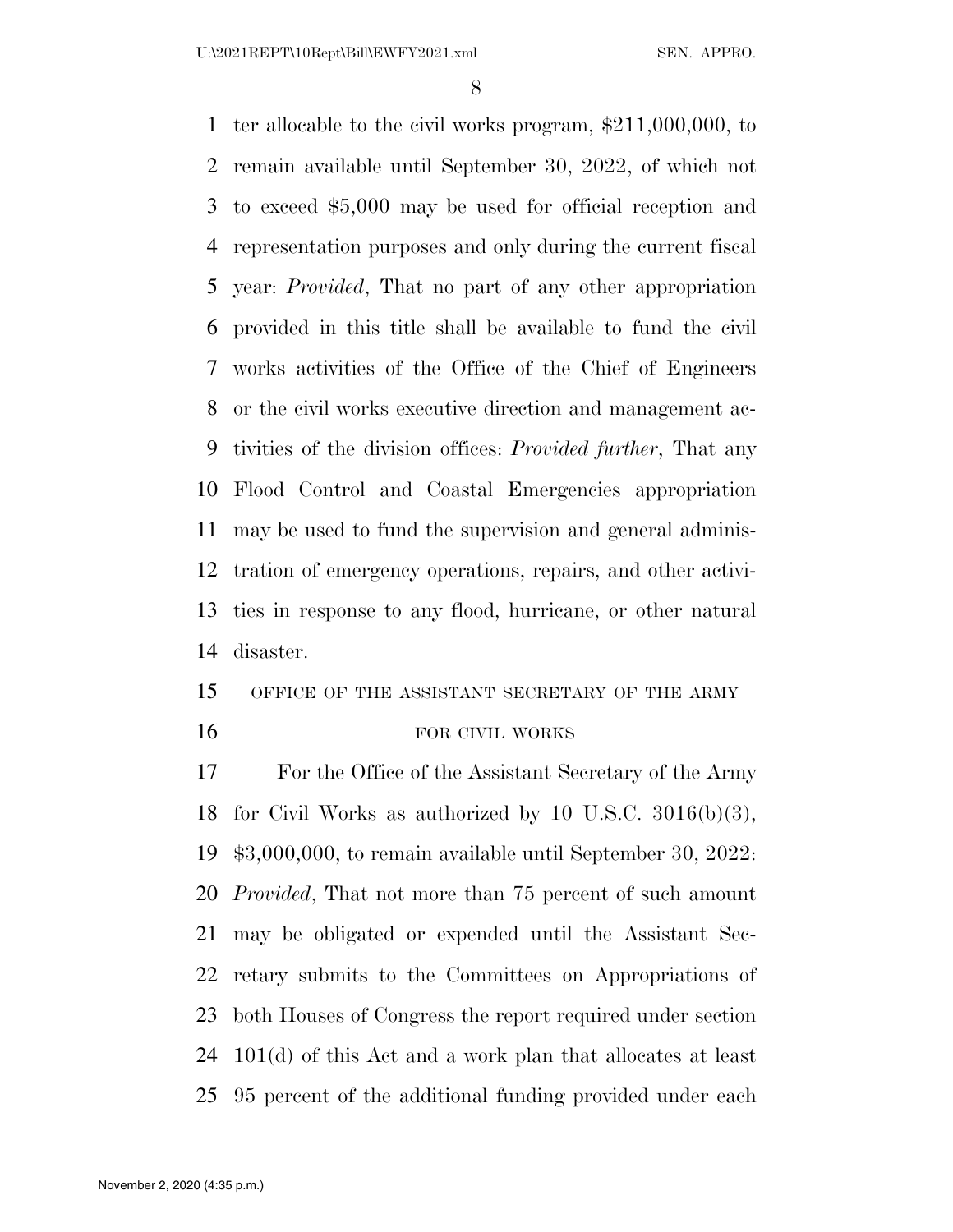ter allocable to the civil works program, $211,000,000, to remain available until September 30, 2022, of which not to exceed $5,000 may be used for official reception and representation purposes and only during the current fiscal year: *Provided*, That no part of any other appropriation provided in this title shall be available to fund the civil works activities of the Office of the Chief of Engineers or the civil works executive direction and management activities of the division offices: *Provided further*, That any Flood Control and Coastal Emergencies appropriation may be used to fund the supervision and general administration of emergency operations, repairs, and other activities in response to any flood, hurricane, or other natural disaster.

OFFICE OF THE ASSISTANT SECRETARY OF THE ARMY FOR CIVIL WORKS

For the Office of the Assistant Secretary of the Army for Civil Works as authorized by 10 U.S.C. 3016(b)(3), $3,000,000, to remain available until September 30, 2022: *Provided*, That not more than 75 percent of such amount may be obligated or expended until the Assistant Secretary submits to the Committees on Appropriations of both Houses of Congress the report required under section 101(d) of this Act and a work plan that allocates at least 95 percent of the additional funding provided under each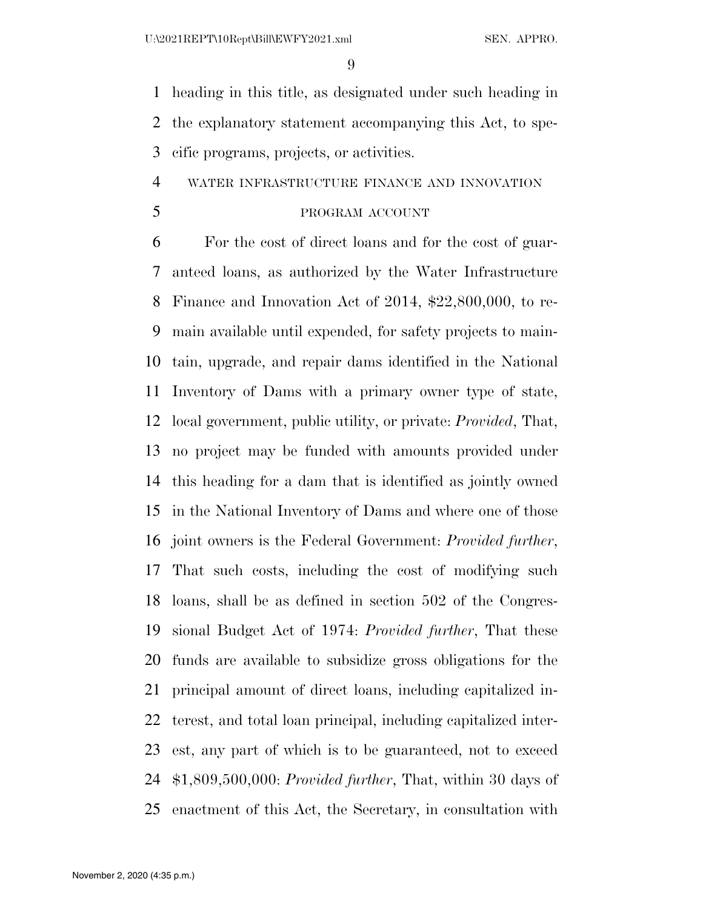heading in this title, as designated under such heading in the explanatory statement accompanying this Act, to specific programs, projects, or activities.

WATER INFRASTRUCTURE FINANCE AND INNOVATION PROGRAM ACCOUNT

For the cost of direct loans and for the cost of guaranteed loans, as authorized by the Water Infrastructure Finance and Innovation Act of 2014, $22,800,000, to remain available until expended, for safety projects to maintain, upgrade, and repair dams identified in the National Inventory of Dams with a primary owner type of state, local government, public utility, or private: *Provided*, That, no project may be funded with amounts provided under this heading for a dam that is identified as jointly owned in the National Inventory of Dams and where one of those joint owners is the Federal Government: *Provided further*, That such costs, including the cost of modifying such loans, shall be as defined in section 502 of the Congressional Budget Act of 1974: *Provided further*, That these funds are available to subsidize gross obligations for the principal amount of direct loans, including capitalized interest, and total loan principal, including capitalized interest, any part of which is to be guaranteed, not to exceed $1,809,500,000: *Provided further*, That, within 30 days of enactment of this Act, the Secretary, in consultation with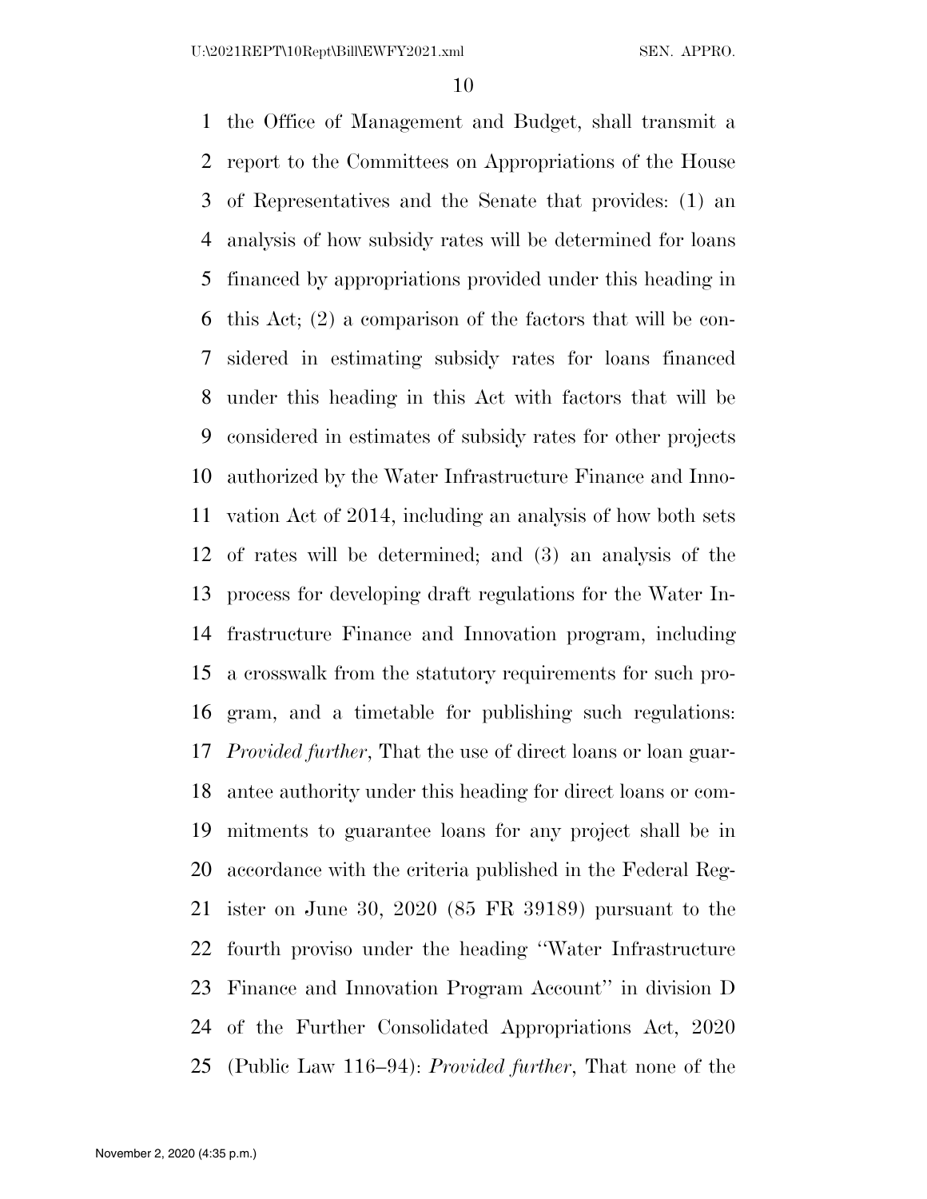the Office of Management and Budget, shall transmit a report to the Committees on Appropriations of the House of Representatives and the Senate that provides: (1) an analysis of how subsidy rates will be determined for loans financed by appropriations provided under this heading in this Act; (2) a comparison of the factors that will be considered in estimating subsidy rates for loans financed under this heading in this Act with factors that will be considered in estimates of subsidy rates for other projects authorized by the Water Infrastructure Finance and Innovation Act of 2014, including an analysis of how both sets of rates will be determined; and (3) an analysis of the process for developing draft regulations for the Water Infrastructure Finance and Innovation program, including a crosswalk from the statutory requirements for such program, and a timetable for publishing such regulations: *Provided further*, That the use of direct loans or loan guarantee authority under this heading for direct loans or commitments to guarantee loans for any project shall be in accordance with the criteria published in the Federal Register on June 30, 2020 (85 FR 39189) pursuant to the fourth proviso under the heading ''Water Infrastructure Finance and Innovation Program Account'' in division D of the Further Consolidated Appropriations Act, 2020 (Public Law 116–94): *Provided further*, That none of the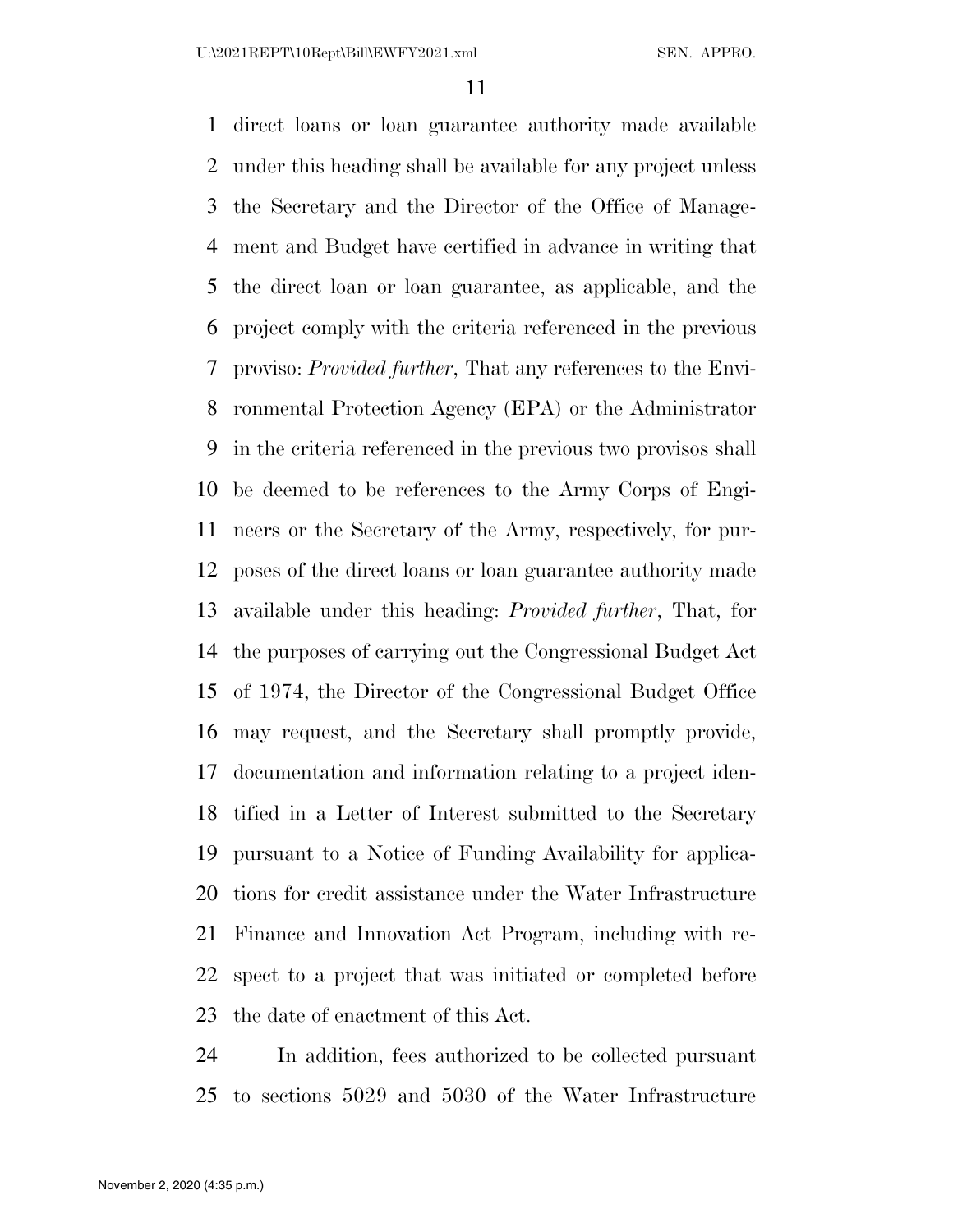direct loans or loan guarantee authority made available under this heading shall be available for any project unless the Secretary and the Director of the Office of Management and Budget have certified in advance in writing that the direct loan or loan guarantee, as applicable, and the project comply with the criteria referenced in the previous proviso: *Provided further*, That any references to the Environmental Protection Agency (EPA) or the Administrator in the criteria referenced in the previous two provisos shall be deemed to be references to the Army Corps of Engineers or the Secretary of the Army, respectively, for purposes of the direct loans or loan guarantee authority made available under this heading: *Provided further*, That, for the purposes of carrying out the Congressional Budget Act of 1974, the Director of the Congressional Budget Office may request, and the Secretary shall promptly provide, documentation and information relating to a project identified in a Letter of Interest submitted to the Secretary pursuant to a Notice of Funding Availability for applications for credit assistance under the Water Infrastructure Finance and Innovation Act Program, including with respect to a project that was initiated or completed before the date of enactment of this Act.

In addition, fees authorized to be collected pursuant to sections 5029 and 5030 of the Water Infrastructure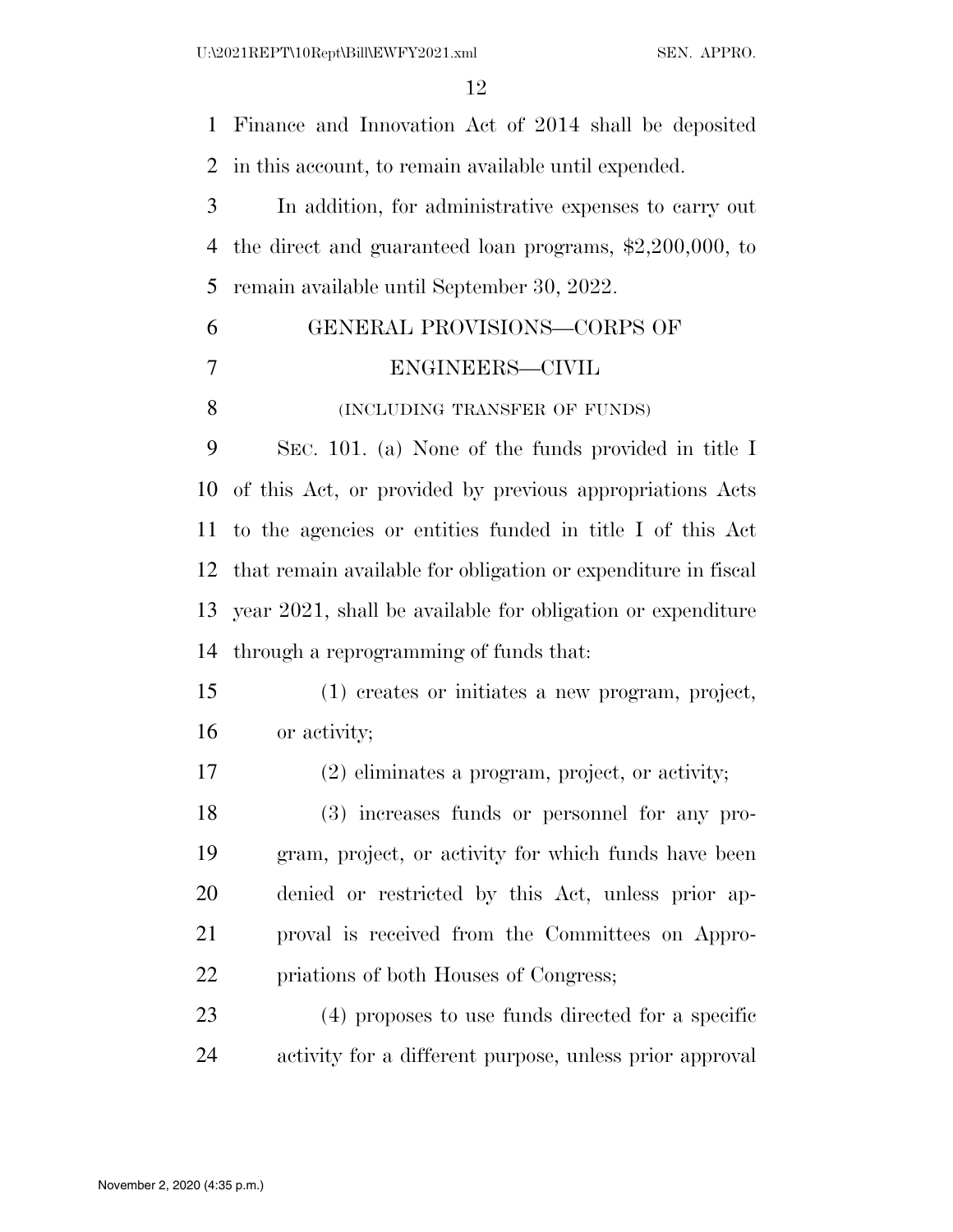Finance and Innovation Act of 2014 shall be deposited in this account, to remain available until expended.

In addition, for administrative expenses to carry out the direct and guaranteed loan programs, $2,200,000, to remain available until September 30, 2022.

## GENERAL PROVISIONS—CORPS OF ENGINEERS—CIVIL

(INCLUDING TRANSFER OF FUNDS)

SEC. 101. (a) None of the funds provided in title I of this Act, or provided by previous appropriations Acts to the agencies or entities funded in title I of this Act that remain available for obligation or expenditure in fiscal year 2021, shall be available for obligation or expenditure through a reprogramming of funds that:

(1) creates or initiates a new program, project, or activity;

(2) eliminates a program, project, or activity;

(3) increases funds or personnel for any program, project, or activity for which funds have been denied or restricted by this Act, unless prior approval is received from the Committees on Appropriations of both Houses of Congress;

(4) proposes to use funds directed for a specific activity for a different purpose, unless prior approval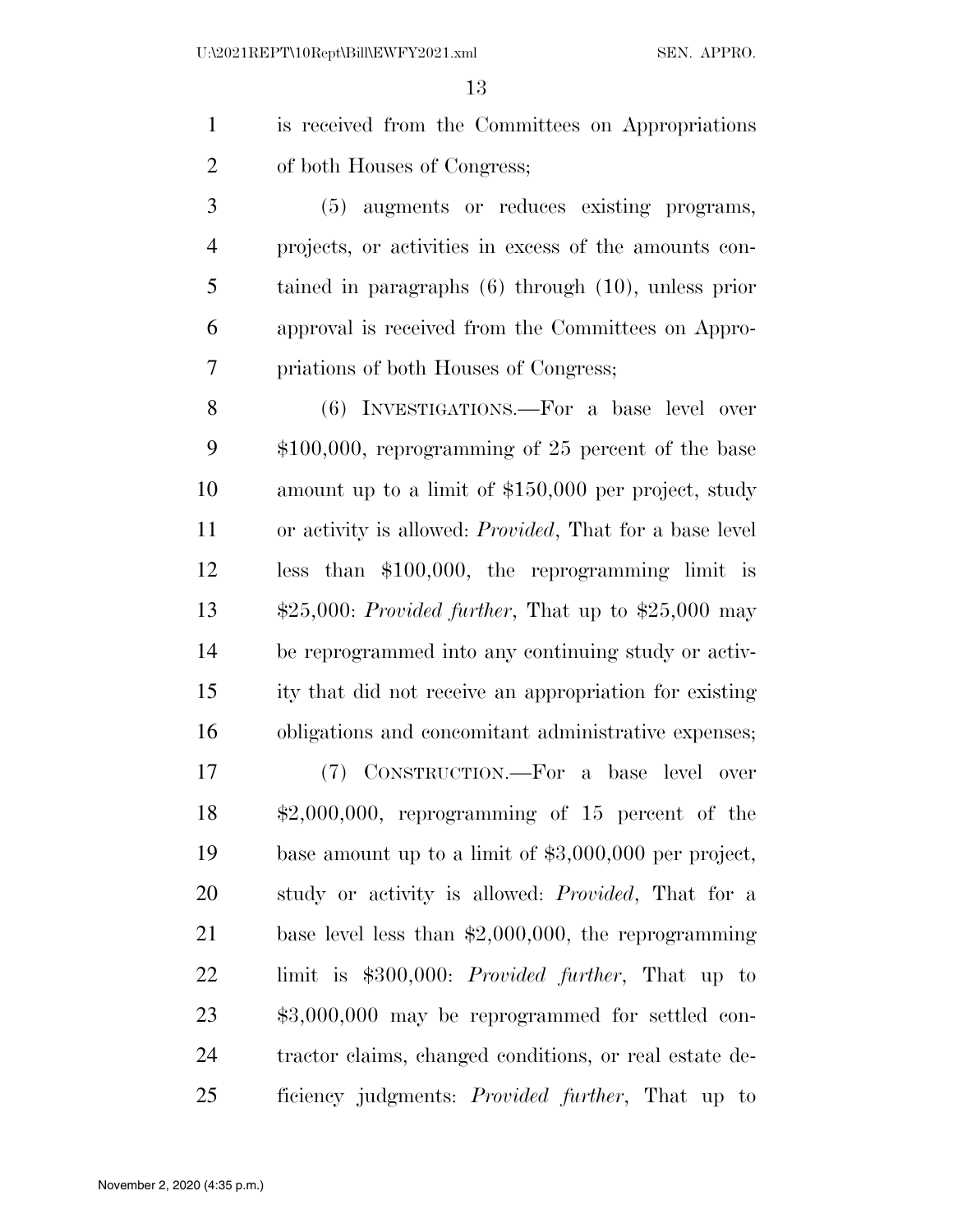is received from the Committees on Appropriations of both Houses of Congress;

(5) augments or reduces existing programs, projects, or activities in excess of the amounts contained in paragraphs (6) through (10), unless prior approval is received from the Committees on Appropriations of both Houses of Congress;

(6) INVESTIGATIONS.—For a base level over $100,000, reprogramming of 25 percent of the base amount up to a limit of $150,000 per project, study or activity is allowed: *Provided*, That for a base level less than $100,000, the reprogramming limit is $25,000: *Provided further*, That up to $25,000 may be reprogrammed into any continuing study or activity that did not receive an appropriation for existing obligations and concomitant administrative expenses;

(7) CONSTRUCTION.—For a base level over $2,000,000, reprogramming of 15 percent of the base amount up to a limit of $3,000,000 per project, study or activity is allowed: *Provided*, That for a base level less than $2,000,000, the reprogramming limit is $300,000: *Provided further*, That up to $3,000,000 may be reprogrammed for settled contractor claims, changed conditions, or real estate deficiency judgments: *Provided further*, That up to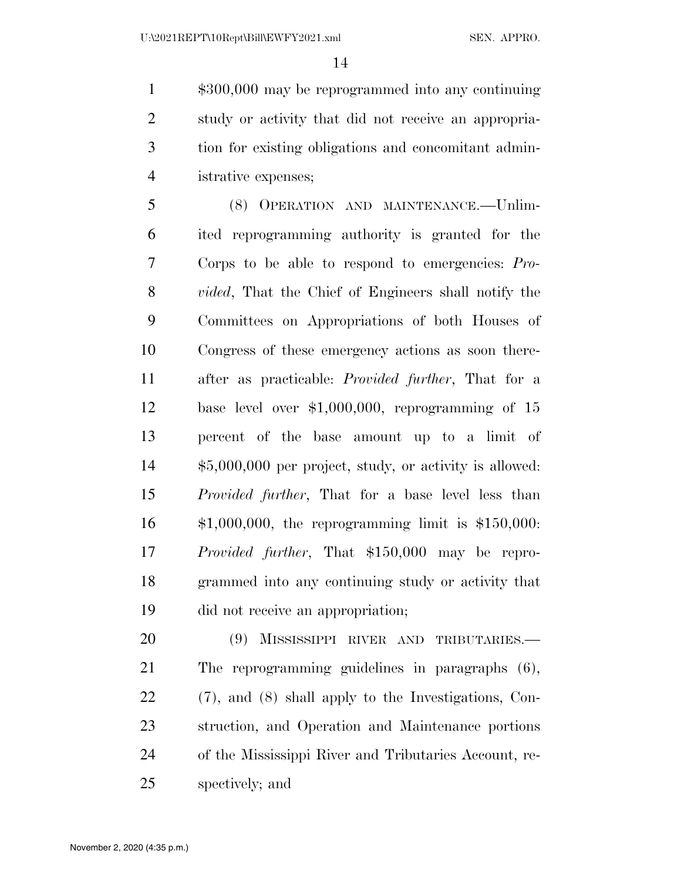$300,000 may be reprogrammed into any continuing study or activity that did not receive an appropriation for existing obligations and concomitant administrative expenses;

(8) OPERATION AND MAINTENANCE.—Unlimited reprogramming authority is granted for the Corps to be able to respond to emergencies: *Provided*, That the Chief of Engineers shall notify the Committees on Appropriations of both Houses of Congress of these emergency actions as soon thereafter as practicable: *Provided further*, That for a base level over $1,000,000, reprogramming of 15 percent of the base amount up to a limit of $5,000,000 per project, study, or activity is allowed: *Provided further*, That for a base level less than $1,000,000, the reprogramming limit is $150,000: *Provided further*, That $150,000 may be reprogrammed into any continuing study or activity that did not receive an appropriation;

(9) MISSISSIPPI RIVER AND TRIBUTARIES.—The reprogramming guidelines in paragraphs (6), (7), and (8) shall apply to the Investigations, Construction, and Operation and Maintenance portions of the Mississippi River and Tributaries Account, respectively; and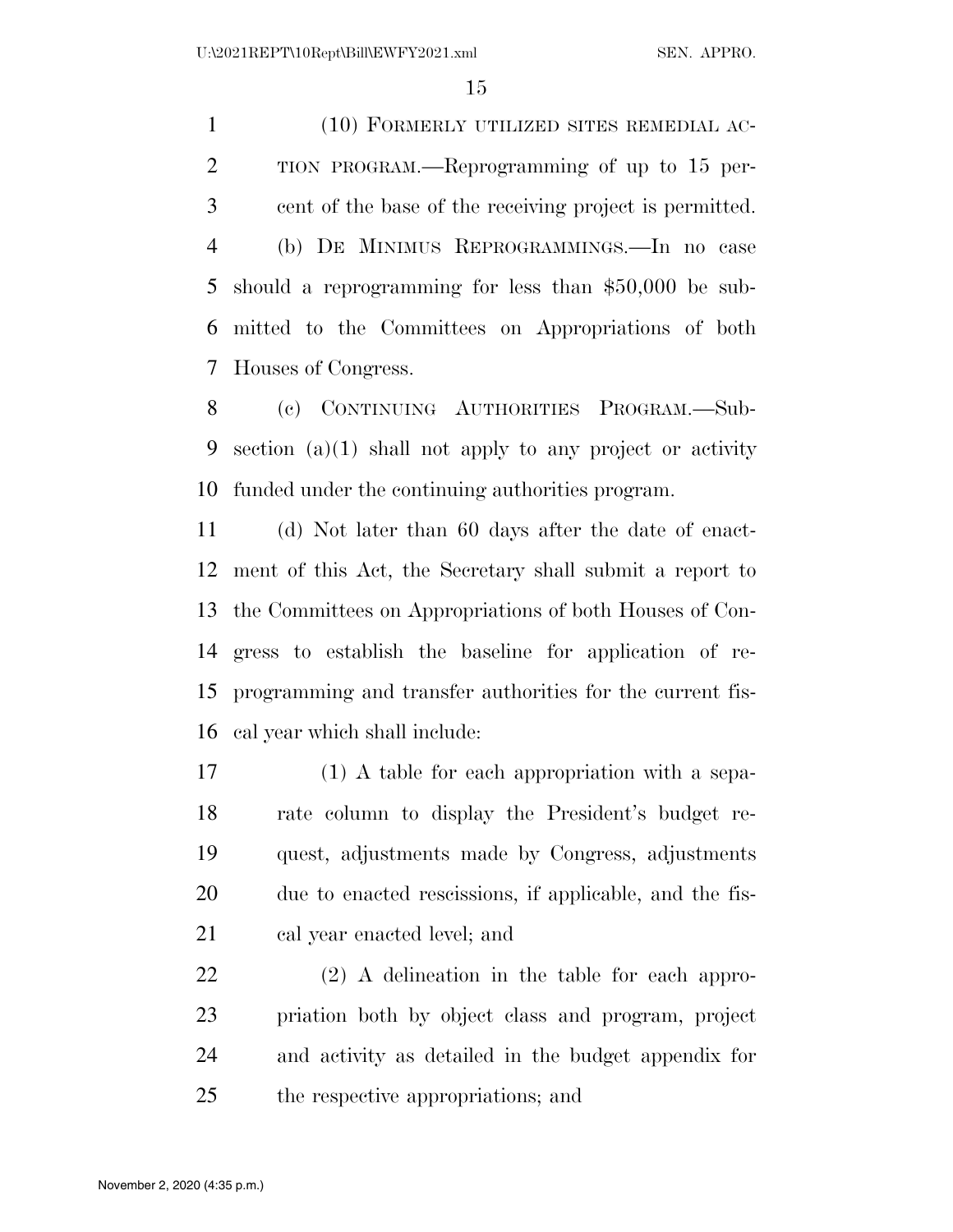(10) FORMERLY UTILIZED SITES REMEDIAL ACTION PROGRAM.—Reprogramming of up to 15 percent of the base of the receiving project is permitted.

(b) DE MINIMUS REPROGRAMMINGS.—In no case should a reprogramming for less than $50,000 be submitted to the Committees on Appropriations of both Houses of Congress.

(c) CONTINUING AUTHORITIES PROGRAM.—Subsection (a)(1) shall not apply to any project or activity funded under the continuing authorities program.

(d) Not later than 60 days after the date of enactment of this Act, the Secretary shall submit a report to the Committees on Appropriations of both Houses of Congress to establish the baseline for application of reprogramming and transfer authorities for the current fiscal year which shall include:

(1) A table for each appropriation with a separate column to display the President's budget request, adjustments made by Congress, adjustments due to enacted rescissions, if applicable, and the fiscal year enacted level; and

(2) A delineation in the table for each appropriation both by object class and program, project and activity as detailed in the budget appendix for the respective appropriations; and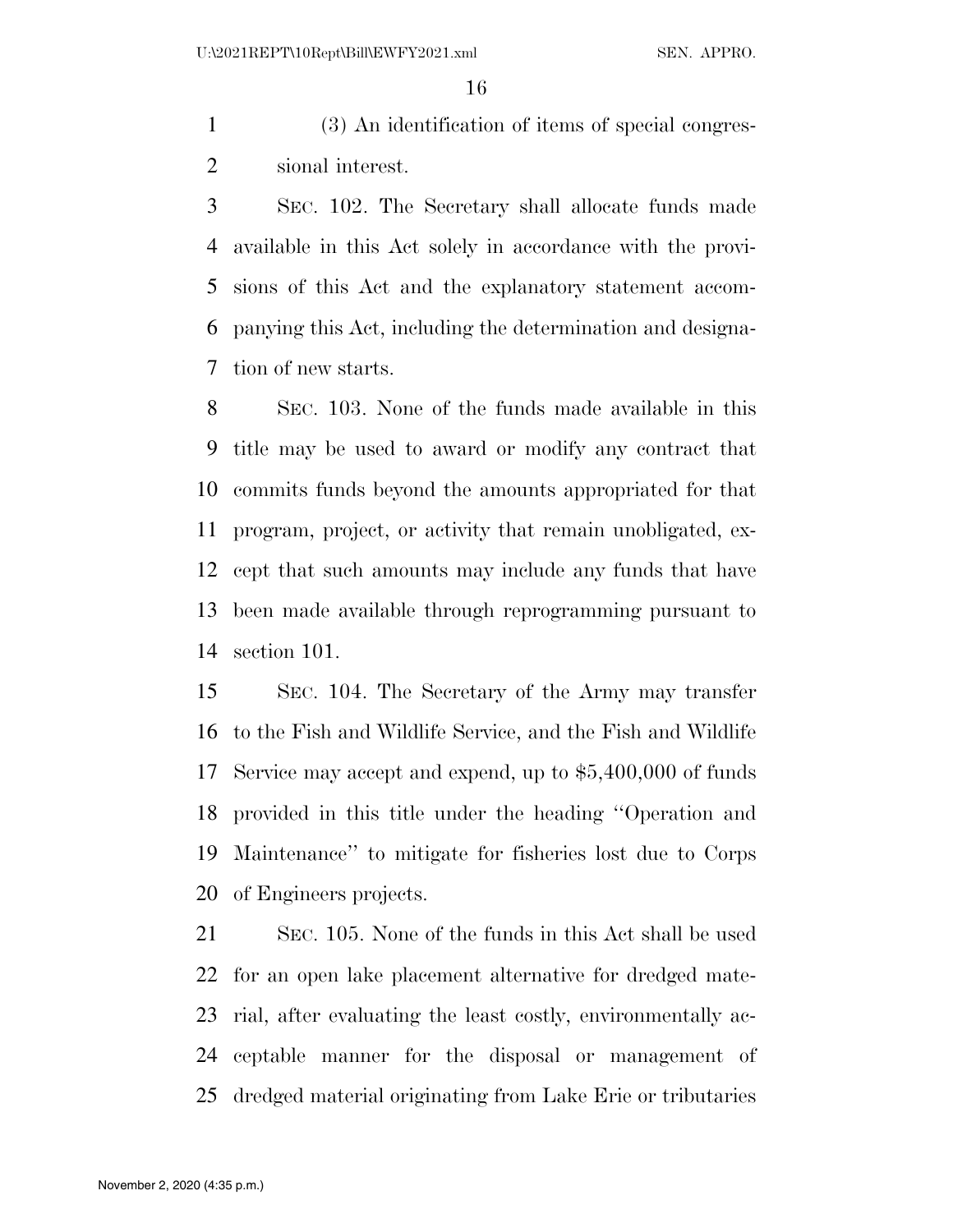(3) An identification of items of special congressional interest.

SEC. 102. The Secretary shall allocate funds made available in this Act solely in accordance with the provisions of this Act and the explanatory statement accompanying this Act, including the determination and designation of new starts.

SEC. 103. None of the funds made available in this title may be used to award or modify any contract that commits funds beyond the amounts appropriated for that program, project, or activity that remain unobligated, except that such amounts may include any funds that have been made available through reprogramming pursuant to section 101.

SEC. 104. The Secretary of the Army may transfer to the Fish and Wildlife Service, and the Fish and Wildlife Service may accept and expend, up to $5,400,000 of funds provided in this title under the heading ''Operation and Maintenance'' to mitigate for fisheries lost due to Corps of Engineers projects.

SEC. 105. None of the funds in this Act shall be used for an open lake placement alternative for dredged material, after evaluating the least costly, environmentally acceptable manner for the disposal or management of dredged material originating from Lake Erie or tributaries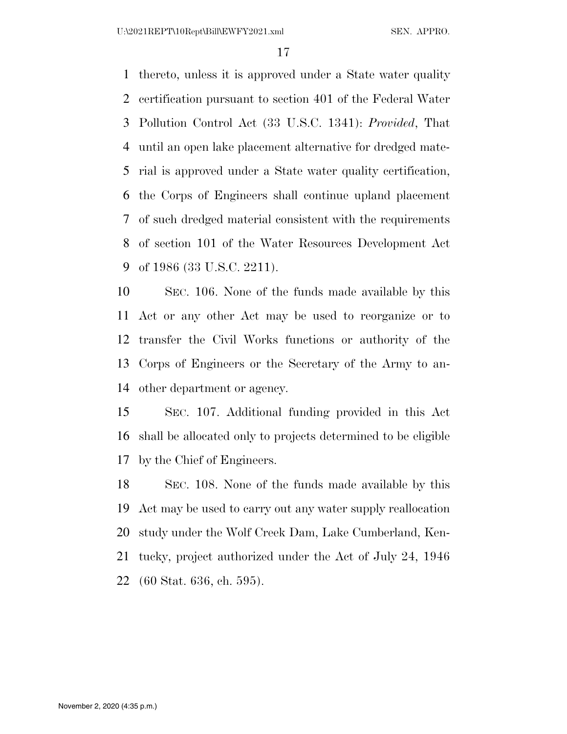thereto, unless it is approved under a State water quality certification pursuant to section 401 of the Federal Water Pollution Control Act (33 U.S.C. 1341): *Provided*, That until an open lake placement alternative for dredged material is approved under a State water quality certification, the Corps of Engineers shall continue upland placement of such dredged material consistent with the requirements of section 101 of the Water Resources Development Act of 1986 (33 U.S.C. 2211).

SEC. 106. None of the funds made available by this Act or any other Act may be used to reorganize or to transfer the Civil Works functions or authority of the Corps of Engineers or the Secretary of the Army to another department or agency.

SEC. 107. Additional funding provided in this Act shall be allocated only to projects determined to be eligible by the Chief of Engineers.

SEC. 108. None of the funds made available by this Act may be used to carry out any water supply reallocation study under the Wolf Creek Dam, Lake Cumberland, Kentucky, project authorized under the Act of July 24, 1946 (60 Stat. 636, ch. 595).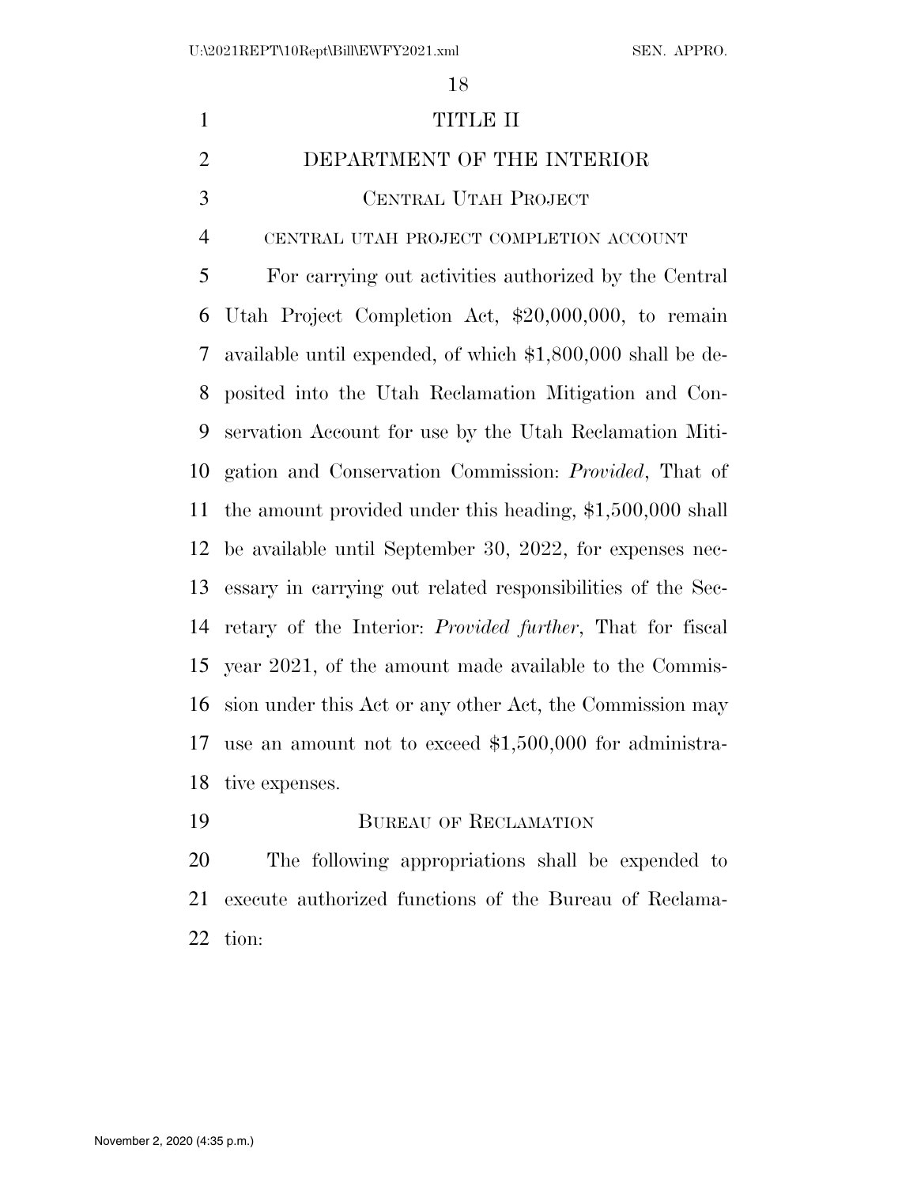# TITLE II

# DEPARTMENT OF THE INTERIOR

## Central Utah Project

### CENTRAL UTAH PROJECT COMPLETION ACCOUNT

For carrying out activities authorized by the Central Utah Project Completion Act, $20,000,000, to remain available until expended, of which $1,800,000 shall be deposited into the Utah Reclamation Mitigation and Conservation Account for use by the Utah Reclamation Mitigation and Conservation Commission: *Provided*, That of the amount provided under this heading, $1,500,000 shall be available until September 30, 2022, for expenses necessary in carrying out related responsibilities of the Secretary of the Interior: *Provided further*, That for fiscal year 2021, of the amount made available to the Commission under this Act or any other Act, the Commission may use an amount not to exceed $1,500,000 for administrative expenses.

## Bureau of Reclamation

The following appropriations shall be expended to execute authorized functions of the Bureau of Reclamation: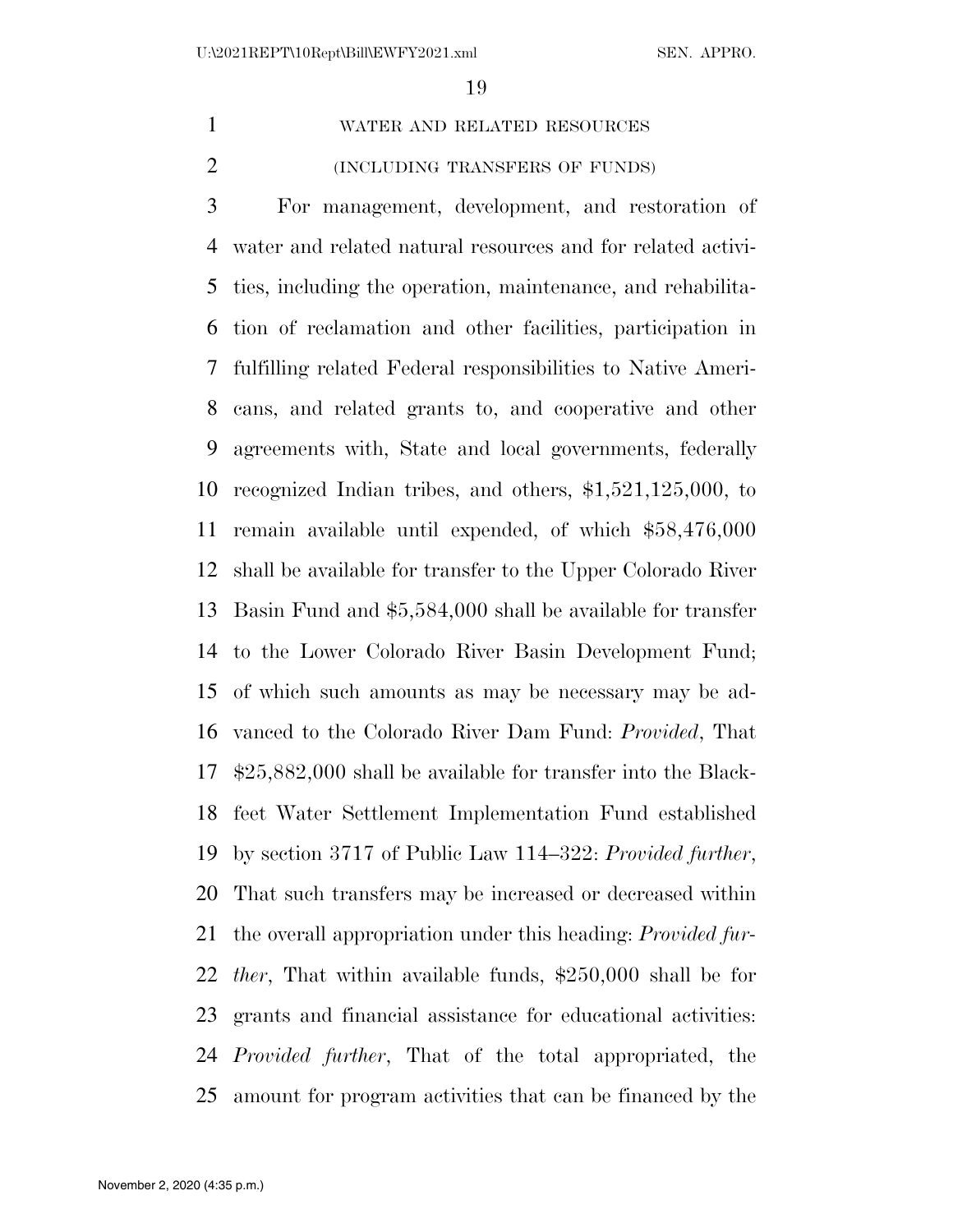WATER AND RELATED RESOURCES

(INCLUDING TRANSFERS OF FUNDS)

For management, development, and restoration of water and related natural resources and for related activities, including the operation, maintenance, and rehabilitation of reclamation and other facilities, participation in fulfilling related Federal responsibilities to Native Americans, and related grants to, and cooperative and other agreements with, State and local governments, federally recognized Indian tribes, and others, $1,521,125,000, to remain available until expended, of which $58,476,000 shall be available for transfer to the Upper Colorado River Basin Fund and $5,584,000 shall be available for transfer to the Lower Colorado River Basin Development Fund; of which such amounts as may be necessary may be advanced to the Colorado River Dam Fund: *Provided*, That $25,882,000 shall be available for transfer into the Blackfeet Water Settlement Implementation Fund established by section 3717 of Public Law 114–322: *Provided further*, That such transfers may be increased or decreased within the overall appropriation under this heading: *Provided further*, That within available funds, $250,000 shall be for grants and financial assistance for educational activities: *Provided further*, That of the total appropriated, the amount for program activities that can be financed by the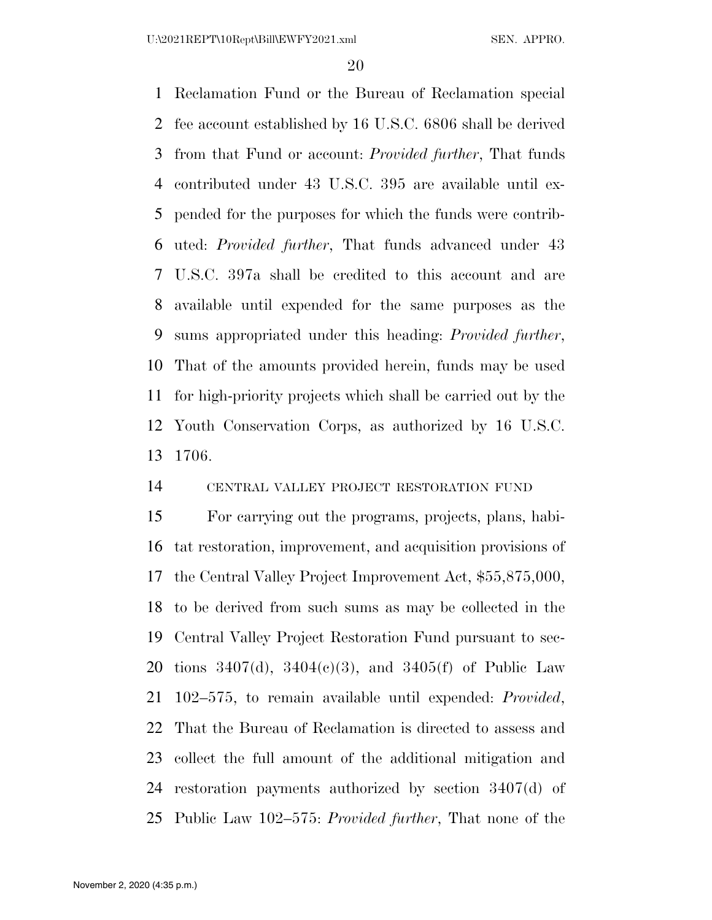Reclamation Fund or the Bureau of Reclamation special fee account established by 16 U.S.C. 6806 shall be derived from that Fund or account: *Provided further*, That funds contributed under 43 U.S.C. 395 are available until expended for the purposes for which the funds were contributed: *Provided further*, That funds advanced under 43 U.S.C. 397a shall be credited to this account and are available until expended for the same purposes as the sums appropriated under this heading: *Provided further*, That of the amounts provided herein, funds may be used for high-priority projects which shall be carried out by the Youth Conservation Corps, as authorized by 16 U.S.C. 1706.

CENTRAL VALLEY PROJECT RESTORATION FUND

For carrying out the programs, projects, plans, habitat restoration, improvement, and acquisition provisions of the Central Valley Project Improvement Act, $55,875,000, to be derived from such sums as may be collected in the Central Valley Project Restoration Fund pursuant to sections 3407(d), 3404(c)(3), and 3405(f) of Public Law 102–575, to remain available until expended: *Provided*, That the Bureau of Reclamation is directed to assess and collect the full amount of the additional mitigation and restoration payments authorized by section 3407(d) of Public Law 102–575: *Provided further*, That none of the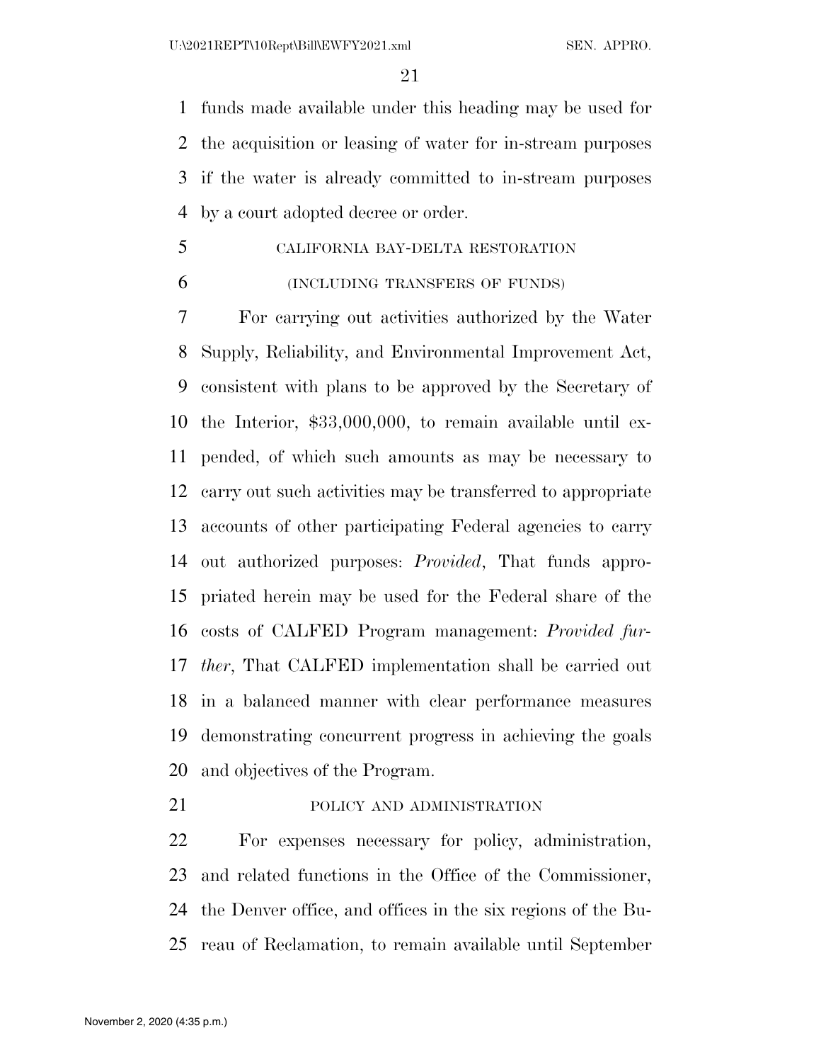funds made available under this heading may be used for the acquisition or leasing of water for in-stream purposes if the water is already committed to in-stream purposes by a court adopted decree or order.

CALIFORNIA BAY-DELTA RESTORATION

(INCLUDING TRANSFERS OF FUNDS)

For carrying out activities authorized by the Water Supply, Reliability, and Environmental Improvement Act, consistent with plans to be approved by the Secretary of the Interior, $33,000,000, to remain available until expended, of which such amounts as may be necessary to carry out such activities may be transferred to appropriate accounts of other participating Federal agencies to carry out authorized purposes: *Provided*, That funds appropriated herein may be used for the Federal share of the costs of CALFED Program management: *Provided further*, That CALFED implementation shall be carried out in a balanced manner with clear performance measures demonstrating concurrent progress in achieving the goals and objectives of the Program.

POLICY AND ADMINISTRATION

For expenses necessary for policy, administration, and related functions in the Office of the Commissioner, the Denver office, and offices in the six regions of the Bureau of Reclamation, to remain available until September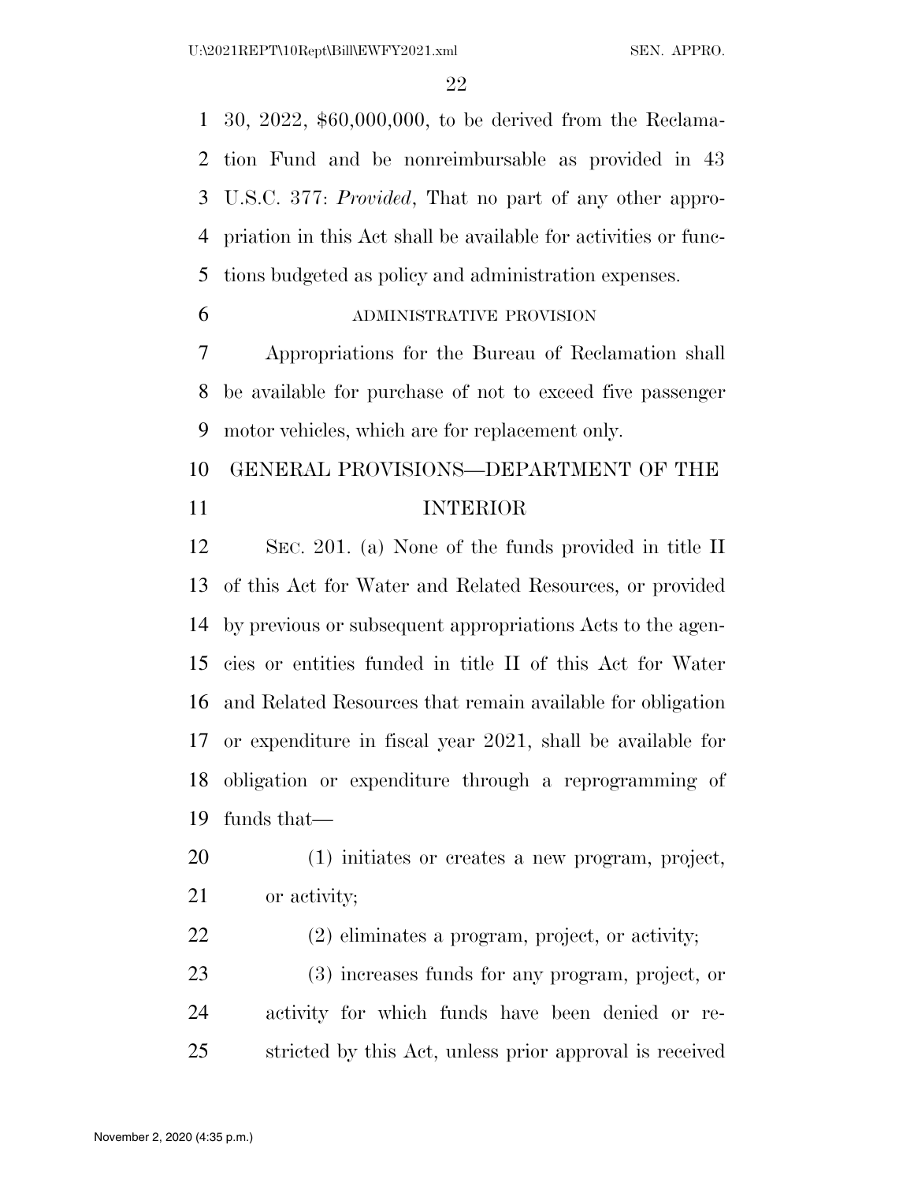30, 2022, $60,000,000, to be derived from the Reclamation Fund and be nonreimbursable as provided in 43 U.S.C. 377: *Provided*, That no part of any other appropriation in this Act shall be available for activities or functions budgeted as policy and administration expenses.

ADMINISTRATIVE PROVISION

Appropriations for the Bureau of Reclamation shall be available for purchase of not to exceed five passenger motor vehicles, which are for replacement only.

## GENERAL PROVISIONS—DEPARTMENT OF THE INTERIOR

SEC. 201. (a) None of the funds provided in title II of this Act for Water and Related Resources, or provided by previous or subsequent appropriations Acts to the agencies or entities funded in title II of this Act for Water and Related Resources that remain available for obligation or expenditure in fiscal year 2021, shall be available for obligation or expenditure through a reprogramming of funds that—

(1) initiates or creates a new program, project, or activity;

(2) eliminates a program, project, or activity;

(3) increases funds for any program, project, or activity for which funds have been denied or restricted by this Act, unless prior approval is received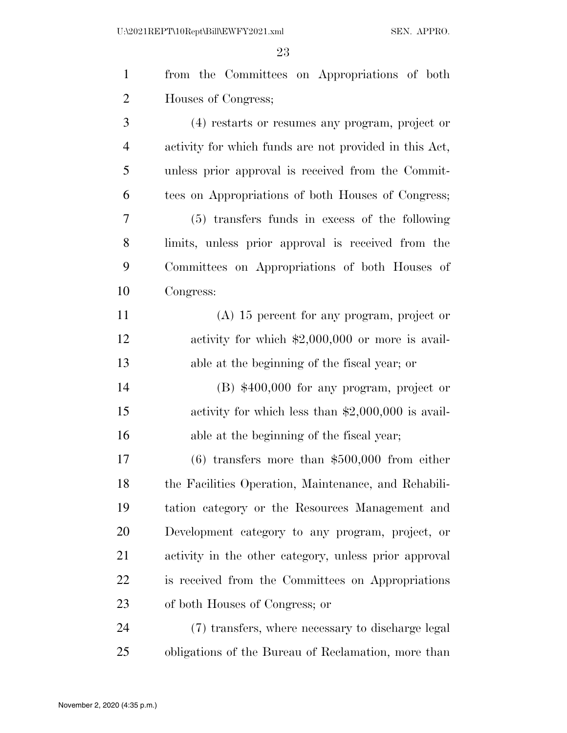from the Committees on Appropriations of both Houses of Congress;

(4) restarts or resumes any program, project or activity for which funds are not provided in this Act, unless prior approval is received from the Committees on Appropriations of both Houses of Congress;

(5) transfers funds in excess of the following limits, unless prior approval is received from the Committees on Appropriations of both Houses of Congress:

(A) 15 percent for any program, project or activity for which $2,000,000 or more is available at the beginning of the fiscal year; or

(B) $400,000 for any program, project or activity for which less than $2,000,000 is available at the beginning of the fiscal year;

(6) transfers more than $500,000 from either the Facilities Operation, Maintenance, and Rehabilitation category or the Resources Management and Development category to any program, project, or activity in the other category, unless prior approval is received from the Committees on Appropriations of both Houses of Congress; or

(7) transfers, where necessary to discharge legal obligations of the Bureau of Reclamation, more than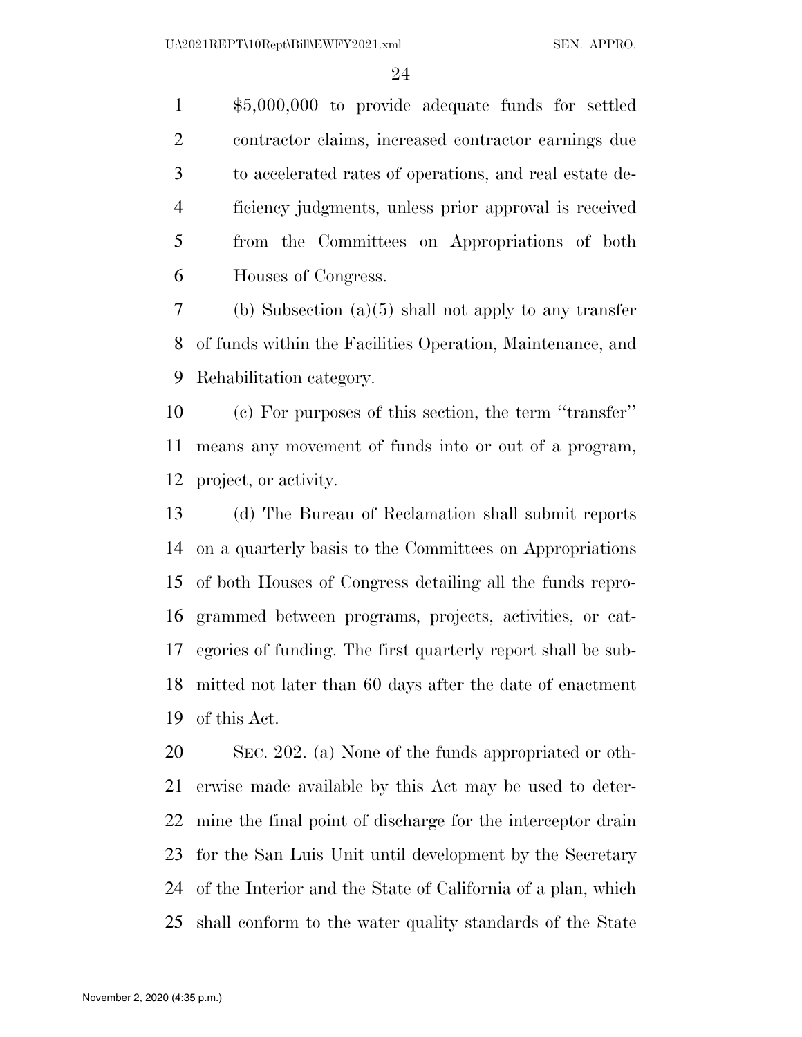$5,000,000 to provide adequate funds for settled contractor claims, increased contractor earnings due to accelerated rates of operations, and real estate deficiency judgments, unless prior approval is received from the Committees on Appropriations of both Houses of Congress.

(b) Subsection (a)(5) shall not apply to any transfer of funds within the Facilities Operation, Maintenance, and Rehabilitation category.

(c) For purposes of this section, the term ''transfer'' means any movement of funds into or out of a program, project, or activity.

(d) The Bureau of Reclamation shall submit reports on a quarterly basis to the Committees on Appropriations of both Houses of Congress detailing all the funds reprogrammed between programs, projects, activities, or categories of funding. The first quarterly report shall be submitted not later than 60 days after the date of enactment of this Act.

SEC. 202. (a) None of the funds appropriated or otherwise made available by this Act may be used to determine the final point of discharge for the interceptor drain for the San Luis Unit until development by the Secretary of the Interior and the State of California of a plan, which shall conform to the water quality standards of the State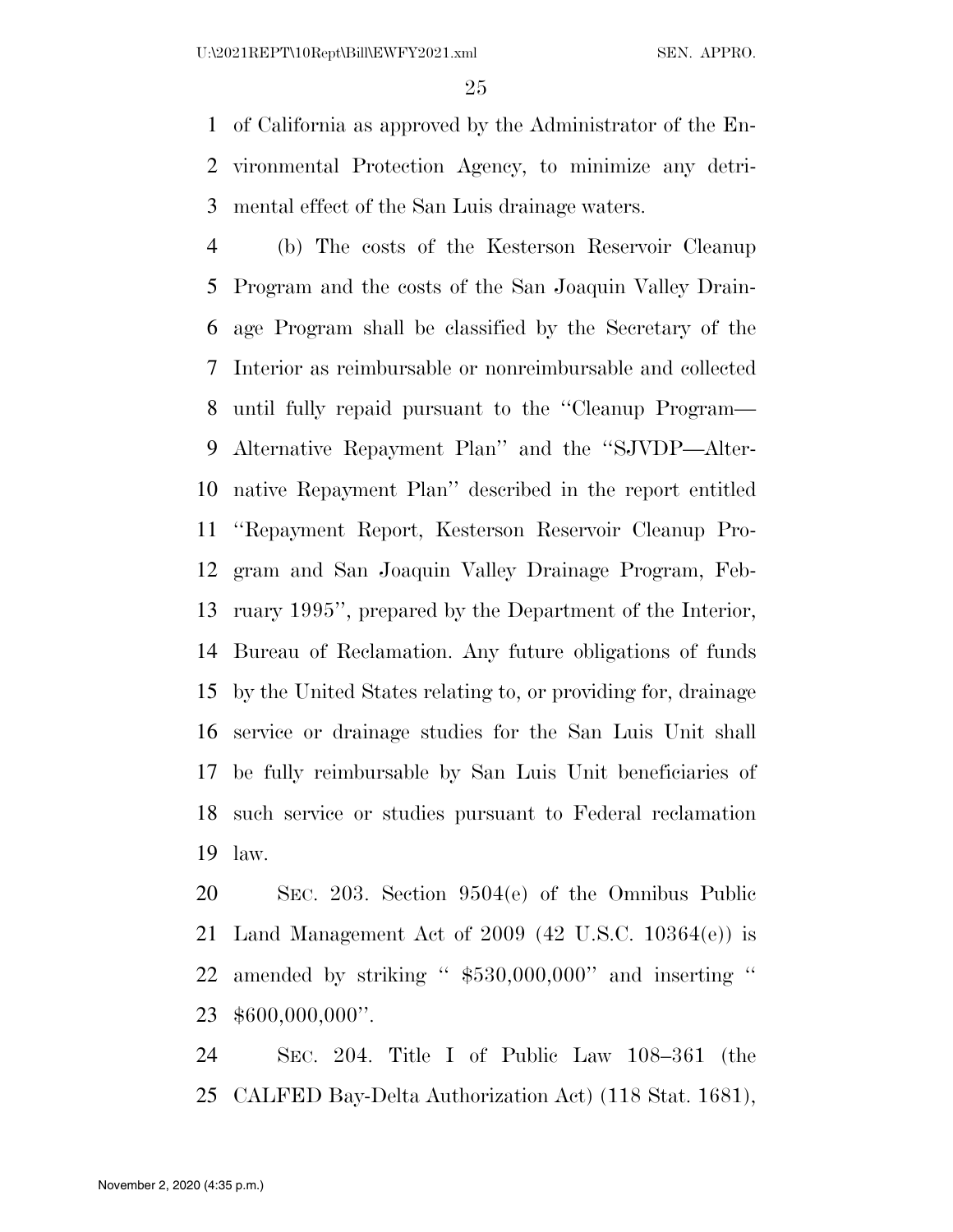of California as approved by the Administrator of the Environmental Protection Agency, to minimize any detrimental effect of the San Luis drainage waters.

(b) The costs of the Kesterson Reservoir Cleanup Program and the costs of the San Joaquin Valley Drainage Program shall be classified by the Secretary of the Interior as reimbursable or nonreimbursable and collected until fully repaid pursuant to the ''Cleanup Program—Alternative Repayment Plan'' and the ''SJVDP—Alternative Repayment Plan'' described in the report entitled ''Repayment Report, Kesterson Reservoir Cleanup Program and San Joaquin Valley Drainage Program, February 1995'', prepared by the Department of the Interior, Bureau of Reclamation. Any future obligations of funds by the United States relating to, or providing for, drainage service or drainage studies for the San Luis Unit shall be fully reimbursable by San Luis Unit beneficiaries of such service or studies pursuant to Federal reclamation law.

SEC. 203. Section 9504(e) of the Omnibus Public Land Management Act of 2009 (42 U.S.C. 10364(e)) is amended by striking '' \$530,000,000'' and inserting '' \$600,000,000''.

SEC. 204. Title I of Public Law 108–361 (the CALFED Bay-Delta Authorization Act) (118 Stat. 1681),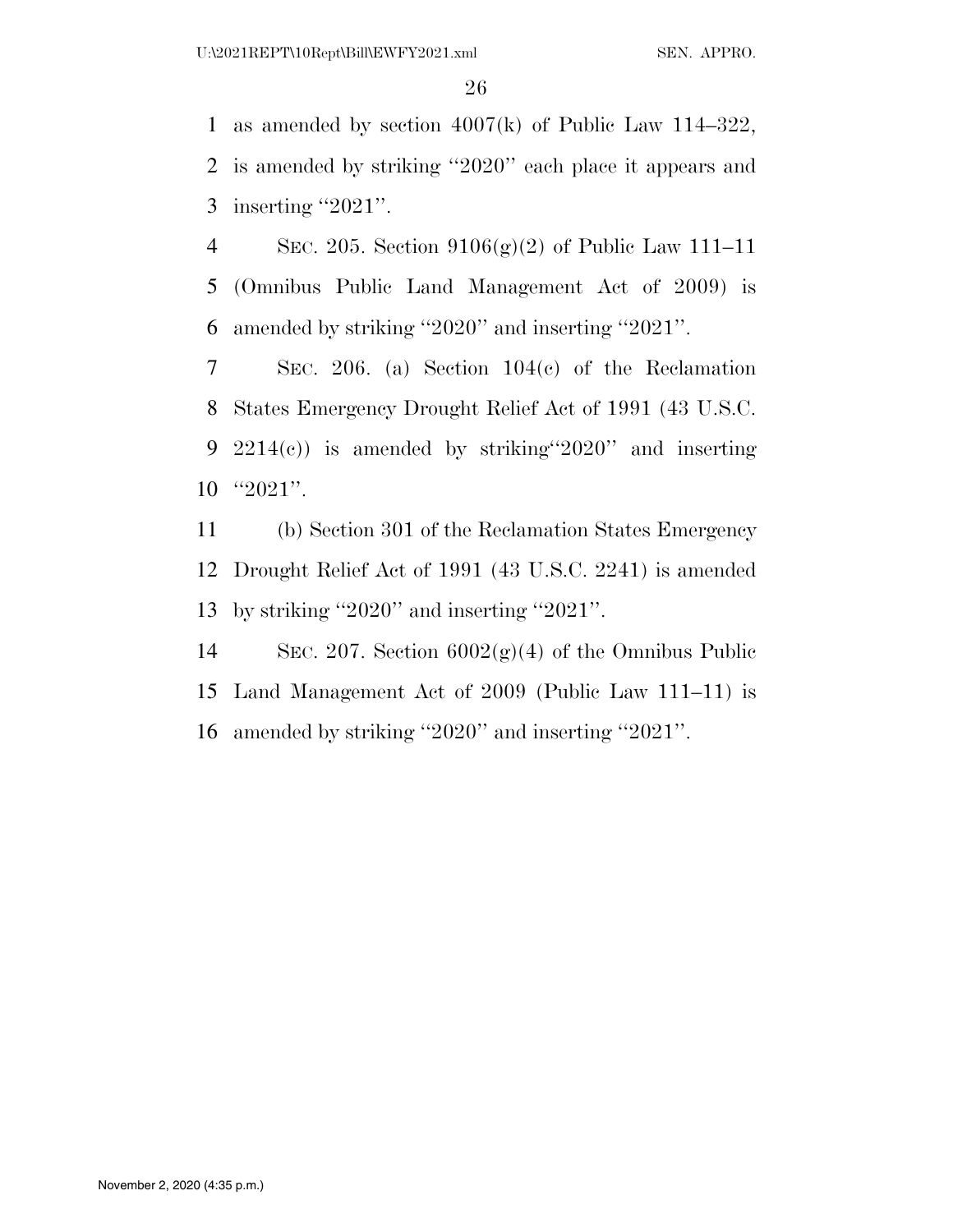as amended by section 4007(k) of Public Law 114–322, is amended by striking ''2020'' each place it appears and inserting ''2021''.

SEC. 205. Section 9106(g)(2) of Public Law 111–11 (Omnibus Public Land Management Act of 2009) is amended by striking ''2020'' and inserting ''2021''.

SEC. 206. (a) Section 104(c) of the Reclamation States Emergency Drought Relief Act of 1991 (43 U.S.C. 2214(c)) is amended by striking''2020'' and inserting ''2021''.

(b) Section 301 of the Reclamation States Emergency Drought Relief Act of 1991 (43 U.S.C. 2241) is amended by striking ''2020'' and inserting ''2021''.

SEC. 207. Section 6002(g)(4) of the Omnibus Public Land Management Act of 2009 (Public Law 111–11) is amended by striking ''2020'' and inserting ''2021''.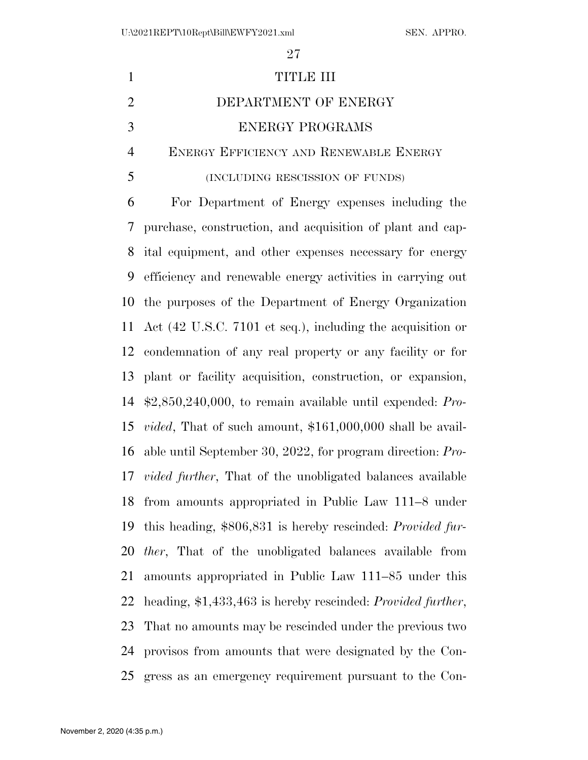# TITLE III

# DEPARTMENT OF ENERGY

## ENERGY PROGRAMS

### Energy Efficiency and Renewable Energy

(INCLUDING RESCISSION OF FUNDS)

For Department of Energy expenses including the purchase, construction, and acquisition of plant and capital equipment, and other expenses necessary for energy efficiency and renewable energy activities in carrying out the purposes of the Department of Energy Organization Act (42 U.S.C. 7101 et seq.), including the acquisition or condemnation of any real property or any facility or for plant or facility acquisition, construction, or expansion, $2,850,240,000, to remain available until expended: *Provided*, That of such amount, $161,000,000 shall be available until September 30, 2022, for program direction: *Provided further*, That of the unobligated balances available from amounts appropriated in Public Law 111–8 under this heading, $806,831 is hereby rescinded: *Provided further*, That of the unobligated balances available from amounts appropriated in Public Law 111–85 under this heading, $1,433,463 is hereby rescinded: *Provided further*, That no amounts may be rescinded under the previous two provisos from amounts that were designated by the Congress as an emergency requirement pursuant to the Con-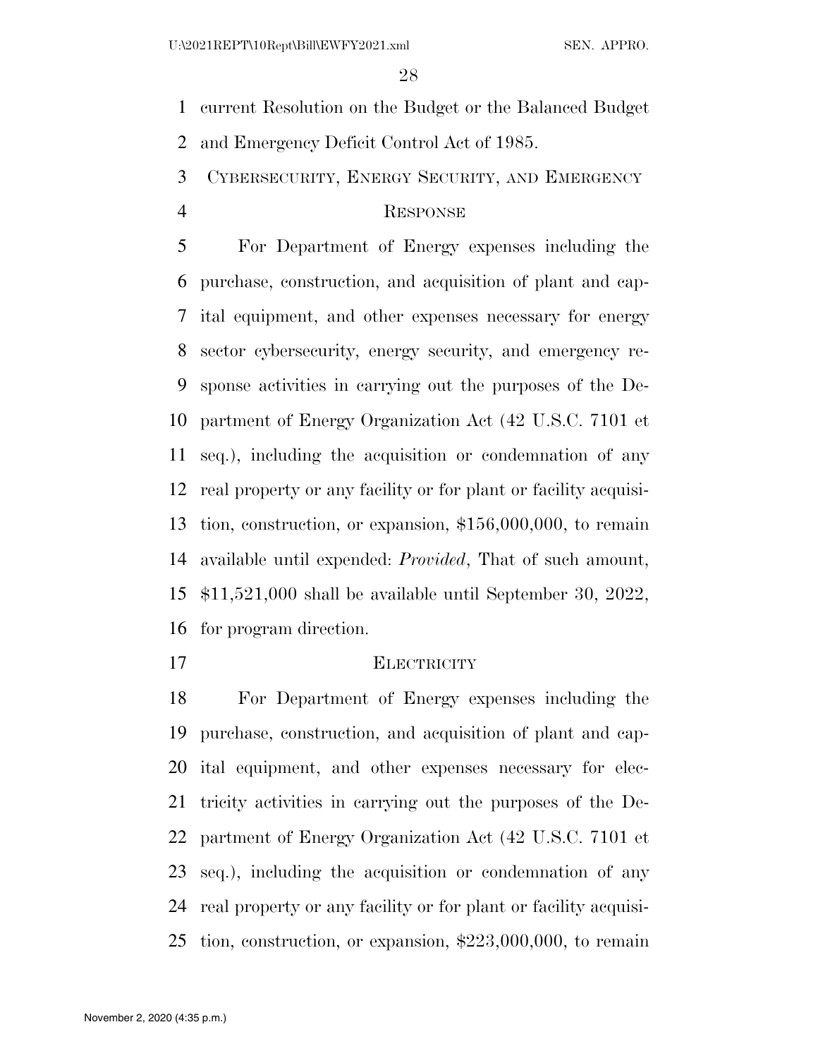current Resolution on the Budget or the Balanced Budget and Emergency Deficit Control Act of 1985.

## CYBERSECURITY, ENERGY SECURITY, AND EMERGENCY RESPONSE

For Department of Energy expenses including the purchase, construction, and acquisition of plant and capital equipment, and other expenses necessary for energy sector cybersecurity, energy security, and emergency response activities in carrying out the purposes of the Department of Energy Organization Act (42 U.S.C. 7101 et seq.), including the acquisition or condemnation of any real property or any facility or for plant or facility acquisition, construction, or expansion, $156,000,000, to remain available until expended: *Provided*, That of such amount, $11,521,000 shall be available until September 30, 2022, for program direction.

## ELECTRICITY

For Department of Energy expenses including the purchase, construction, and acquisition of plant and capital equipment, and other expenses necessary for electricity activities in carrying out the purposes of the Department of Energy Organization Act (42 U.S.C. 7101 et seq.), including the acquisition or condemnation of any real property or any facility or for plant or facility acquisition, construction, or expansion, $223,000,000, to remain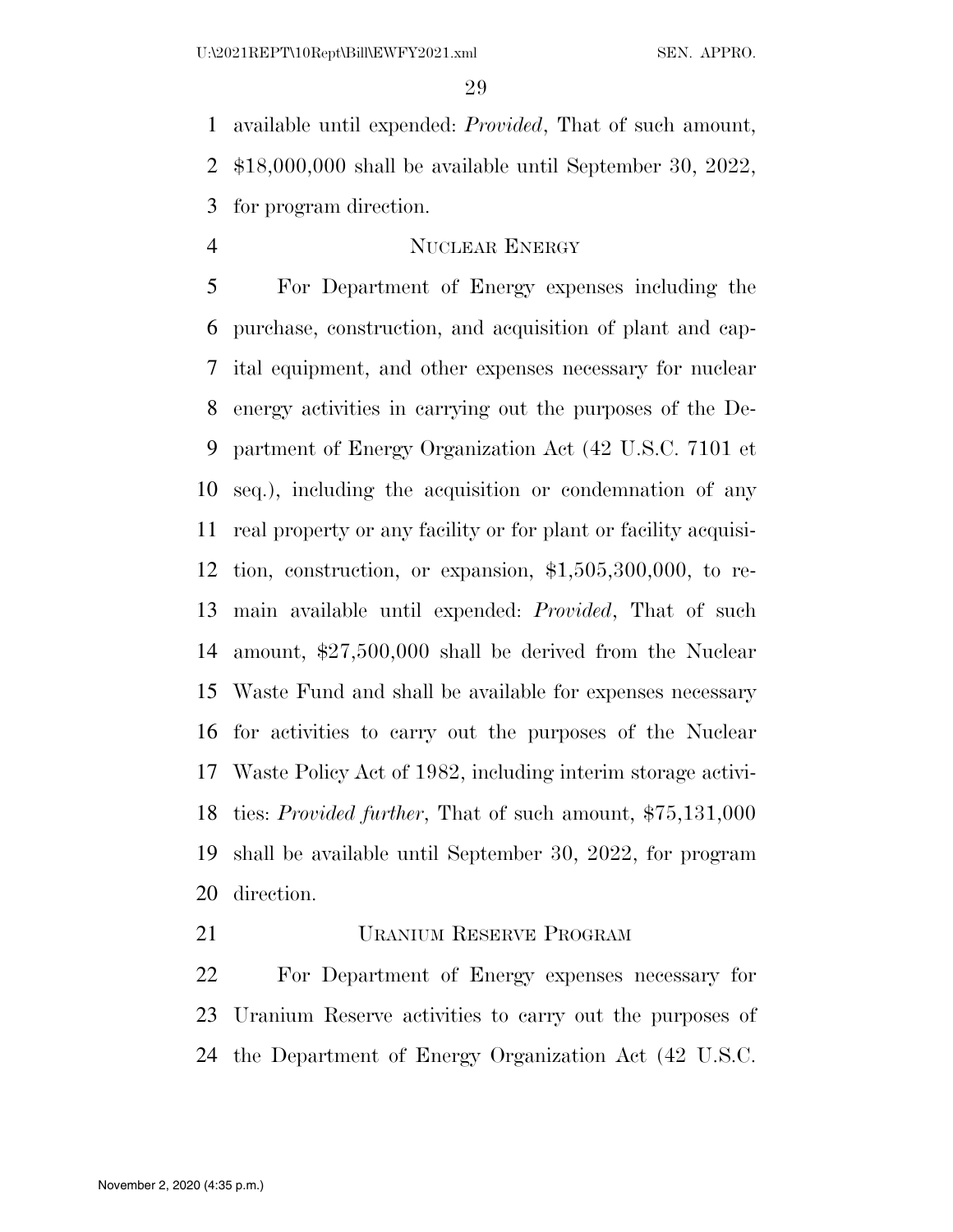available until expended: *Provided*, That of such amount, $18,000,000 shall be available until September 30, 2022, for program direction.

## NUCLEAR ENERGY

For Department of Energy expenses including the purchase, construction, and acquisition of plant and capital equipment, and other expenses necessary for nuclear energy activities in carrying out the purposes of the Department of Energy Organization Act (42 U.S.C. 7101 et seq.), including the acquisition or condemnation of any real property or any facility or for plant or facility acquisition, construction, or expansion, $1,505,300,000, to remain available until expended: *Provided*, That of such amount, $27,500,000 shall be derived from the Nuclear Waste Fund and shall be available for expenses necessary for activities to carry out the purposes of the Nuclear Waste Policy Act of 1982, including interim storage activities: *Provided further*, That of such amount, $75,131,000 shall be available until September 30, 2022, for program direction.

## URANIUM RESERVE PROGRAM

For Department of Energy expenses necessary for Uranium Reserve activities to carry out the purposes of the Department of Energy Organization Act (42 U.S.C.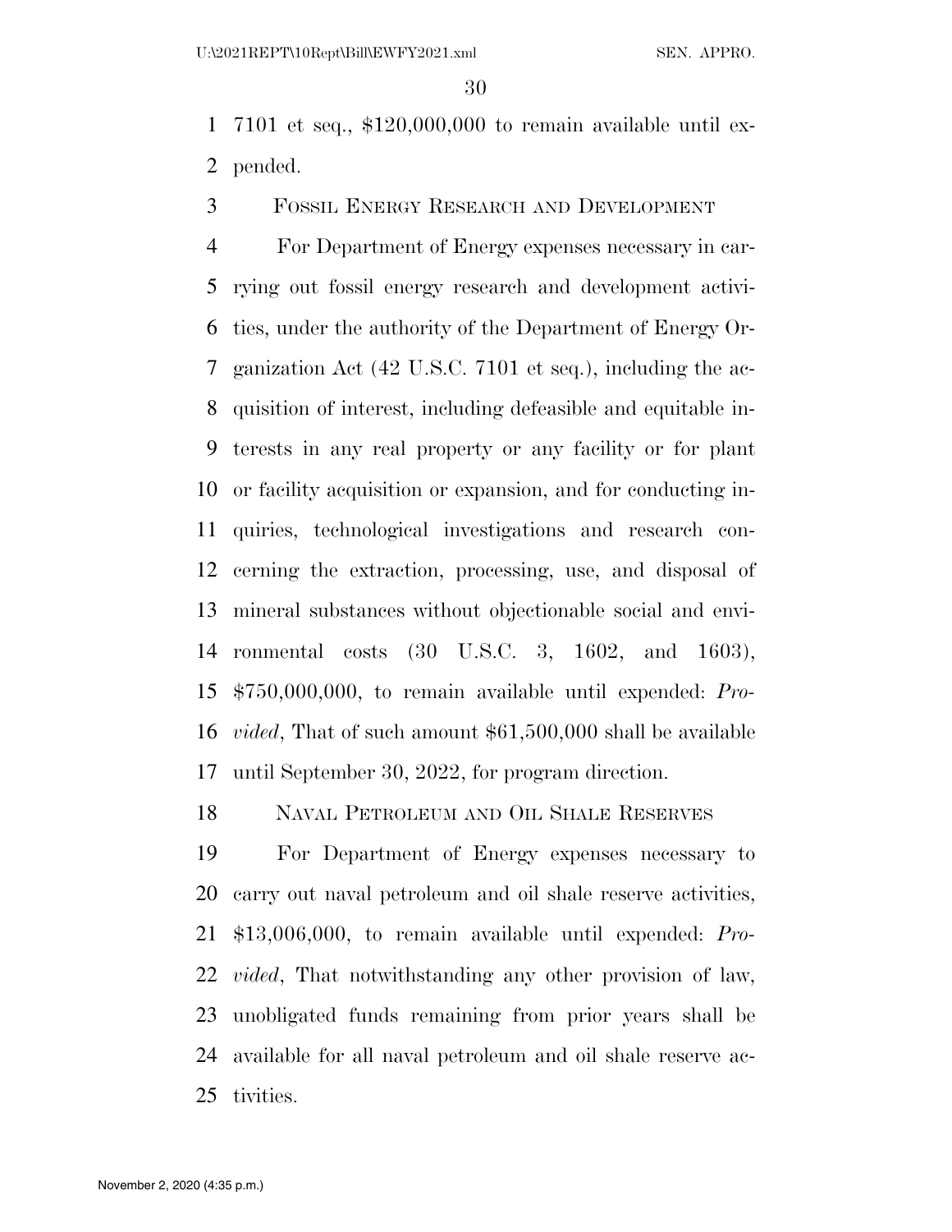7101 et seq., $120,000,000 to remain available until expended.

FOSSIL ENERGY RESEARCH AND DEVELOPMENT

For Department of Energy expenses necessary in carrying out fossil energy research and development activities, under the authority of the Department of Energy Organization Act (42 U.S.C. 7101 et seq.), including the acquisition of interest, including defeasible and equitable interests in any real property or any facility or for plant or facility acquisition or expansion, and for conducting inquiries, technological investigations and research concerning the extraction, processing, use, and disposal of mineral substances without objectionable social and environmental costs (30 U.S.C. 3, 1602, and 1603), $750,000,000, to remain available until expended: *Provided*, That of such amount $61,500,000 shall be available until September 30, 2022, for program direction.

NAVAL PETROLEUM AND OIL SHALE RESERVES

For Department of Energy expenses necessary to carry out naval petroleum and oil shale reserve activities, $13,006,000, to remain available until expended: *Provided*, That notwithstanding any other provision of law, unobligated funds remaining from prior years shall be available for all naval petroleum and oil shale reserve activities.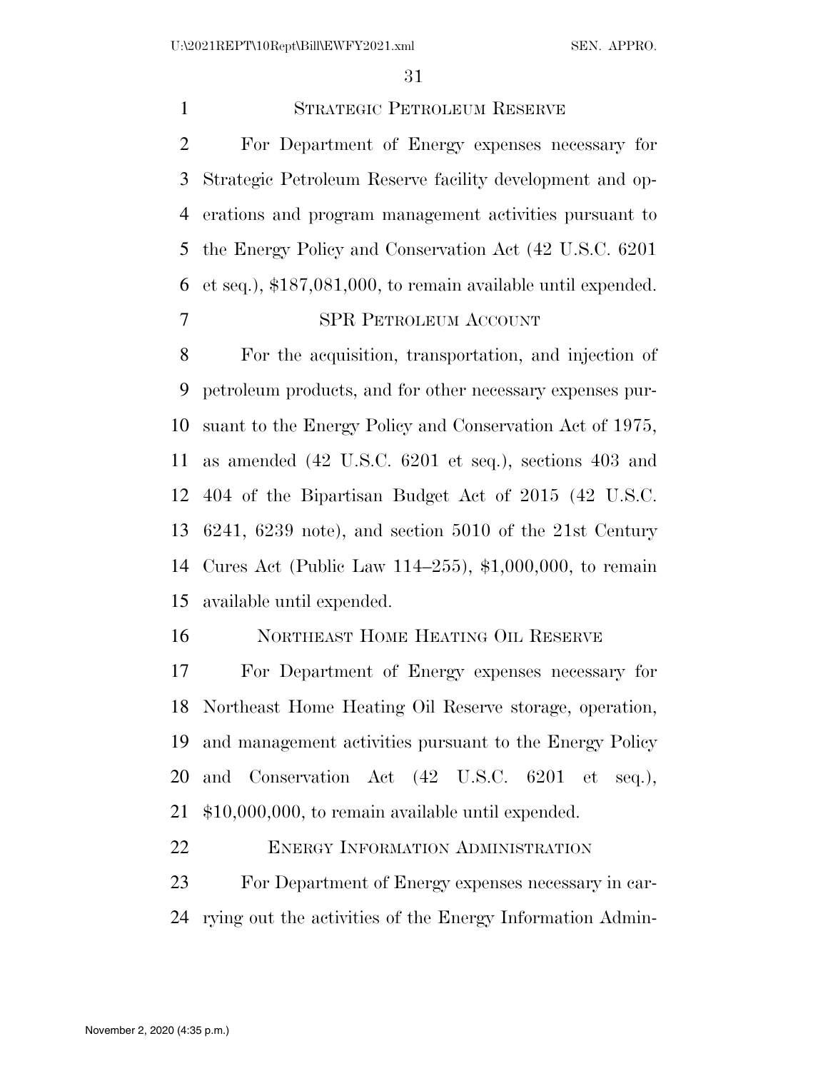STRATEGIC PETROLEUM RESERVE

For Department of Energy expenses necessary for Strategic Petroleum Reserve facility development and operations and program management activities pursuant to the Energy Policy and Conservation Act (42 U.S.C. 6201 et seq.), $187,081,000, to remain available until expended.

SPR PETROLEUM ACCOUNT

For the acquisition, transportation, and injection of petroleum products, and for other necessary expenses pursuant to the Energy Policy and Conservation Act of 1975, as amended (42 U.S.C. 6201 et seq.), sections 403 and 404 of the Bipartisan Budget Act of 2015 (42 U.S.C. 6241, 6239 note), and section 5010 of the 21st Century Cures Act (Public Law 114–255), $1,000,000, to remain available until expended.

NORTHEAST HOME HEATING OIL RESERVE

For Department of Energy expenses necessary for Northeast Home Heating Oil Reserve storage, operation, and management activities pursuant to the Energy Policy and Conservation Act (42 U.S.C. 6201 et seq.), $10,000,000, to remain available until expended.

ENERGY INFORMATION ADMINISTRATION

For Department of Energy expenses necessary in carrying out the activities of the Energy Information Admin-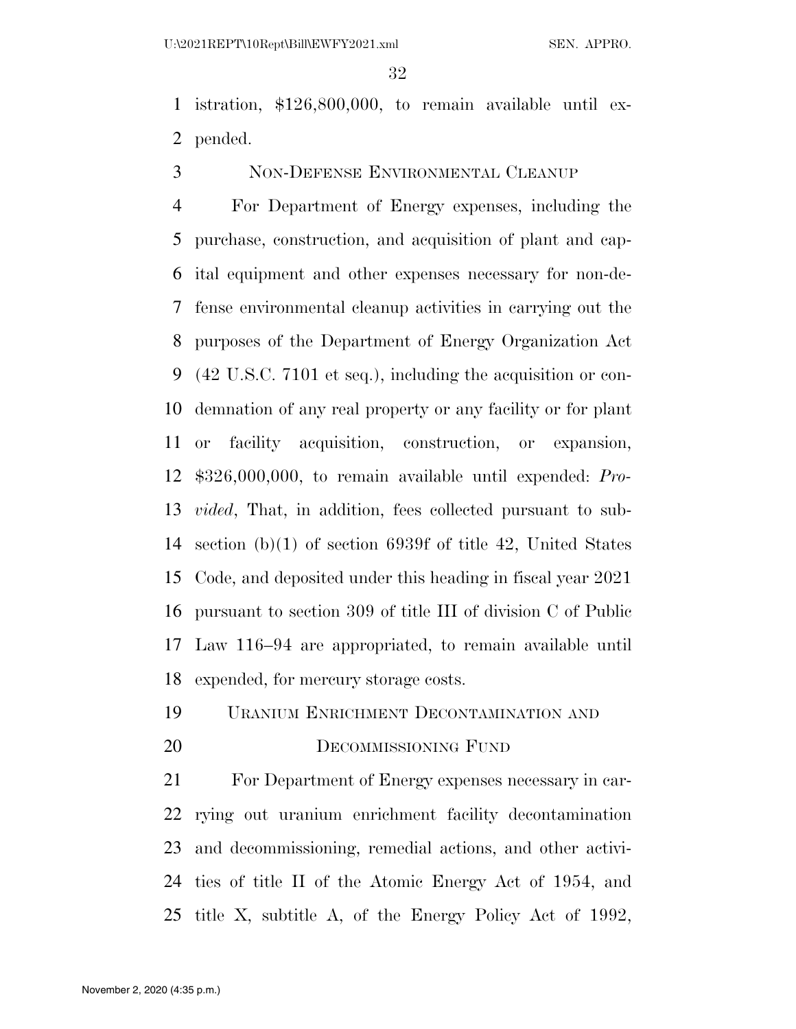istration, $126,800,000, to remain available until expended.

## Non-Defense Environmental Cleanup

For Department of Energy expenses, including the purchase, construction, and acquisition of plant and capital equipment and other expenses necessary for non-defense environmental cleanup activities in carrying out the purposes of the Department of Energy Organization Act (42 U.S.C. 7101 et seq.), including the acquisition or condemnation of any real property or any facility or for plant or facility acquisition, construction, or expansion, $326,000,000, to remain available until expended: *Provided*, That, in addition, fees collected pursuant to subsection (b)(1) of section 6939f of title 42, United States Code, and deposited under this heading in fiscal year 2021 pursuant to section 309 of title III of division C of Public Law 116–94 are appropriated, to remain available until expended, for mercury storage costs.

## Uranium Enrichment Decontamination and Decommissioning Fund

For Department of Energy expenses necessary in carrying out uranium enrichment facility decontamination and decommissioning, remedial actions, and other activities of title II of the Atomic Energy Act of 1954, and title X, subtitle A, of the Energy Policy Act of 1992,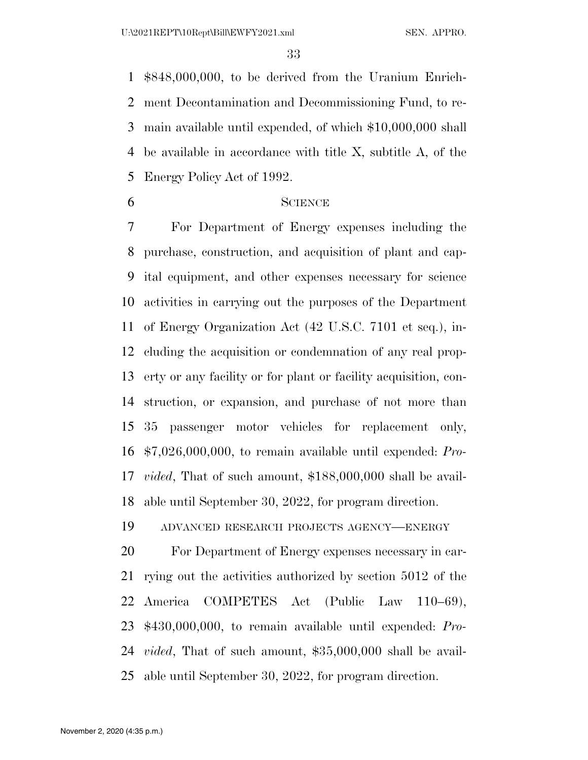$848,000,000, to be derived from the Uranium Enrichment Decontamination and Decommissioning Fund, to remain available until expended, of which $10,000,000 shall be available in accordance with title X, subtitle A, of the Energy Policy Act of 1992.

SCIENCE

For Department of Energy expenses including the purchase, construction, and acquisition of plant and capital equipment, and other expenses necessary for science activities in carrying out the purposes of the Department of Energy Organization Act (42 U.S.C. 7101 et seq.), including the acquisition or condemnation of any real property or any facility or for plant or facility acquisition, construction, or expansion, and purchase of not more than 35 passenger motor vehicles for replacement only, $7,026,000,000, to remain available until expended: *Provided*, That of such amount, $188,000,000 shall be available until September 30, 2022, for program direction.

ADVANCED RESEARCH PROJECTS AGENCY—ENERGY

For Department of Energy expenses necessary in carrying out the activities authorized by section 5012 of the America COMPETES Act (Public Law 110–69), $430,000,000, to remain available until expended: *Provided*, That of such amount, $35,000,000 shall be available until September 30, 2022, for program direction.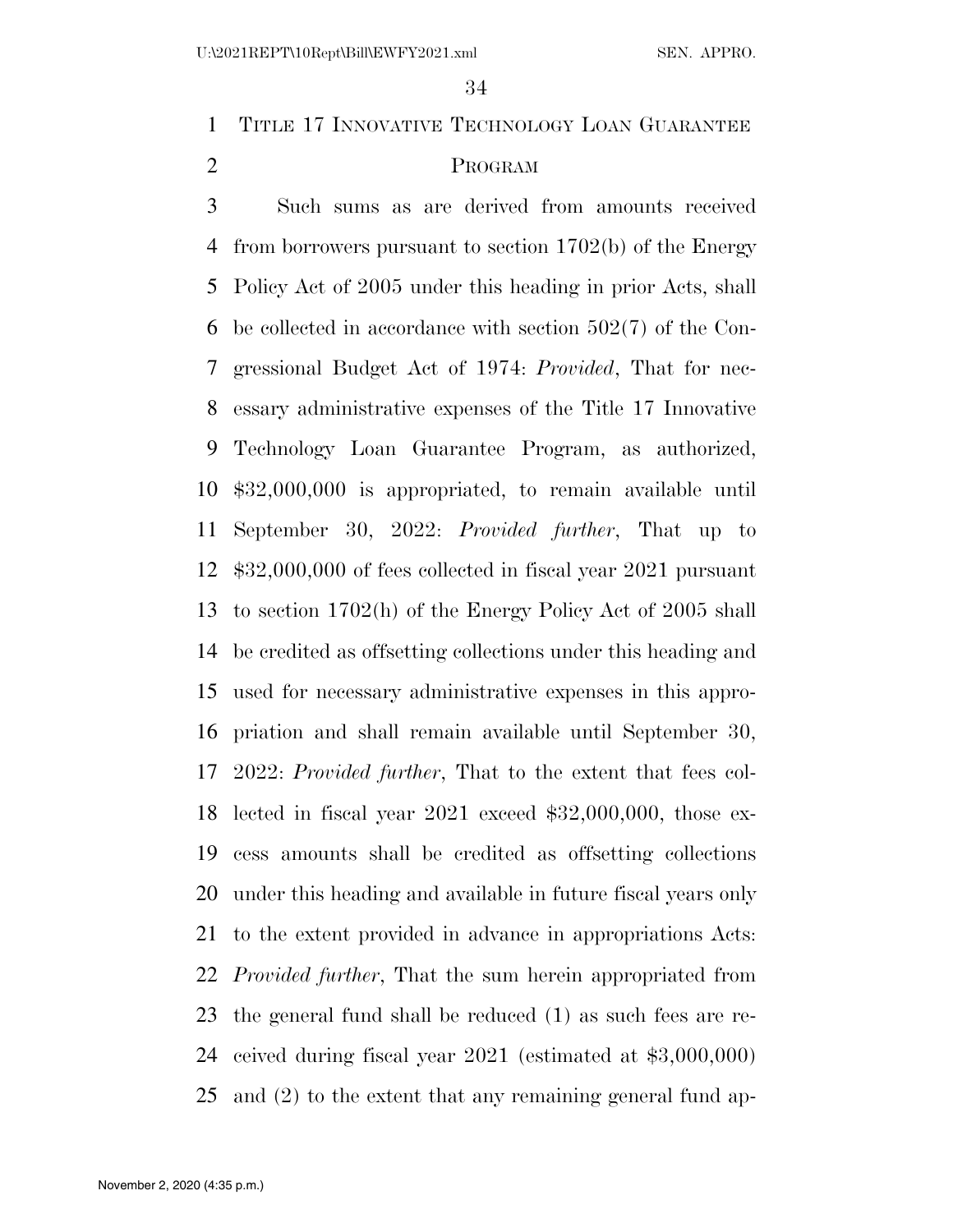## TITLE 17 INNOVATIVE TECHNOLOGY LOAN GUARANTEE PROGRAM

Such sums as are derived from amounts received from borrowers pursuant to section 1702(b) of the Energy Policy Act of 2005 under this heading in prior Acts, shall be collected in accordance with section 502(7) of the Congressional Budget Act of 1974: *Provided*, That for necessary administrative expenses of the Title 17 Innovative Technology Loan Guarantee Program, as authorized, $32,000,000 is appropriated, to remain available until September 30, 2022: *Provided further*, That up to $32,000,000 of fees collected in fiscal year 2021 pursuant to section 1702(h) of the Energy Policy Act of 2005 shall be credited as offsetting collections under this heading and used for necessary administrative expenses in this appropriation and shall remain available until September 30, 2022: *Provided further*, That to the extent that fees collected in fiscal year 2021 exceed $32,000,000, those excess amounts shall be credited as offsetting collections under this heading and available in future fiscal years only to the extent provided in advance in appropriations Acts: *Provided further*, That the sum herein appropriated from the general fund shall be reduced (1) as such fees are received during fiscal year 2021 (estimated at $3,000,000) and (2) to the extent that any remaining general fund ap-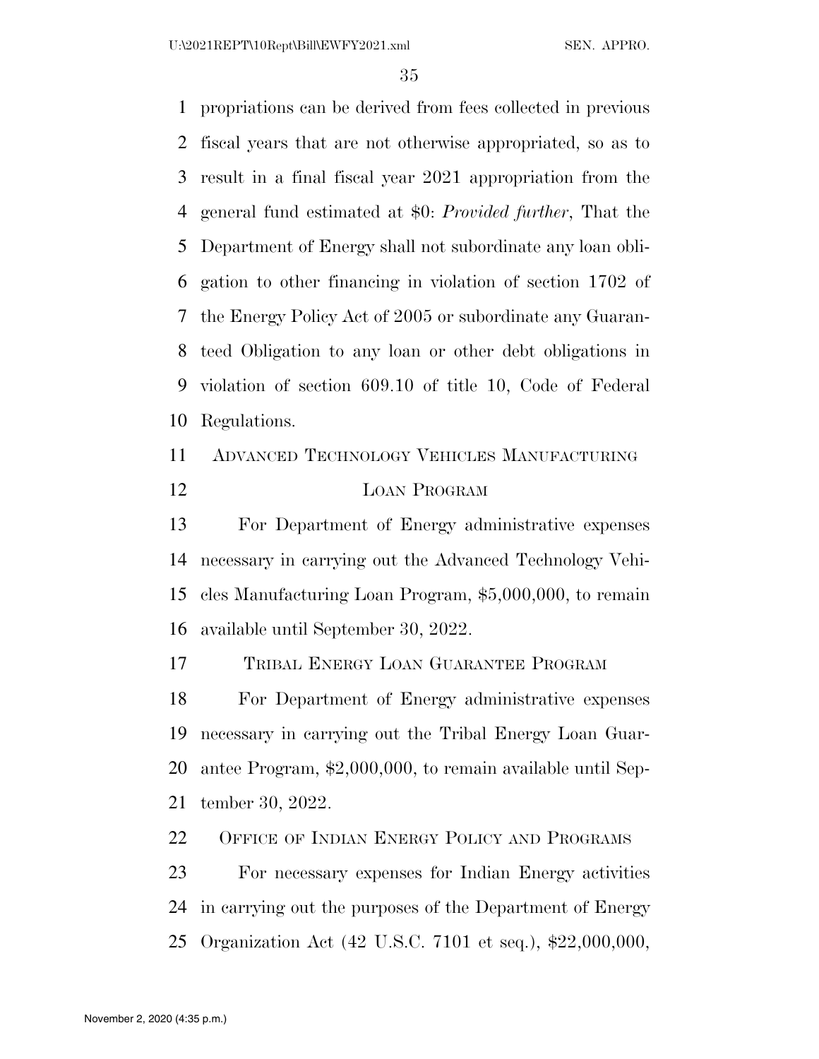propriations can be derived from fees collected in previous fiscal years that are not otherwise appropriated, so as to result in a final fiscal year 2021 appropriation from the general fund estimated at $0: *Provided further*, That the Department of Energy shall not subordinate any loan obligation to other financing in violation of section 1702 of the Energy Policy Act of 2005 or subordinate any Guaranteed Obligation to any loan or other debt obligations in violation of section 609.10 of title 10, Code of Federal Regulations.

ADVANCED TECHNOLOGY VEHICLES MANUFACTURING LOAN PROGRAM

For Department of Energy administrative expenses necessary in carrying out the Advanced Technology Vehicles Manufacturing Loan Program, $5,000,000, to remain available until September 30, 2022.

TRIBAL ENERGY LOAN GUARANTEE PROGRAM

For Department of Energy administrative expenses necessary in carrying out the Tribal Energy Loan Guarantee Program, $2,000,000, to remain available until September 30, 2022.

OFFICE OF INDIAN ENERGY POLICY AND PROGRAMS

For necessary expenses for Indian Energy activities in carrying out the purposes of the Department of Energy Organization Act (42 U.S.C. 7101 et seq.), $22,000,000,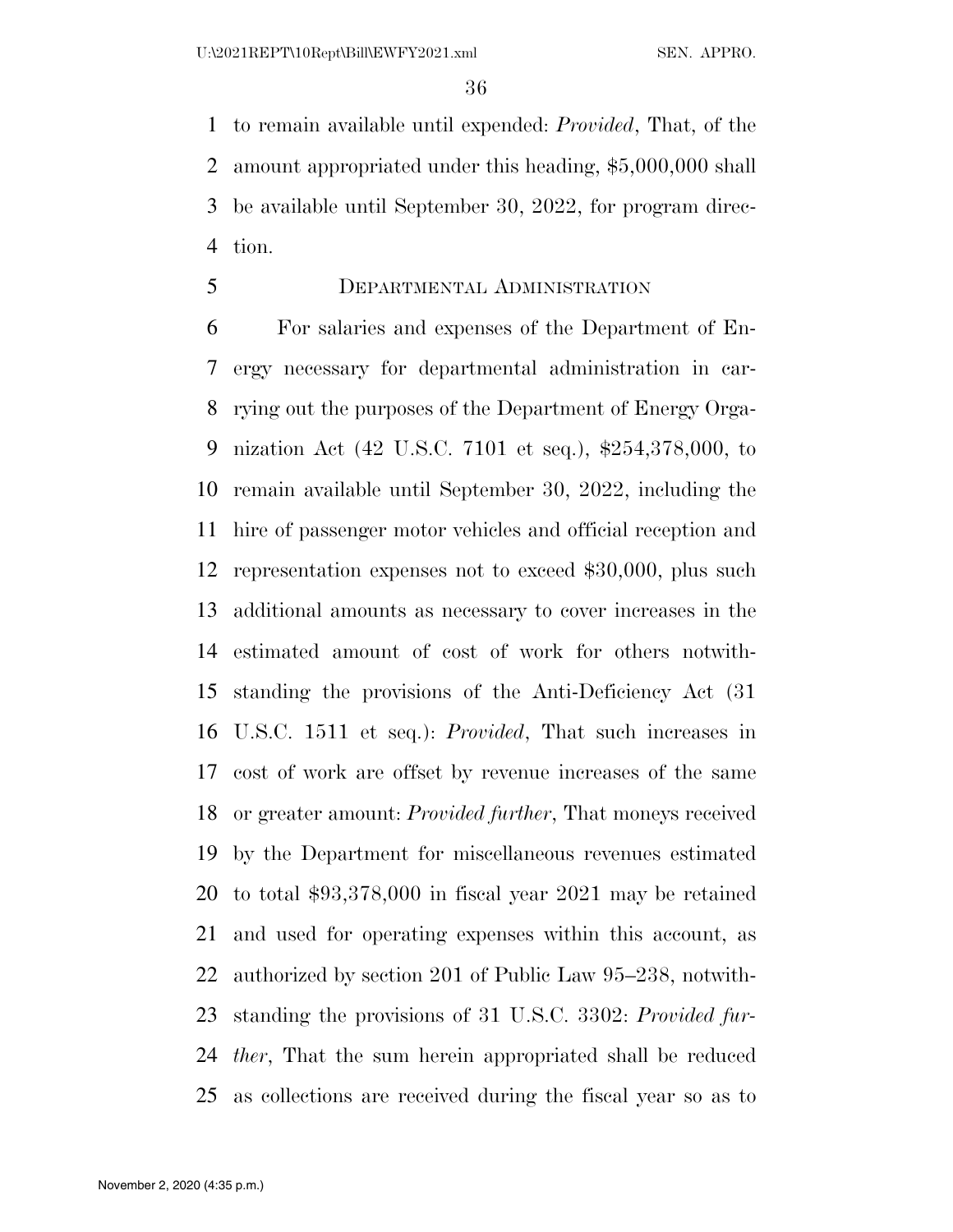to remain available until expended: *Provided*, That, of the amount appropriated under this heading, $5,000,000 shall be available until September 30, 2022, for program direction.

## DEPARTMENTAL ADMINISTRATION

For salaries and expenses of the Department of Energy necessary for departmental administration in carrying out the purposes of the Department of Energy Organization Act (42 U.S.C. 7101 et seq.), $254,378,000, to remain available until September 30, 2022, including the hire of passenger motor vehicles and official reception and representation expenses not to exceed $30,000, plus such additional amounts as necessary to cover increases in the estimated amount of cost of work for others notwithstanding the provisions of the Anti-Deficiency Act (31 U.S.C. 1511 et seq.): *Provided*, That such increases in cost of work are offset by revenue increases of the same or greater amount: *Provided further*, That moneys received by the Department for miscellaneous revenues estimated to total $93,378,000 in fiscal year 2021 may be retained and used for operating expenses within this account, as authorized by section 201 of Public Law 95–238, notwithstanding the provisions of 31 U.S.C. 3302: *Provided further*, That the sum herein appropriated shall be reduced as collections are received during the fiscal year so as to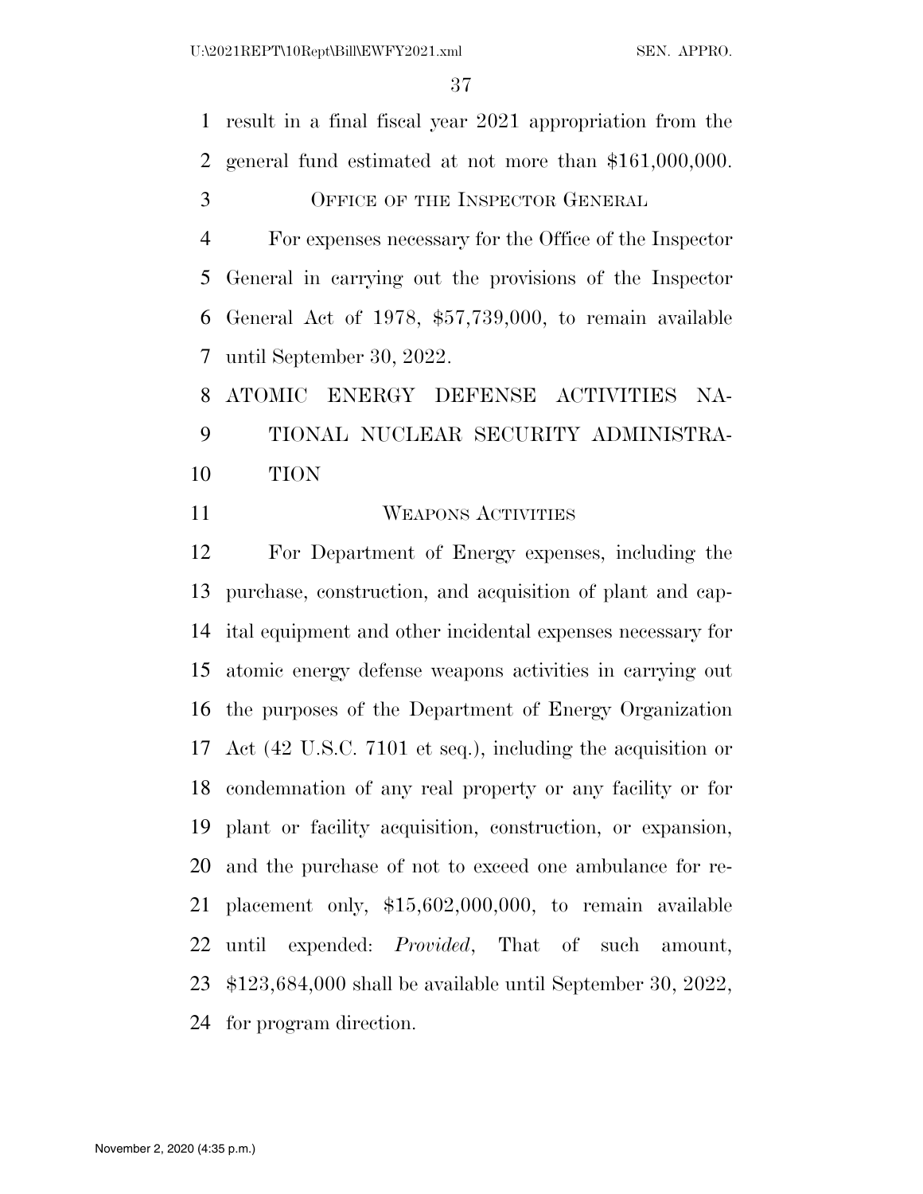result in a final fiscal year 2021 appropriation from the general fund estimated at not more than $161,000,000.

OFFICE OF THE INSPECTOR GENERAL

For expenses necessary for the Office of the Inspector General in carrying out the provisions of the Inspector General Act of 1978, $57,739,000, to remain available until September 30, 2022.

ATOMIC ENERGY DEFENSE ACTIVITIES NATIONAL NUCLEAR SECURITY ADMINISTRATION

WEAPONS ACTIVITIES

For Department of Energy expenses, including the purchase, construction, and acquisition of plant and capital equipment and other incidental expenses necessary for atomic energy defense weapons activities in carrying out the purposes of the Department of Energy Organization Act (42 U.S.C. 7101 et seq.), including the acquisition or condemnation of any real property or any facility or for plant or facility acquisition, construction, or expansion, and the purchase of not to exceed one ambulance for replacement only, $15,602,000,000, to remain available until expended: *Provided*, That of such amount, $123,684,000 shall be available until September 30, 2022, for program direction.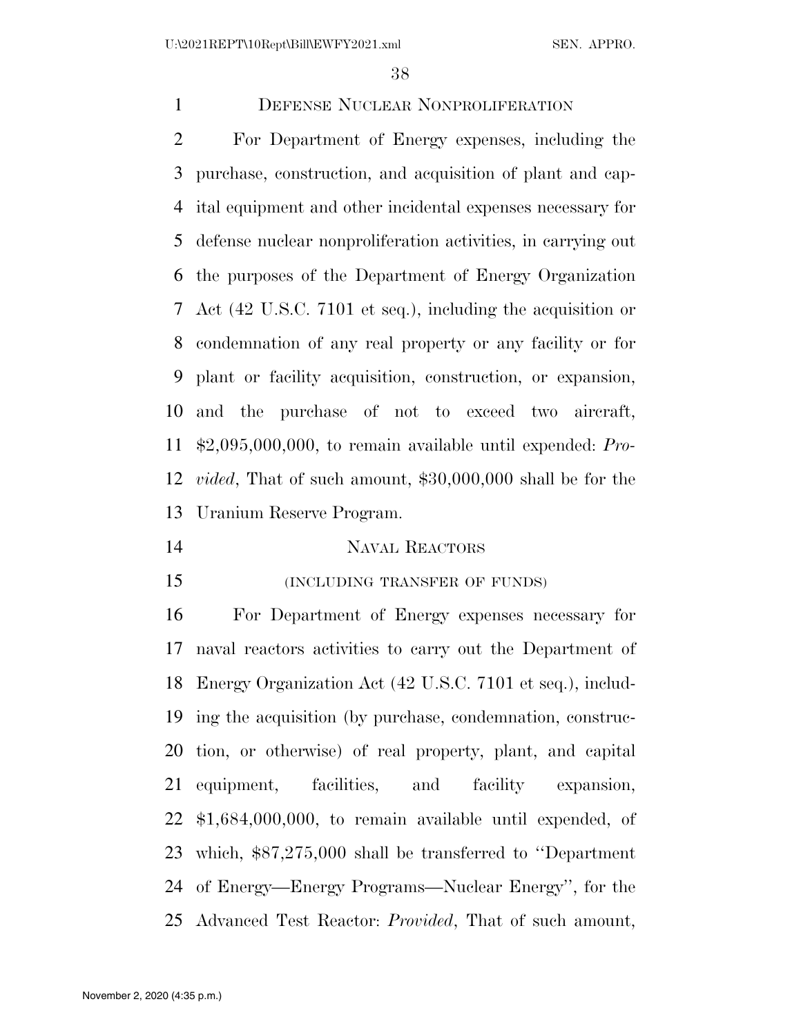## DEFENSE NUCLEAR NONPROLIFERATION

For Department of Energy expenses, including the purchase, construction, and acquisition of plant and capital equipment and other incidental expenses necessary for defense nuclear nonproliferation activities, in carrying out the purposes of the Department of Energy Organization Act (42 U.S.C. 7101 et seq.), including the acquisition or condemnation of any real property or any facility or for plant or facility acquisition, construction, or expansion, and the purchase of not to exceed two aircraft, $2,095,000,000, to remain available until expended: *Provided*, That of such amount, $30,000,000 shall be for the Uranium Reserve Program.

## NAVAL REACTORS

(INCLUDING TRANSFER OF FUNDS)

For Department of Energy expenses necessary for naval reactors activities to carry out the Department of Energy Organization Act (42 U.S.C. 7101 et seq.), including the acquisition (by purchase, condemnation, construction, or otherwise) of real property, plant, and capital equipment, facilities, and facility expansion, $1,684,000,000, to remain available until expended, of which, $87,275,000 shall be transferred to ''Department of Energy—Energy Programs—Nuclear Energy'', for the Advanced Test Reactor: *Provided*, That of such amount,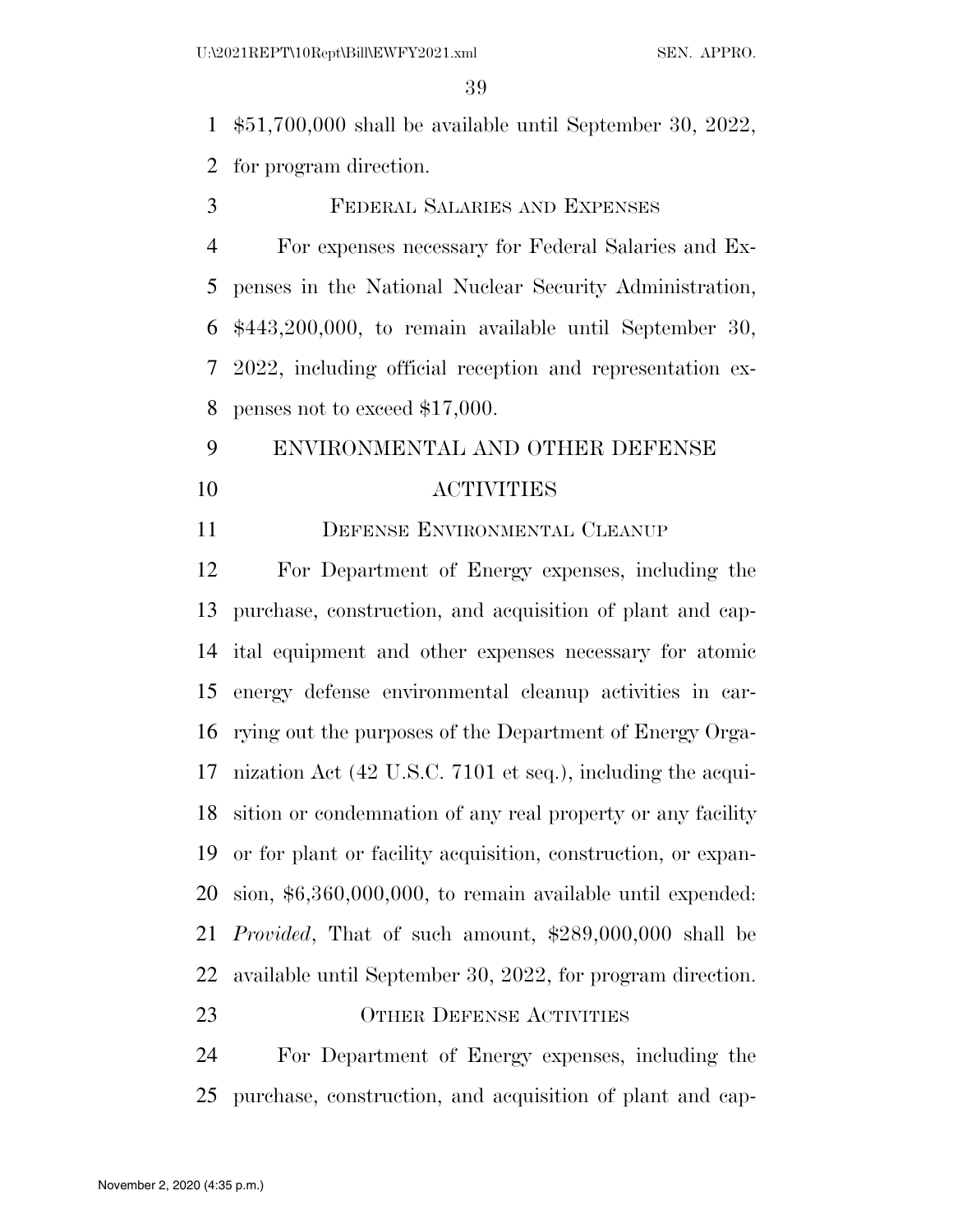$51,700,000 shall be available until September 30, 2022, for program direction.

FEDERAL SALARIES AND EXPENSES

For expenses necessary for Federal Salaries and Expenses in the National Nuclear Security Administration, $443,200,000, to remain available until September 30, 2022, including official reception and representation expenses not to exceed $17,000.

## ENVIRONMENTAL AND OTHER DEFENSE ACTIVITIES

DEFENSE ENVIRONMENTAL CLEANUP

For Department of Energy expenses, including the purchase, construction, and acquisition of plant and capital equipment and other expenses necessary for atomic energy defense environmental cleanup activities in carrying out the purposes of the Department of Energy Organization Act (42 U.S.C. 7101 et seq.), including the acquisition or condemnation of any real property or any facility or for plant or facility acquisition, construction, or expansion, $6,360,000,000, to remain available until expended: *Provided*, That of such amount, $289,000,000 shall be available until September 30, 2022, for program direction.

OTHER DEFENSE ACTIVITIES

For Department of Energy expenses, including the purchase, construction, and acquisition of plant and cap-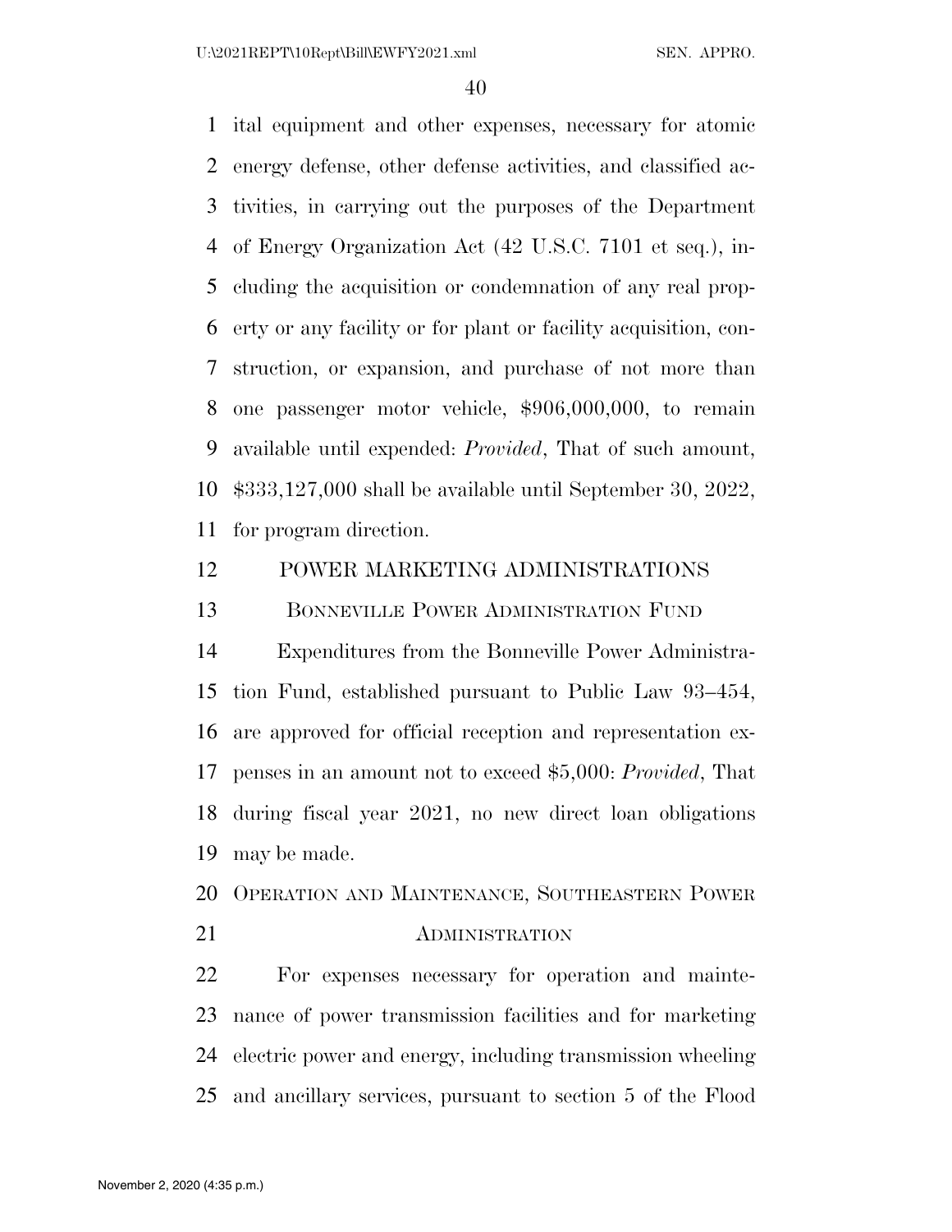ital equipment and other expenses, necessary for atomic energy defense, other defense activities, and classified activities, in carrying out the purposes of the Department of Energy Organization Act (42 U.S.C. 7101 et seq.), including the acquisition or condemnation of any real property or any facility or for plant or facility acquisition, construction, or expansion, and purchase of not more than one passenger motor vehicle, $906,000,000, to remain available until expended: *Provided*, That of such amount, $333,127,000 shall be available until September 30, 2022, for program direction.

## POWER MARKETING ADMINISTRATIONS

### BONNEVILLE POWER ADMINISTRATION FUND

Expenditures from the Bonneville Power Administration Fund, established pursuant to Public Law 93–454, are approved for official reception and representation expenses in an amount not to exceed $5,000: *Provided*, That during fiscal year 2021, no new direct loan obligations may be made.

### OPERATION AND MAINTENANCE, SOUTHEASTERN POWER ADMINISTRATION

For expenses necessary for operation and maintenance of power transmission facilities and for marketing electric power and energy, including transmission wheeling and ancillary services, pursuant to section 5 of the Flood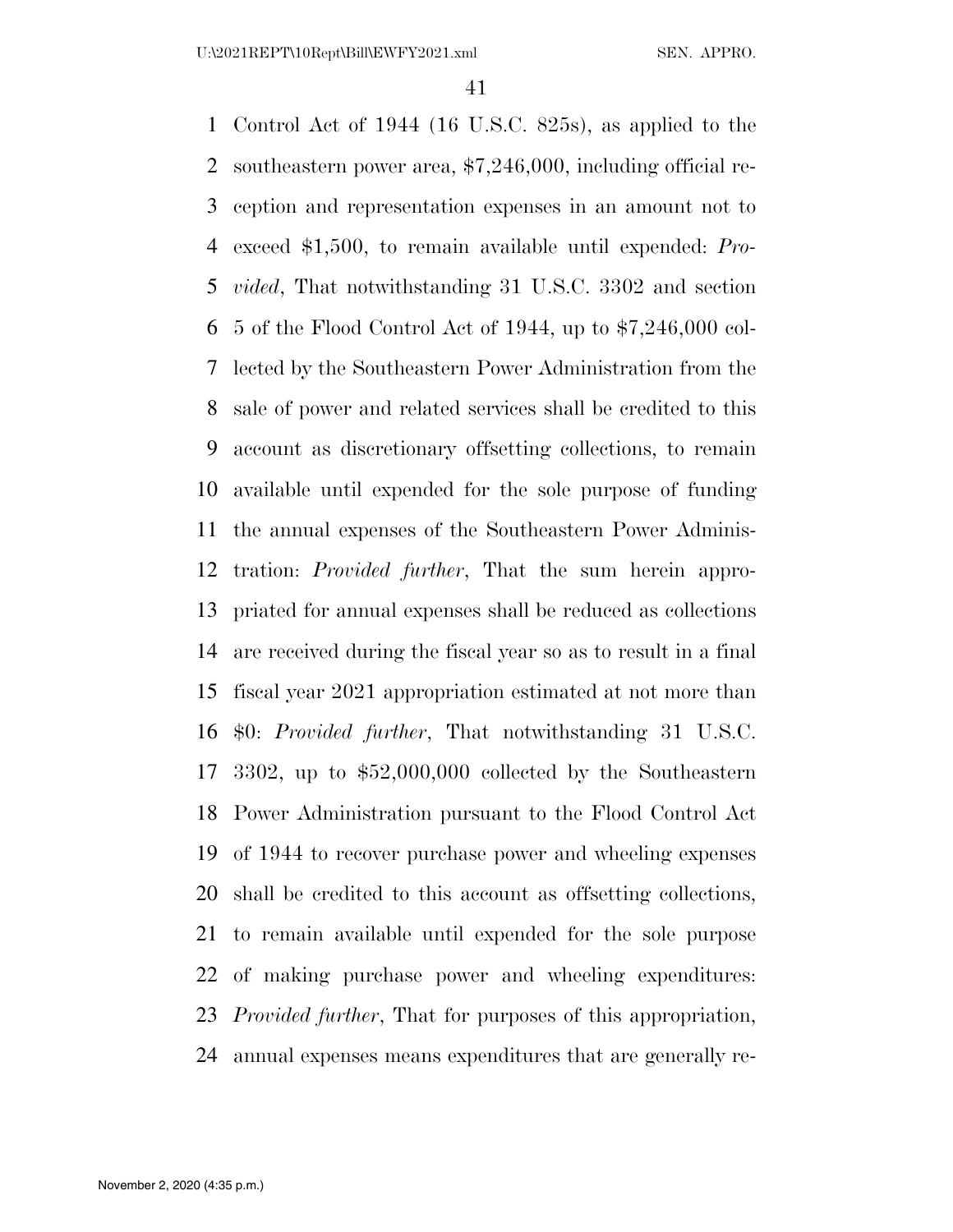Control Act of 1944 (16 U.S.C. 825s), as applied to the southeastern power area, $7,246,000, including official reception and representation expenses in an amount not to exceed $1,500, to remain available until expended: *Provided*, That notwithstanding 31 U.S.C. 3302 and section 5 of the Flood Control Act of 1944, up to $7,246,000 collected by the Southeastern Power Administration from the sale of power and related services shall be credited to this account as discretionary offsetting collections, to remain available until expended for the sole purpose of funding the annual expenses of the Southeastern Power Administration: *Provided further*, That the sum herein appropriated for annual expenses shall be reduced as collections are received during the fiscal year so as to result in a final fiscal year 2021 appropriation estimated at not more than $0: *Provided further*, That notwithstanding 31 U.S.C. 3302, up to $52,000,000 collected by the Southeastern Power Administration pursuant to the Flood Control Act of 1944 to recover purchase power and wheeling expenses shall be credited to this account as offsetting collections, to remain available until expended for the sole purpose of making purchase power and wheeling expenditures: *Provided further*, That for purposes of this appropriation, annual expenses means expenditures that are generally re-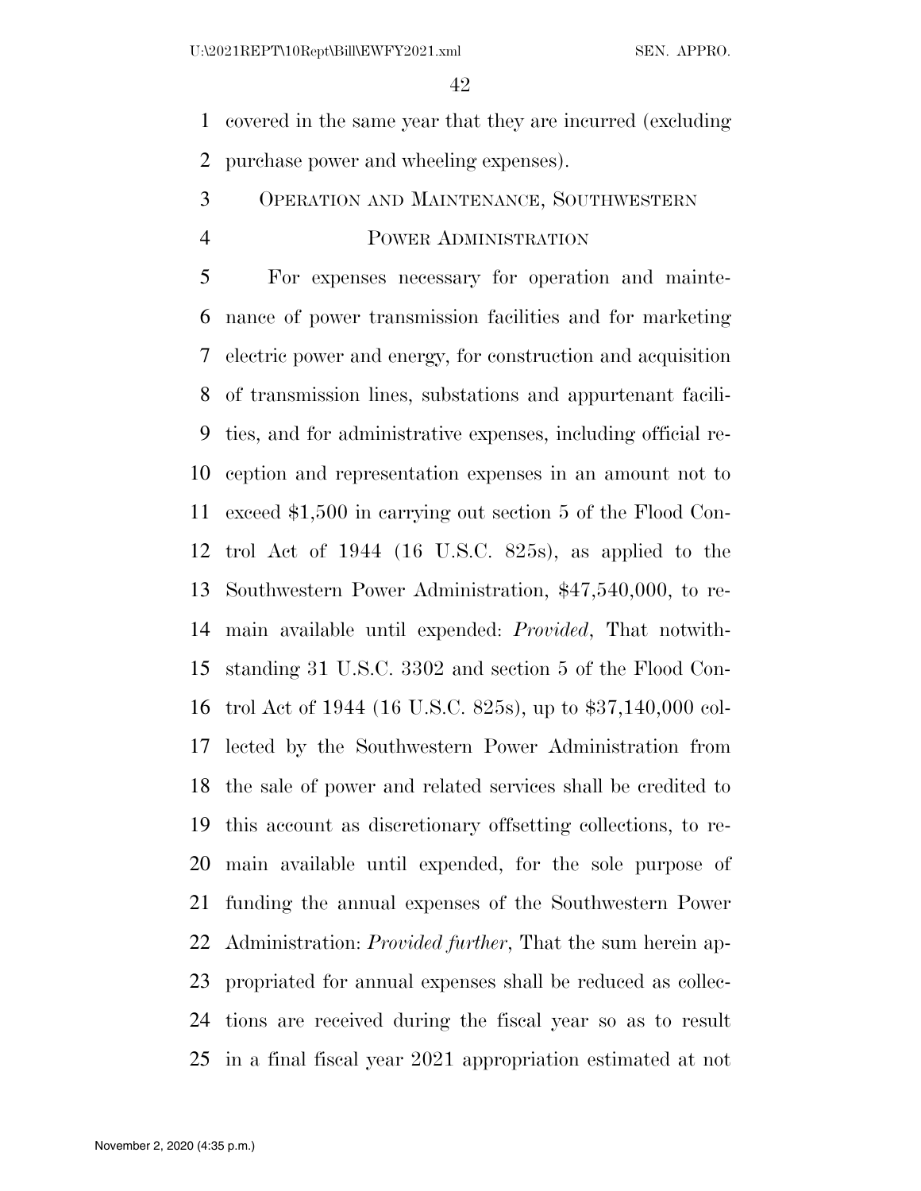covered in the same year that they are incurred (excluding purchase power and wheeling expenses).

OPERATION AND MAINTENANCE, SOUTHWESTERN POWER ADMINISTRATION

For expenses necessary for operation and maintenance of power transmission facilities and for marketing electric power and energy, for construction and acquisition of transmission lines, substations and appurtenant facilities, and for administrative expenses, including official reception and representation expenses in an amount not to exceed $1,500 in carrying out section 5 of the Flood Control Act of 1944 (16 U.S.C. 825s), as applied to the Southwestern Power Administration, $47,540,000, to remain available until expended: *Provided*, That notwithstanding 31 U.S.C. 3302 and section 5 of the Flood Control Act of 1944 (16 U.S.C. 825s), up to $37,140,000 collected by the Southwestern Power Administration from the sale of power and related services shall be credited to this account as discretionary offsetting collections, to remain available until expended, for the sole purpose of funding the annual expenses of the Southwestern Power Administration: *Provided further*, That the sum herein appropriated for annual expenses shall be reduced as collections are received during the fiscal year so as to result in a final fiscal year 2021 appropriation estimated at not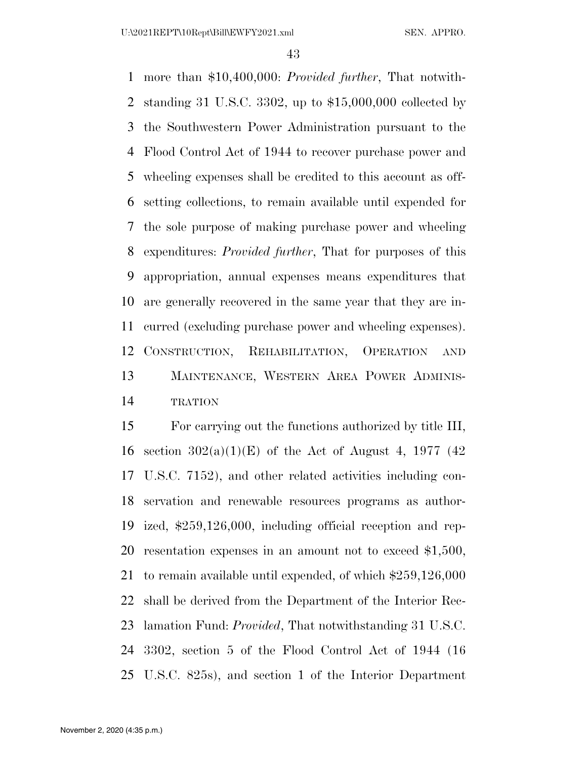more than $10,400,000: *Provided further*, That notwithstanding 31 U.S.C. 3302, up to $15,000,000 collected by the Southwestern Power Administration pursuant to the Flood Control Act of 1944 to recover purchase power and wheeling expenses shall be credited to this account as offsetting collections, to remain available until expended for the sole purpose of making purchase power and wheeling expenditures: *Provided further*, That for purposes of this appropriation, annual expenses means expenditures that are generally recovered in the same year that they are incurred (excluding purchase power and wheeling expenses).

### CONSTRUCTION, REHABILITATION, OPERATION AND MAINTENANCE, WESTERN AREA POWER ADMINISTRATION

For carrying out the functions authorized by title III, section 302(a)(1)(E) of the Act of August 4, 1977 (42 U.S.C. 7152), and other related activities including conservation and renewable resources programs as authorized, $259,126,000, including official reception and representation expenses in an amount not to exceed $1,500, to remain available until expended, of which $259,126,000 shall be derived from the Department of the Interior Reclamation Fund: *Provided*, That notwithstanding 31 U.S.C. 3302, section 5 of the Flood Control Act of 1944 (16 U.S.C. 825s), and section 1 of the Interior Department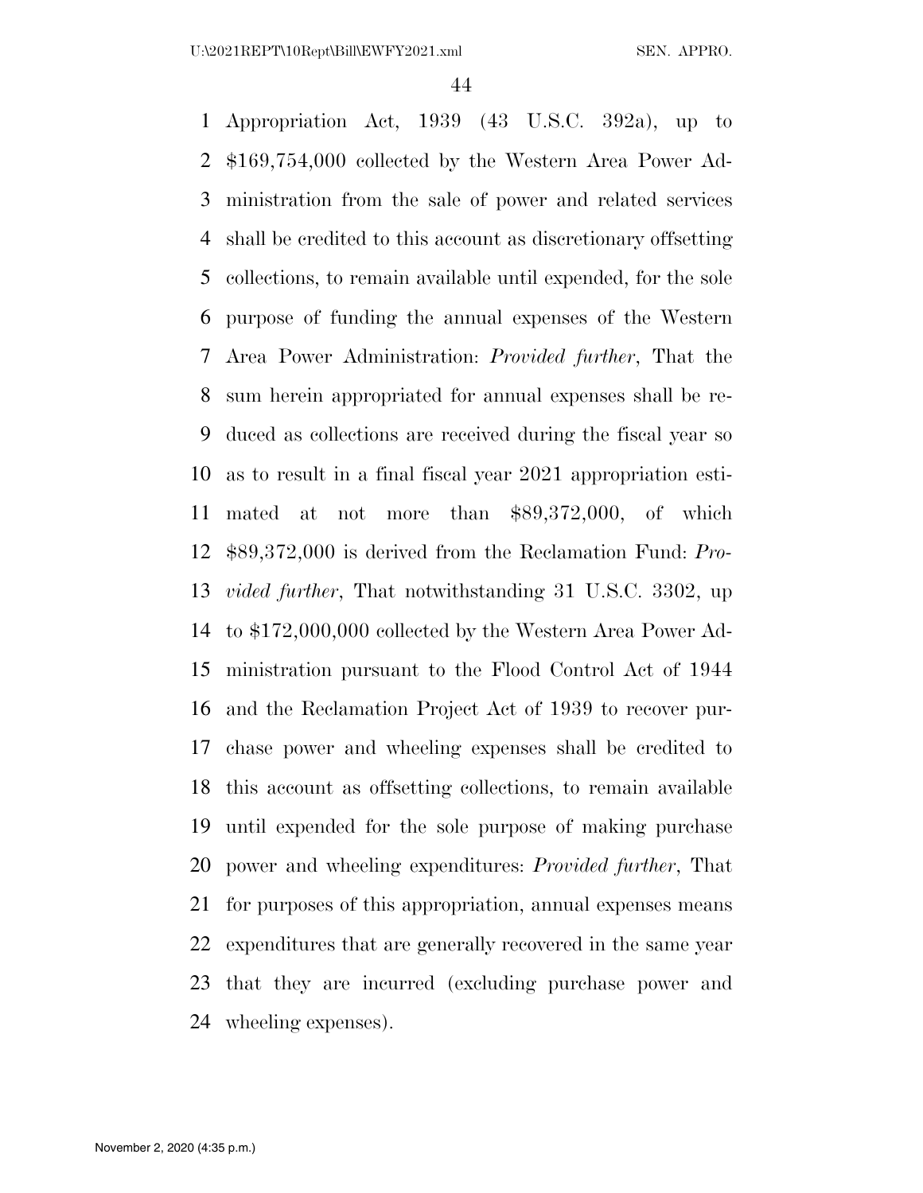Appropriation Act, 1939 (43 U.S.C. 392a), up to $169,754,000 collected by the Western Area Power Administration from the sale of power and related services shall be credited to this account as discretionary offsetting collections, to remain available until expended, for the sole purpose of funding the annual expenses of the Western Area Power Administration: *Provided further*, That the sum herein appropriated for annual expenses shall be reduced as collections are received during the fiscal year so as to result in a final fiscal year 2021 appropriation estimated at not more than $89,372,000, of which $89,372,000 is derived from the Reclamation Fund: *Provided further*, That notwithstanding 31 U.S.C. 3302, up to $172,000,000 collected by the Western Area Power Administration pursuant to the Flood Control Act of 1944 and the Reclamation Project Act of 1939 to recover purchase power and wheeling expenses shall be credited to this account as offsetting collections, to remain available until expended for the sole purpose of making purchase power and wheeling expenditures: *Provided further*, That for purposes of this appropriation, annual expenses means expenditures that are generally recovered in the same year that they are incurred (excluding purchase power and wheeling expenses).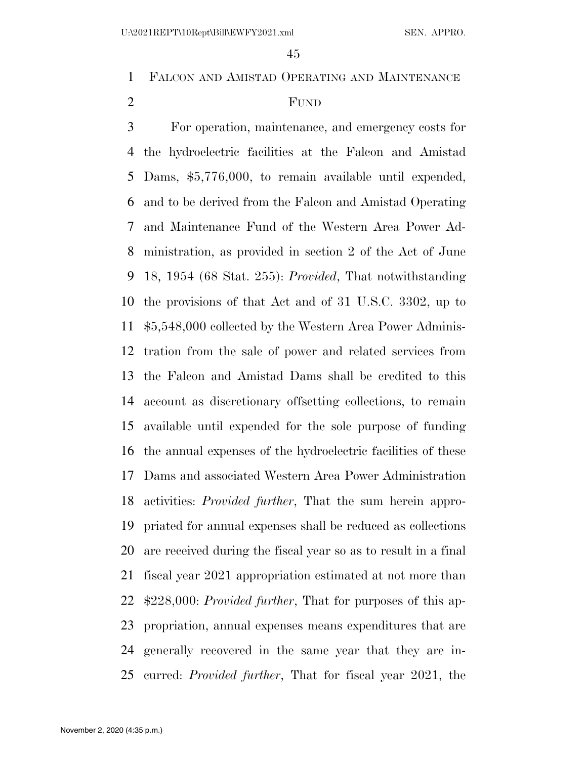## Falcon and Amistad Operating and Maintenance Fund

For operation, maintenance, and emergency costs for the hydroelectric facilities at the Falcon and Amistad Dams, $5,776,000, to remain available until expended, and to be derived from the Falcon and Amistad Operating and Maintenance Fund of the Western Area Power Administration, as provided in section 2 of the Act of June 18, 1954 (68 Stat. 255): *Provided*, That notwithstanding the provisions of that Act and of 31 U.S.C. 3302, up to $5,548,000 collected by the Western Area Power Administration from the sale of power and related services from the Falcon and Amistad Dams shall be credited to this account as discretionary offsetting collections, to remain available until expended for the sole purpose of funding the annual expenses of the hydroelectric facilities of these Dams and associated Western Area Power Administration activities: *Provided further*, That the sum herein appropriated for annual expenses shall be reduced as collections are received during the fiscal year so as to result in a final fiscal year 2021 appropriation estimated at not more than $228,000: *Provided further*, That for purposes of this appropriation, annual expenses means expenditures that are generally recovered in the same year that they are incurred: *Provided further*, That for fiscal year 2021, the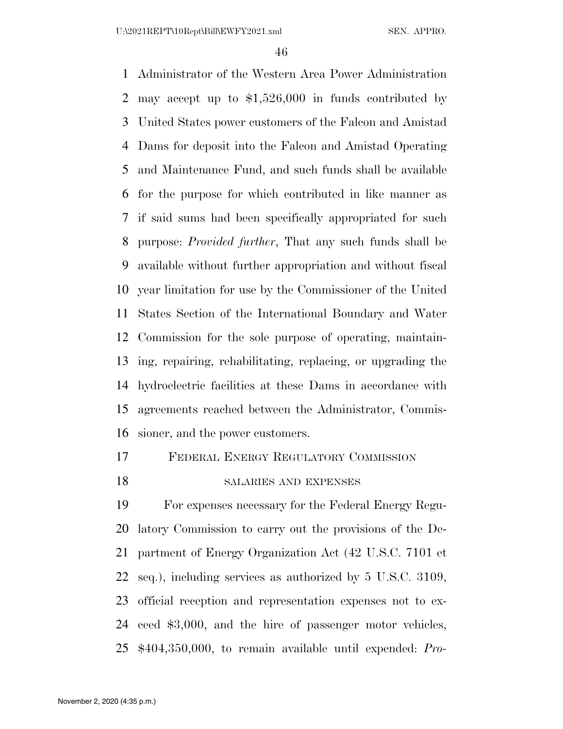Administrator of the Western Area Power Administration may accept up to $1,526,000 in funds contributed by United States power customers of the Falcon and Amistad Dams for deposit into the Falcon and Amistad Operating and Maintenance Fund, and such funds shall be available for the purpose for which contributed in like manner as if said sums had been specifically appropriated for such purpose: *Provided further*, That any such funds shall be available without further appropriation and without fiscal year limitation for use by the Commissioner of the United States Section of the International Boundary and Water Commission for the sole purpose of operating, maintaining, repairing, rehabilitating, replacing, or upgrading the hydroelectric facilities at these Dams in accordance with agreements reached between the Administrator, Commissioner, and the power customers.

## FEDERAL ENERGY REGULATORY COMMISSION

### SALARIES AND EXPENSES

For expenses necessary for the Federal Energy Regulatory Commission to carry out the provisions of the Department of Energy Organization Act (42 U.S.C. 7101 et seq.), including services as authorized by 5 U.S.C. 3109, official reception and representation expenses not to exceed $3,000, and the hire of passenger motor vehicles, $404,350,000, to remain available until expended: *Pro-*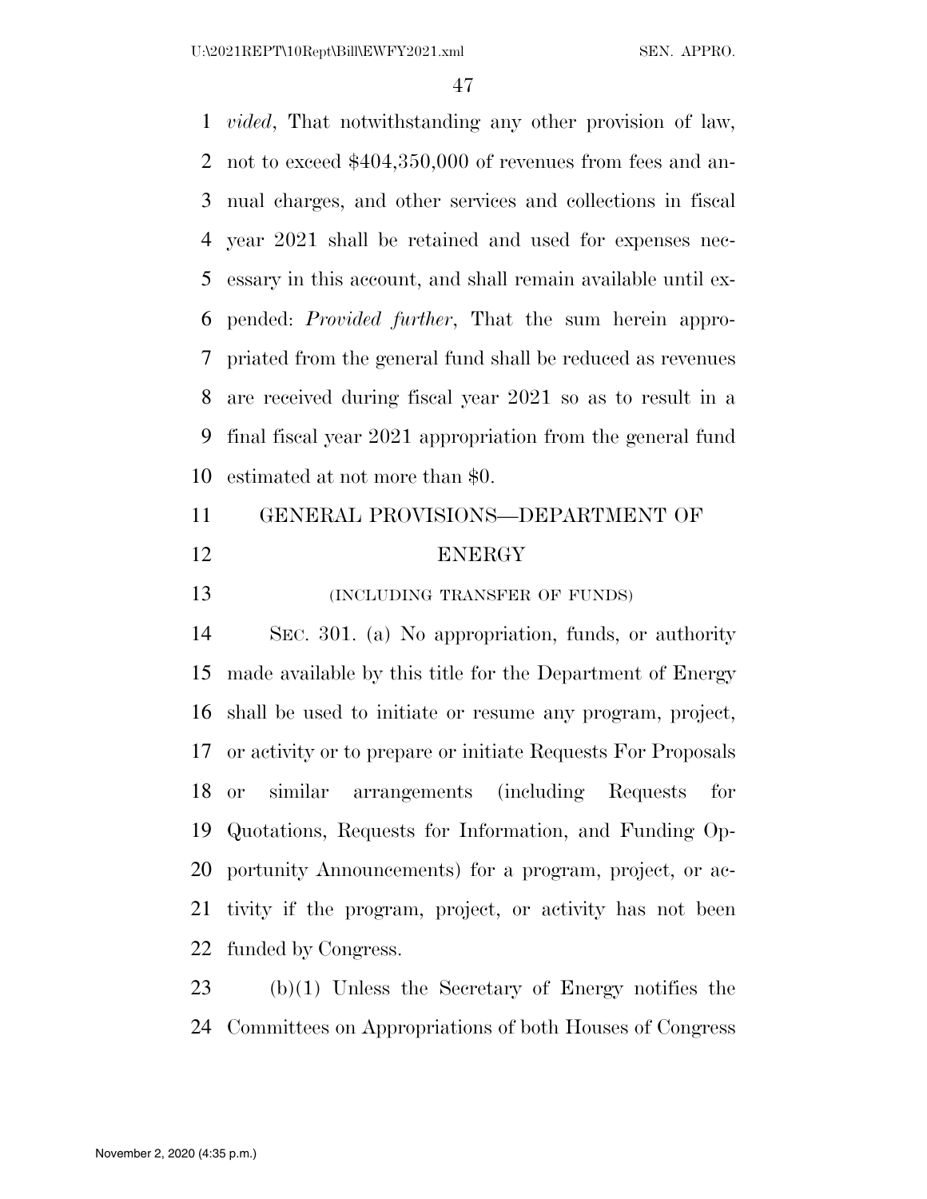*vided*, That notwithstanding any other provision of law, not to exceed $404,350,000 of revenues from fees and annual charges, and other services and collections in fiscal year 2021 shall be retained and used for expenses necessary in this account, and shall remain available until expended: *Provided further*, That the sum herein appropriated from the general fund shall be reduced as revenues are received during fiscal year 2021 so as to result in a final fiscal year 2021 appropriation from the general fund estimated at not more than $0.

## GENERAL PROVISIONS—DEPARTMENT OF ENERGY

(INCLUDING TRANSFER OF FUNDS)

SEC. 301. (a) No appropriation, funds, or authority made available by this title for the Department of Energy shall be used to initiate or resume any program, project, or activity or to prepare or initiate Requests For Proposals or similar arrangements (including Requests for Quotations, Requests for Information, and Funding Opportunity Announcements) for a program, project, or activity if the program, project, or activity has not been funded by Congress.

(b)(1) Unless the Secretary of Energy notifies the Committees on Appropriations of both Houses of Congress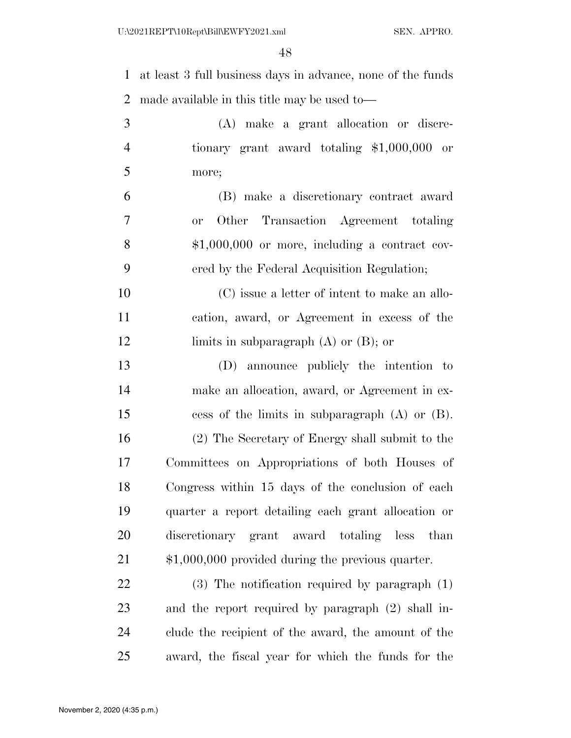at least 3 full business days in advance, none of the funds made available in this title may be used to—

(A) make a grant allocation or discretionary grant award totaling $1,000,000 or more;

(B) make a discretionary contract award or Other Transaction Agreement totaling $1,000,000 or more, including a contract covered by the Federal Acquisition Regulation;

(C) issue a letter of intent to make an allocation, award, or Agreement in excess of the limits in subparagraph (A) or (B); or

(D) announce publicly the intention to make an allocation, award, or Agreement in excess of the limits in subparagraph (A) or (B).

(2) The Secretary of Energy shall submit to the Committees on Appropriations of both Houses of Congress within 15 days of the conclusion of each quarter a report detailing each grant allocation or discretionary grant award totaling less than $1,000,000 provided during the previous quarter.

(3) The notification required by paragraph (1) and the report required by paragraph (2) shall include the recipient of the award, the amount of the award, the fiscal year for which the funds for the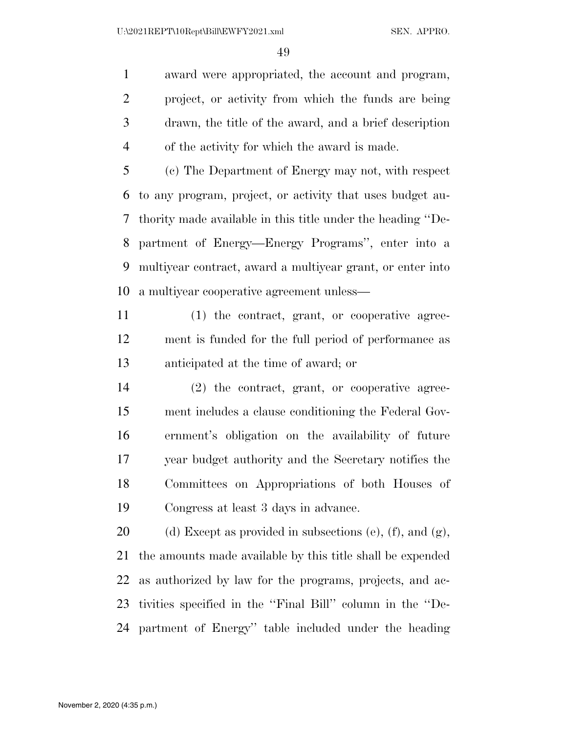award were appropriated, the account and program, project, or activity from which the funds are being drawn, the title of the award, and a brief description of the activity for which the award is made.

(c) The Department of Energy may not, with respect to any program, project, or activity that uses budget authority made available in this title under the heading ''Department of Energy—Energy Programs'', enter into a multiyear contract, award a multiyear grant, or enter into a multiyear cooperative agreement unless—

(1) the contract, grant, or cooperative agreement is funded for the full period of performance as anticipated at the time of award; or

(2) the contract, grant, or cooperative agreement includes a clause conditioning the Federal Government's obligation on the availability of future year budget authority and the Secretary notifies the Committees on Appropriations of both Houses of Congress at least 3 days in advance.

(d) Except as provided in subsections (e), (f), and (g), the amounts made available by this title shall be expended as authorized by law for the programs, projects, and activities specified in the ''Final Bill'' column in the ''Department of Energy'' table included under the heading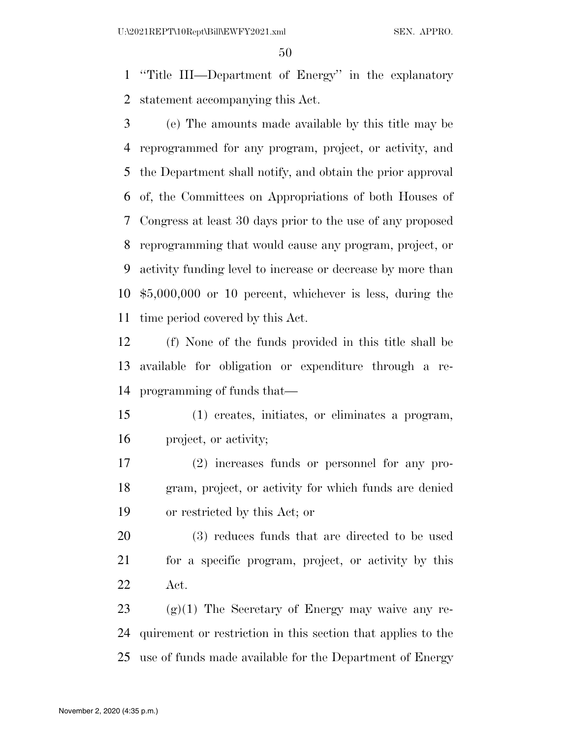"Title III—Department of Energy" in the explanatory statement accompanying this Act.

(e) The amounts made available by this title may be reprogrammed for any program, project, or activity, and the Department shall notify, and obtain the prior approval of, the Committees on Appropriations of both Houses of Congress at least 30 days prior to the use of any proposed reprogramming that would cause any program, project, or activity funding level to increase or decrease by more than $5,000,000 or 10 percent, whichever is less, during the time period covered by this Act.

(f) None of the funds provided in this title shall be available for obligation or expenditure through a reprogramming of funds that—

(1) creates, initiates, or eliminates a program, project, or activity;

(2) increases funds or personnel for any program, project, or activity for which funds are denied or restricted by this Act; or

(3) reduces funds that are directed to be used for a specific program, project, or activity by this Act.

(g)(1) The Secretary of Energy may waive any requirement or restriction in this section that applies to the use of funds made available for the Department of Energy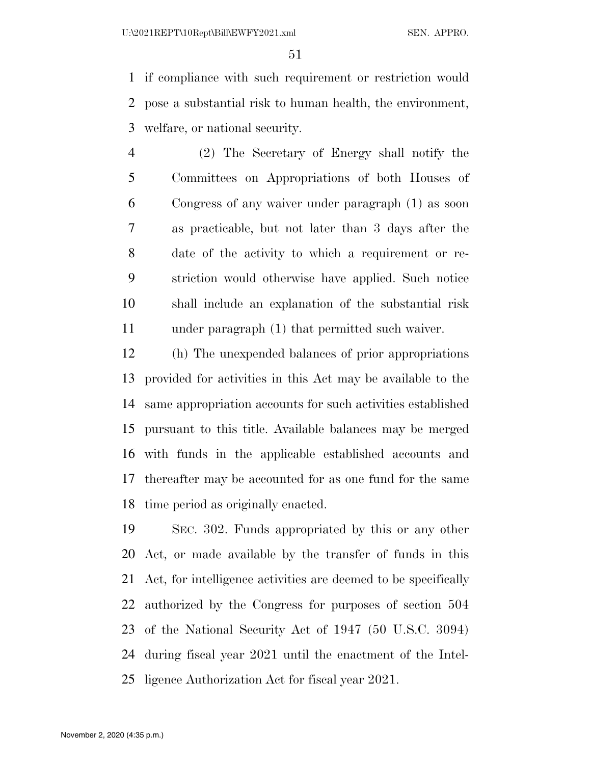if compliance with such requirement or restriction would pose a substantial risk to human health, the environment, welfare, or national security.

(2) The Secretary of Energy shall notify the Committees on Appropriations of both Houses of Congress of any waiver under paragraph (1) as soon as practicable, but not later than 3 days after the date of the activity to which a requirement or restriction would otherwise have applied. Such notice shall include an explanation of the substantial risk under paragraph (1) that permitted such waiver.

(h) The unexpended balances of prior appropriations provided for activities in this Act may be available to the same appropriation accounts for such activities established pursuant to this title. Available balances may be merged with funds in the applicable established accounts and thereafter may be accounted for as one fund for the same time period as originally enacted.

SEC. 302. Funds appropriated by this or any other Act, or made available by the transfer of funds in this Act, for intelligence activities are deemed to be specifically authorized by the Congress for purposes of section 504 of the National Security Act of 1947 (50 U.S.C. 3094) during fiscal year 2021 until the enactment of the Intelligence Authorization Act for fiscal year 2021.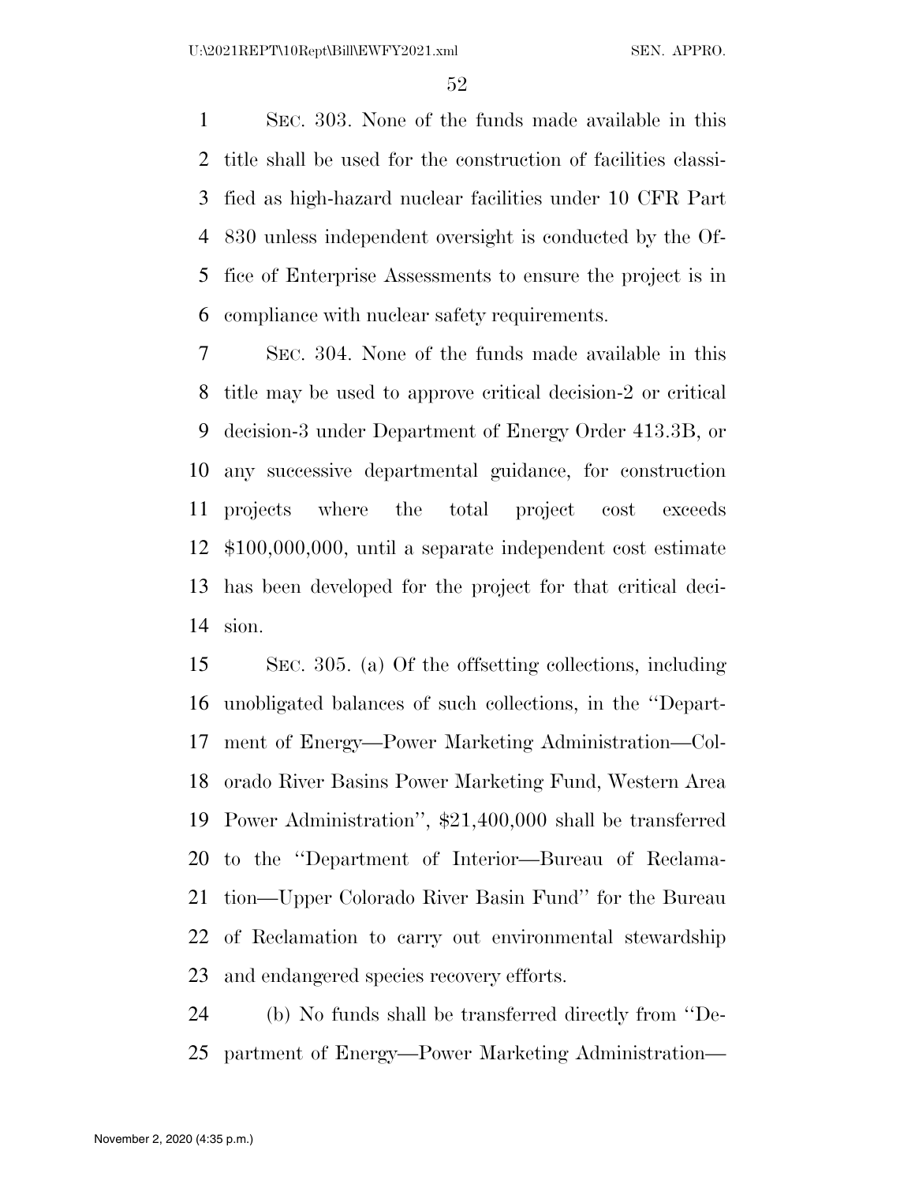SEC. 303. None of the funds made available in this title shall be used for the construction of facilities classified as high-hazard nuclear facilities under 10 CFR Part 830 unless independent oversight is conducted by the Office of Enterprise Assessments to ensure the project is in compliance with nuclear safety requirements.

SEC. 304. None of the funds made available in this title may be used to approve critical decision-2 or critical decision-3 under Department of Energy Order 413.3B, or any successive departmental guidance, for construction projects where the total project cost exceeds $100,000,000, until a separate independent cost estimate has been developed for the project for that critical decision.

SEC. 305. (a) Of the offsetting collections, including unobligated balances of such collections, in the ''Department of Energy—Power Marketing Administration—Colorado River Basins Power Marketing Fund, Western Area Power Administration'', $21,400,000 shall be transferred to the ''Department of Interior—Bureau of Reclamation—Upper Colorado River Basin Fund'' for the Bureau of Reclamation to carry out environmental stewardship and endangered species recovery efforts.

(b) No funds shall be transferred directly from ''Department of Energy—Power Marketing Administration—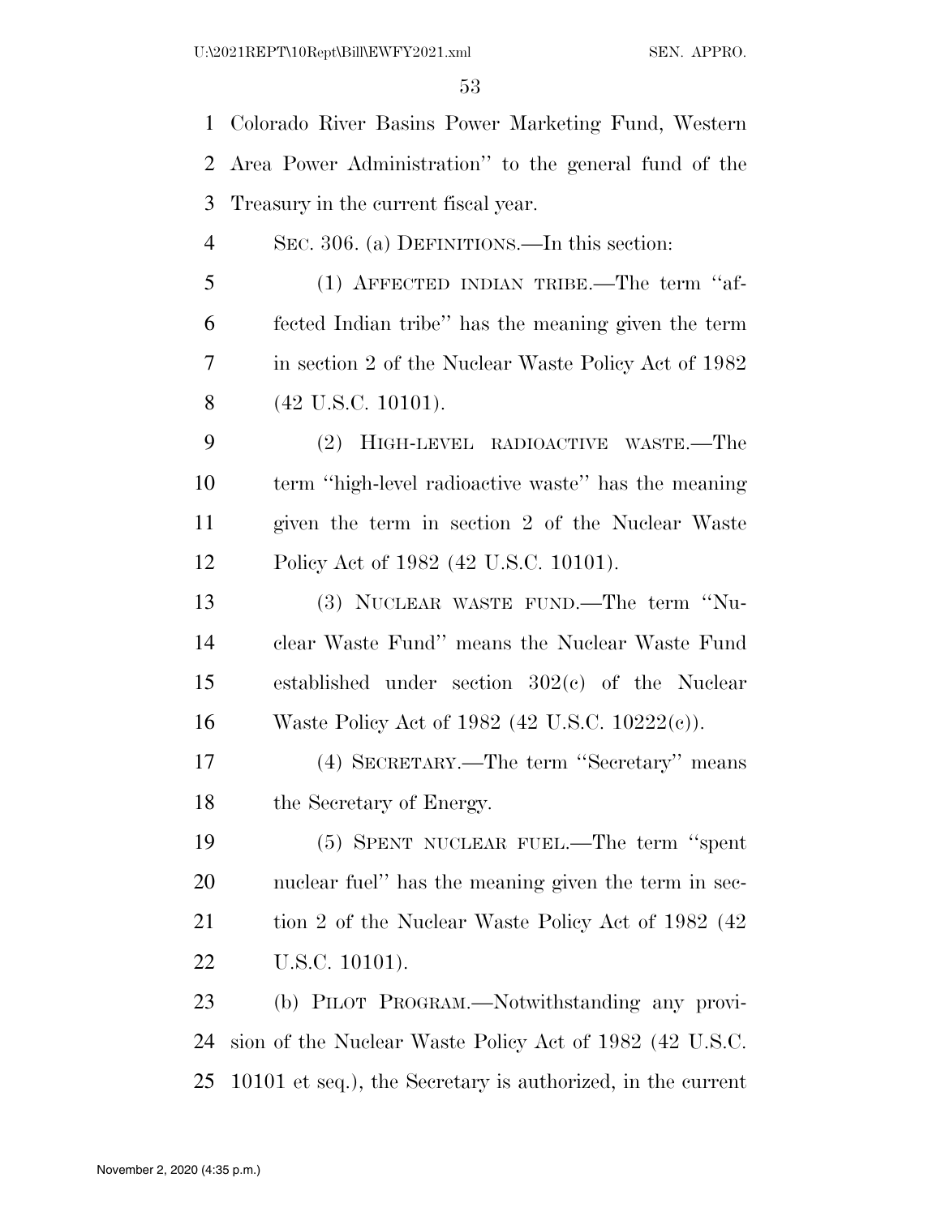Colorado River Basins Power Marketing Fund, Western Area Power Administration'' to the general fund of the Treasury in the current fiscal year.

SEC. 306. (a) DEFINITIONS.—In this section:

(1) AFFECTED INDIAN TRIBE.—The term ''affected Indian tribe'' has the meaning given the term in section 2 of the Nuclear Waste Policy Act of 1982 (42 U.S.C. 10101).

(2) HIGH-LEVEL RADIOACTIVE WASTE.—The term ''high-level radioactive waste'' has the meaning given the term in section 2 of the Nuclear Waste Policy Act of 1982 (42 U.S.C. 10101).

(3) NUCLEAR WASTE FUND.—The term ''Nuclear Waste Fund'' means the Nuclear Waste Fund established under section 302(c) of the Nuclear Waste Policy Act of 1982 (42 U.S.C. 10222(c)).

(4) SECRETARY.—The term ''Secretary'' means the Secretary of Energy.

(5) SPENT NUCLEAR FUEL.—The term ''spent nuclear fuel'' has the meaning given the term in section 2 of the Nuclear Waste Policy Act of 1982 (42 U.S.C. 10101).

(b) PILOT PROGRAM.—Notwithstanding any provision of the Nuclear Waste Policy Act of 1982 (42 U.S.C. 10101 et seq.), the Secretary is authorized, in the current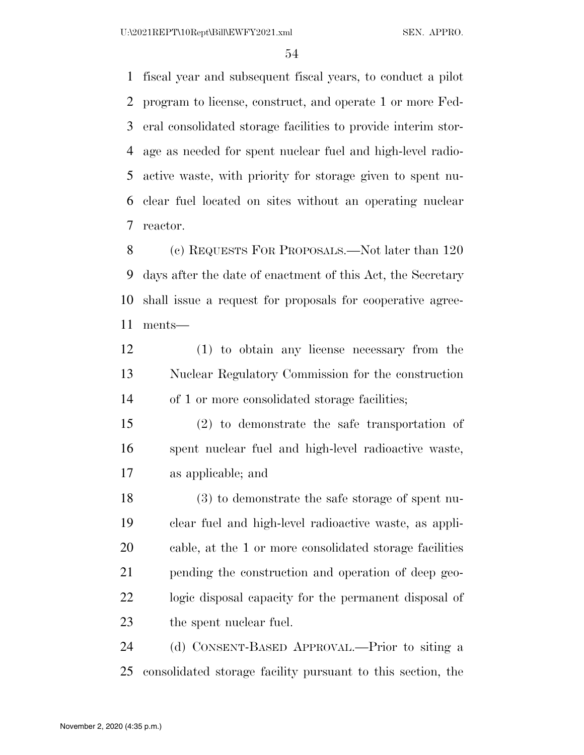fiscal year and subsequent fiscal years, to conduct a pilot program to license, construct, and operate 1 or more Federal consolidated storage facilities to provide interim storage as needed for spent nuclear fuel and high-level radioactive waste, with priority for storage given to spent nuclear fuel located on sites without an operating nuclear reactor.

(c) REQUESTS FOR PROPOSALS.—Not later than 120 days after the date of enactment of this Act, the Secretary shall issue a request for proposals for cooperative agreements—

(1) to obtain any license necessary from the Nuclear Regulatory Commission for the construction of 1 or more consolidated storage facilities;

(2) to demonstrate the safe transportation of spent nuclear fuel and high-level radioactive waste, as applicable; and

(3) to demonstrate the safe storage of spent nuclear fuel and high-level radioactive waste, as applicable, at the 1 or more consolidated storage facilities pending the construction and operation of deep geologic disposal capacity for the permanent disposal of the spent nuclear fuel.

(d) CONSENT-BASED APPROVAL.—Prior to siting a consolidated storage facility pursuant to this section, the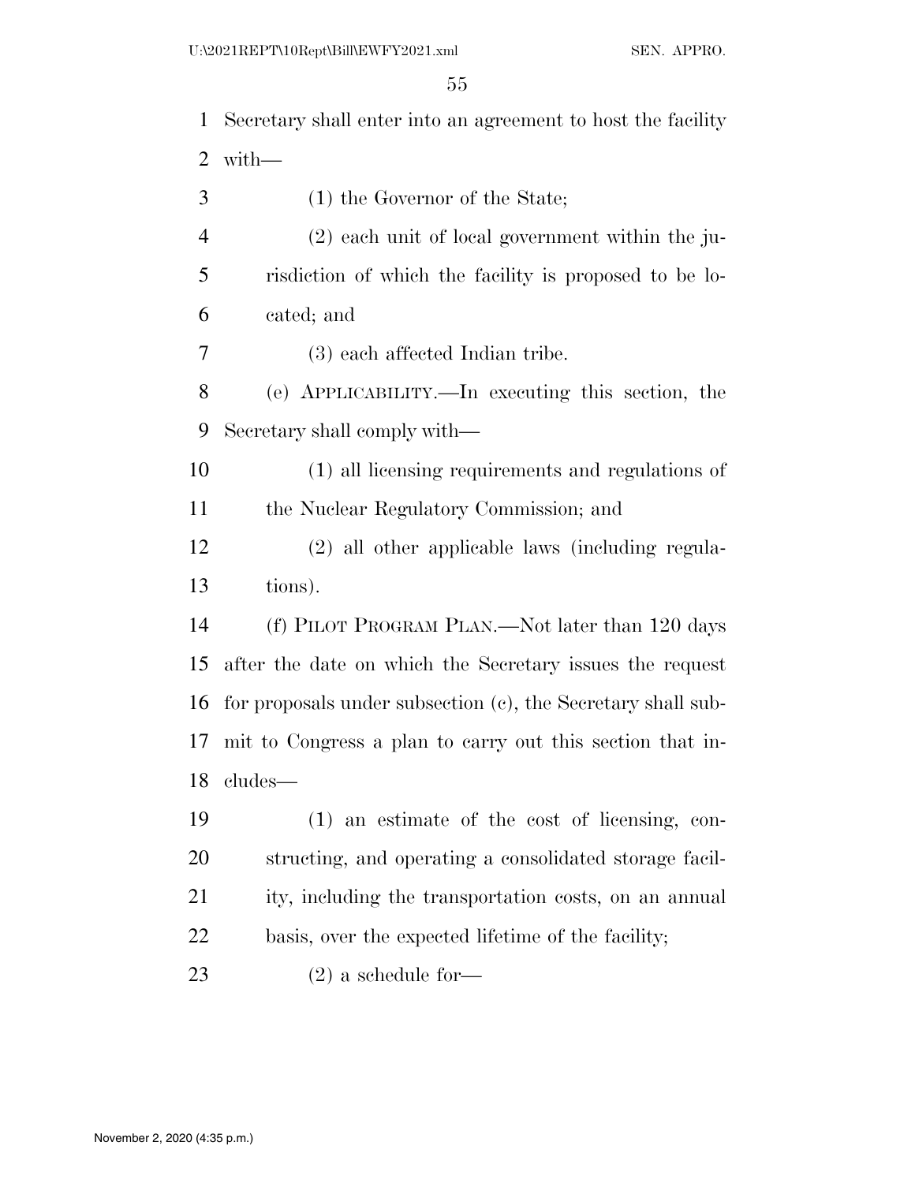Secretary shall enter into an agreement to host the facility with—

(1) the Governor of the State;

(2) each unit of local government within the jurisdiction of which the facility is proposed to be located; and

(3) each affected Indian tribe.

(e) APPLICABILITY.—In executing this section, the Secretary shall comply with—

(1) all licensing requirements and regulations of the Nuclear Regulatory Commission; and

(2) all other applicable laws (including regulations).

(f) PILOT PROGRAM PLAN.—Not later than 120 days after the date on which the Secretary issues the request for proposals under subsection (c), the Secretary shall submit to Congress a plan to carry out this section that includes—

(1) an estimate of the cost of licensing, constructing, and operating a consolidated storage facility, including the transportation costs, on an annual basis, over the expected lifetime of the facility;

(2) a schedule for—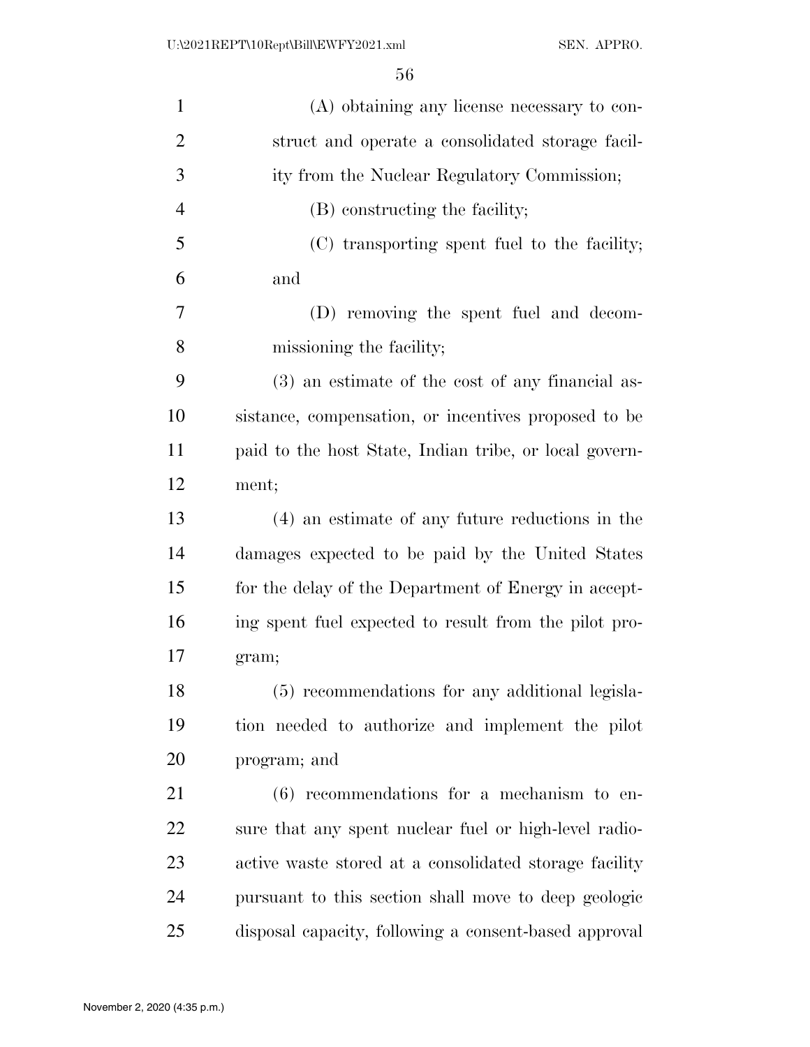(A) obtaining any license necessary to construct and operate a consolidated storage facility from the Nuclear Regulatory Commission;

(B) constructing the facility;

(C) transporting spent fuel to the facility; and

(D) removing the spent fuel and decommissioning the facility;

(3) an estimate of the cost of any financial assistance, compensation, or incentives proposed to be paid to the host State, Indian tribe, or local government;

(4) an estimate of any future reductions in the damages expected to be paid by the United States for the delay of the Department of Energy in accepting spent fuel expected to result from the pilot program;

(5) recommendations for any additional legislation needed to authorize and implement the pilot program; and

(6) recommendations for a mechanism to ensure that any spent nuclear fuel or high-level radioactive waste stored at a consolidated storage facility pursuant to this section shall move to deep geologic disposal capacity, following a consent-based approval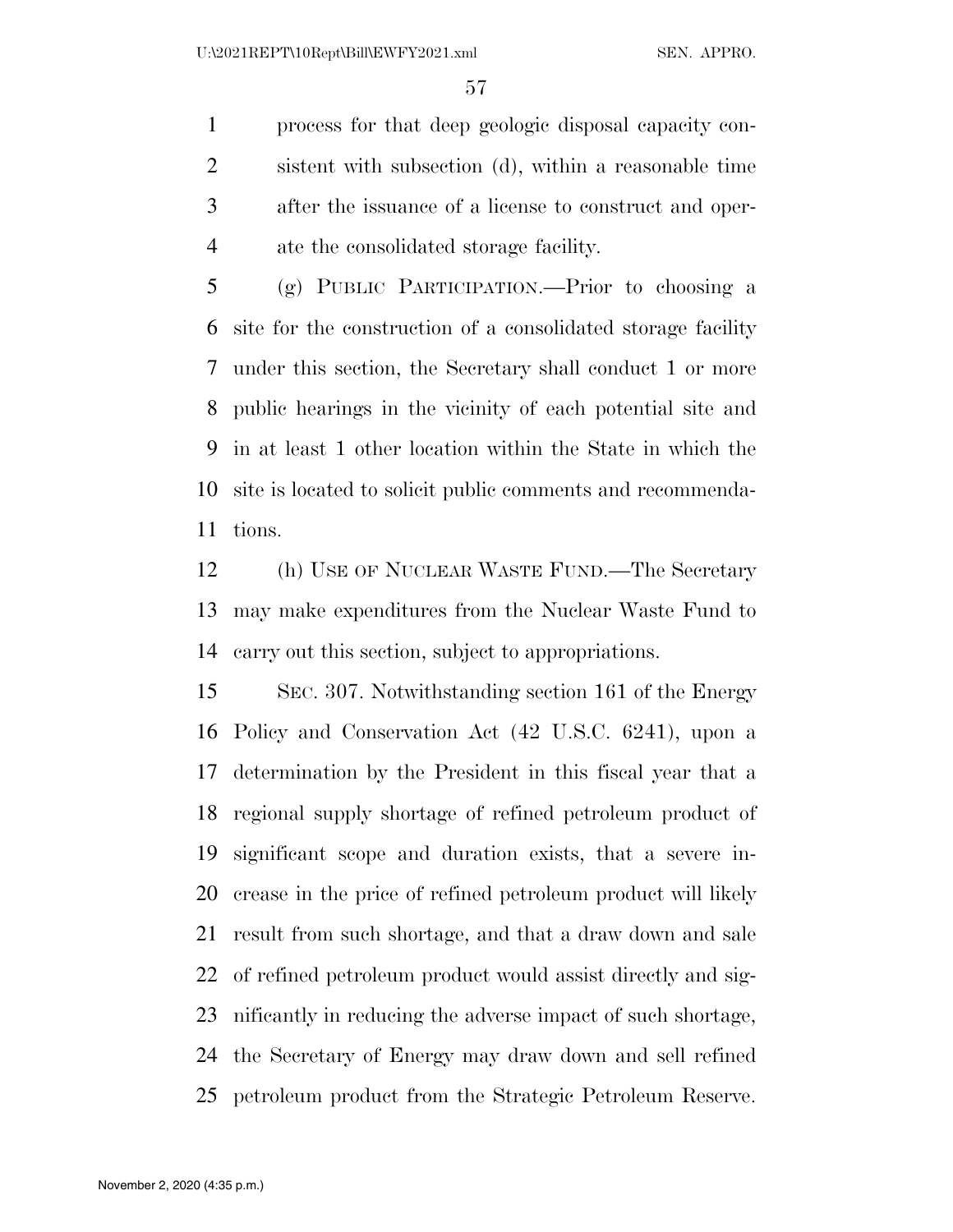process for that deep geologic disposal capacity consistent with subsection (d), within a reasonable time after the issuance of a license to construct and operate the consolidated storage facility.

(g) PUBLIC PARTICIPATION.—Prior to choosing a site for the construction of a consolidated storage facility under this section, the Secretary shall conduct 1 or more public hearings in the vicinity of each potential site and in at least 1 other location within the State in which the site is located to solicit public comments and recommendations.

(h) USE OF NUCLEAR WASTE FUND.—The Secretary may make expenditures from the Nuclear Waste Fund to carry out this section, subject to appropriations.

SEC. 307. Notwithstanding section 161 of the Energy Policy and Conservation Act (42 U.S.C. 6241), upon a determination by the President in this fiscal year that a regional supply shortage of refined petroleum product of significant scope and duration exists, that a severe increase in the price of refined petroleum product will likely result from such shortage, and that a draw down and sale of refined petroleum product would assist directly and significantly in reducing the adverse impact of such shortage, the Secretary of Energy may draw down and sell refined petroleum product from the Strategic Petroleum Reserve.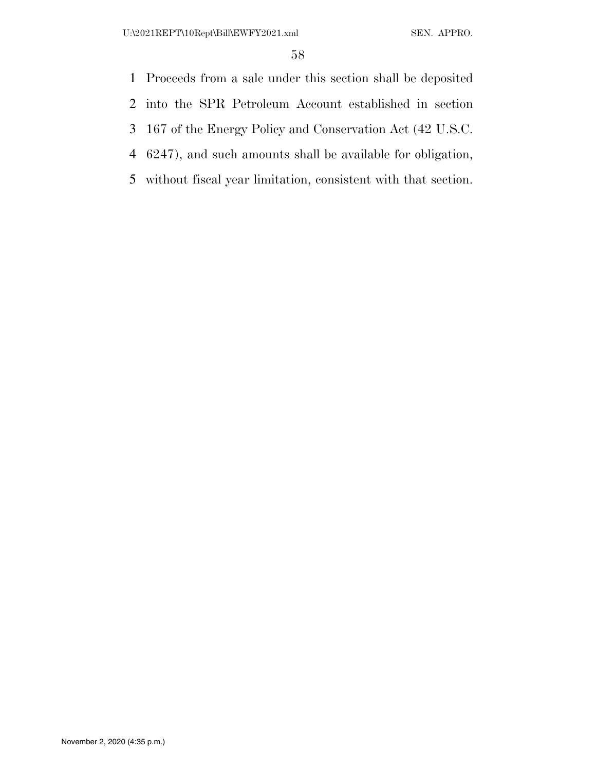Proceeds from a sale under this section shall be deposited into the SPR Petroleum Account established in section 167 of the Energy Policy and Conservation Act (42 U.S.C. 6247), and such amounts shall be available for obligation, without fiscal year limitation, consistent with that section.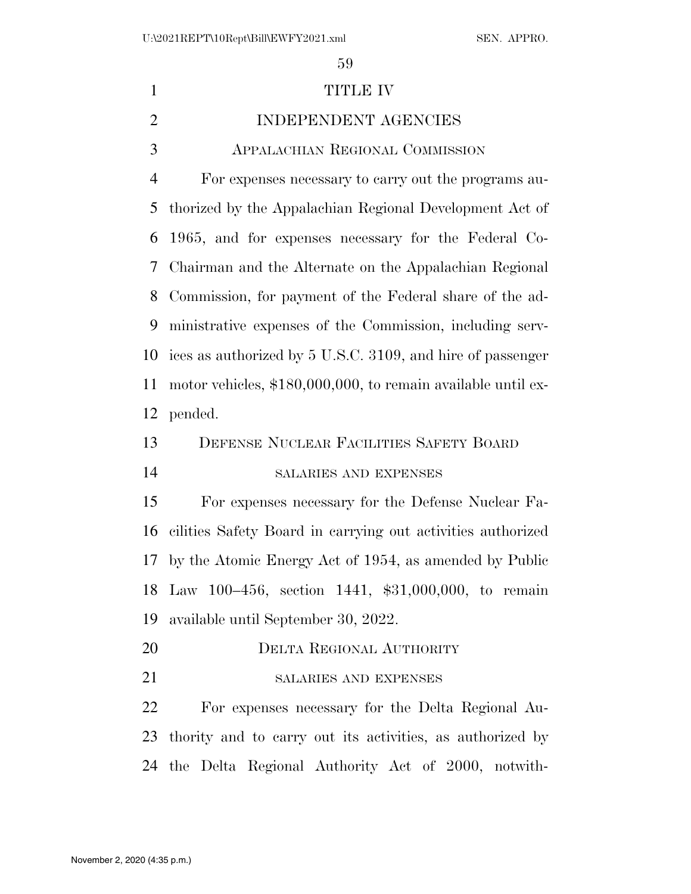# TITLE IV

# INDEPENDENT AGENCIES

## Appalachian Regional Commission

For expenses necessary to carry out the programs authorized by the Appalachian Regional Development Act of 1965, and for expenses necessary for the Federal Co-Chairman and the Alternate on the Appalachian Regional Commission, for payment of the Federal share of the administrative expenses of the Commission, including services as authorized by 5 U.S.C. 3109, and hire of passenger motor vehicles, $180,000,000, to remain available until expended.

## Defense Nuclear Facilities Safety Board

### salaries and expenses

For expenses necessary for the Defense Nuclear Facilities Safety Board in carrying out activities authorized by the Atomic Energy Act of 1954, as amended by Public Law 100–456, section 1441, $31,000,000, to remain available until September 30, 2022.

## Delta Regional Authority

### salaries and expenses

For expenses necessary for the Delta Regional Authority and to carry out its activities, as authorized by the Delta Regional Authority Act of 2000, notwith-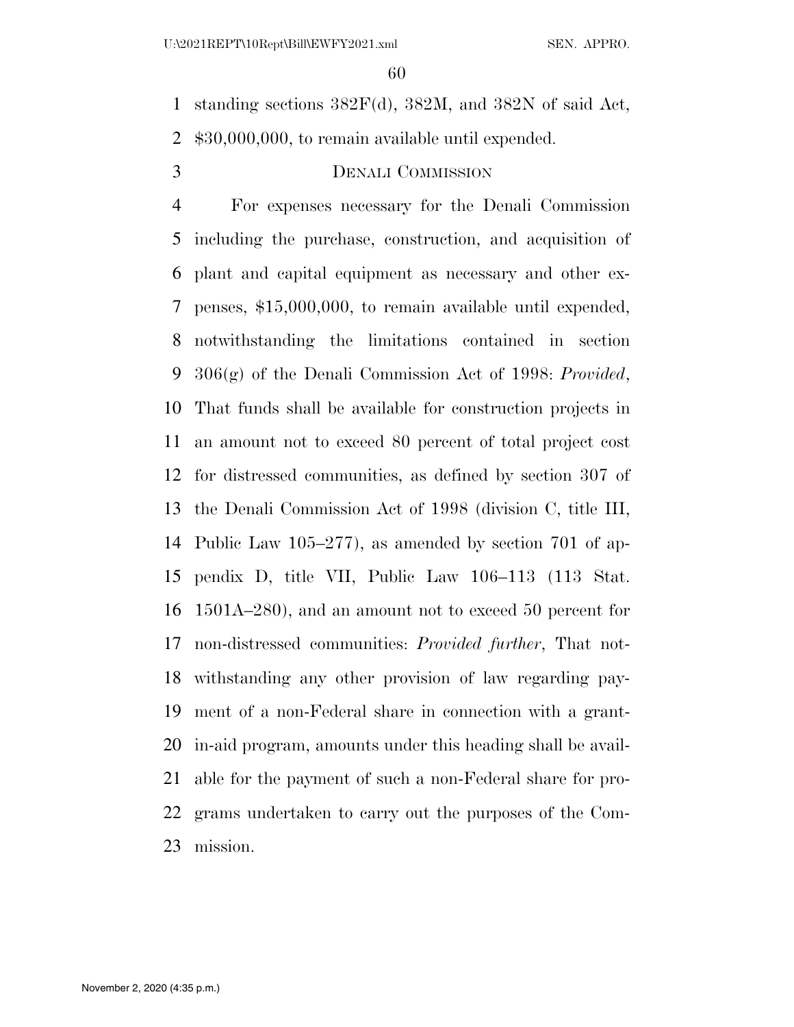standing sections 382F(d), 382M, and 382N of said Act, $30,000,000, to remain available until expended.

### DENALI COMMISSION

For expenses necessary for the Denali Commission including the purchase, construction, and acquisition of plant and capital equipment as necessary and other expenses, $15,000,000, to remain available until expended, notwithstanding the limitations contained in section 306(g) of the Denali Commission Act of 1998: *Provided*, That funds shall be available for construction projects in an amount not to exceed 80 percent of total project cost for distressed communities, as defined by section 307 of the Denali Commission Act of 1998 (division C, title III, Public Law 105–277), as amended by section 701 of appendix D, title VII, Public Law 106–113 (113 Stat. 1501A–280), and an amount not to exceed 50 percent for non-distressed communities: *Provided further*, That notwithstanding any other provision of law regarding payment of a non-Federal share in connection with a grant-in-aid program, amounts under this heading shall be available for the payment of such a non-Federal share for programs undertaken to carry out the purposes of the Commission.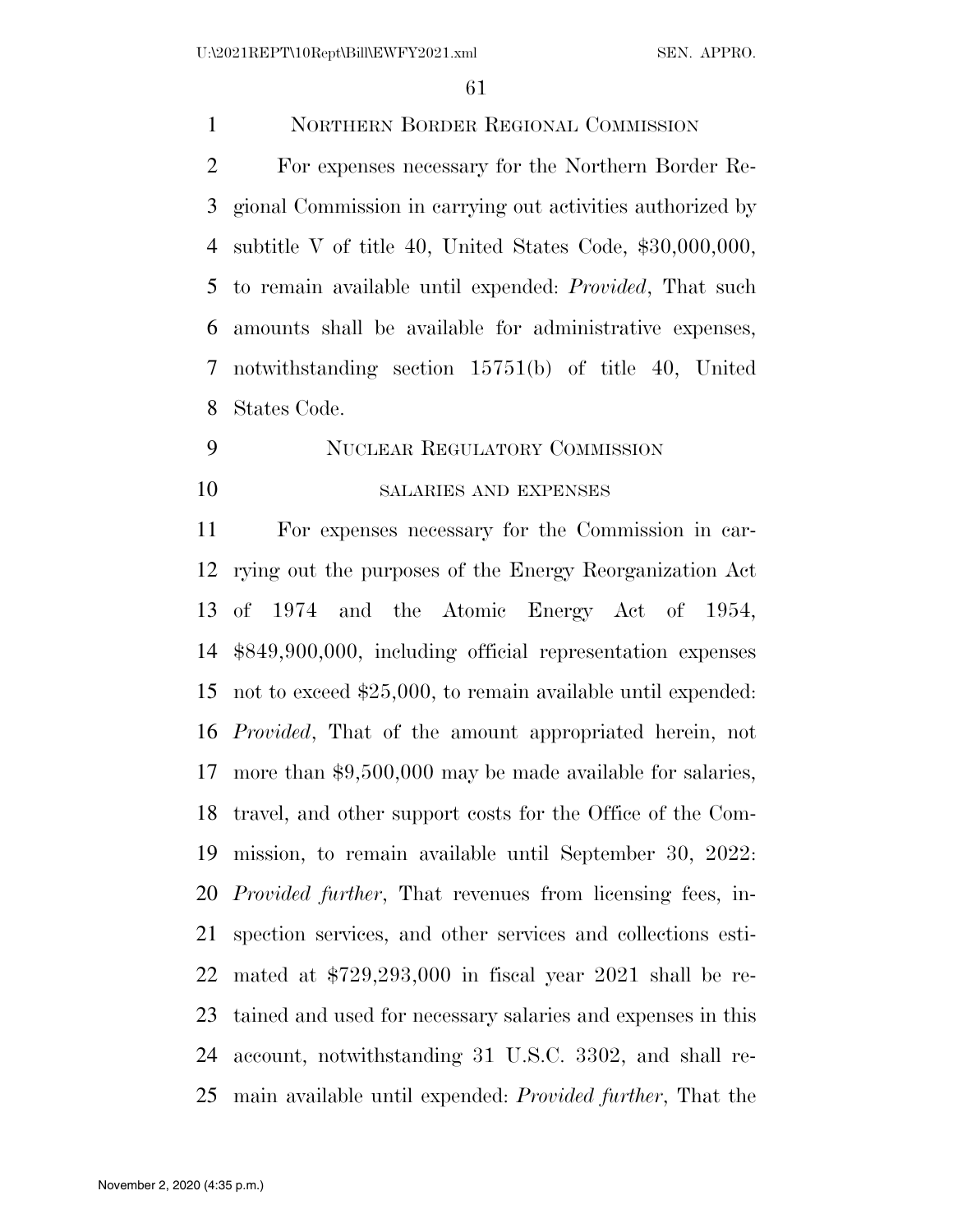NORTHERN BORDER REGIONAL COMMISSION

For expenses necessary for the Northern Border Regional Commission in carrying out activities authorized by subtitle V of title 40, United States Code, $30,000,000, to remain available until expended: *Provided*, That such amounts shall be available for administrative expenses, notwithstanding section 15751(b) of title 40, United States Code.

NUCLEAR REGULATORY COMMISSION

SALARIES AND EXPENSES

For expenses necessary for the Commission in carrying out the purposes of the Energy Reorganization Act of 1974 and the Atomic Energy Act of 1954, $849,900,000, including official representation expenses not to exceed $25,000, to remain available until expended: *Provided*, That of the amount appropriated herein, not more than $9,500,000 may be made available for salaries, travel, and other support costs for the Office of the Commission, to remain available until September 30, 2022: *Provided further*, That revenues from licensing fees, inspection services, and other services and collections estimated at $729,293,000 in fiscal year 2021 shall be retained and used for necessary salaries and expenses in this account, notwithstanding 31 U.S.C. 3302, and shall remain available until expended: *Provided further*, That the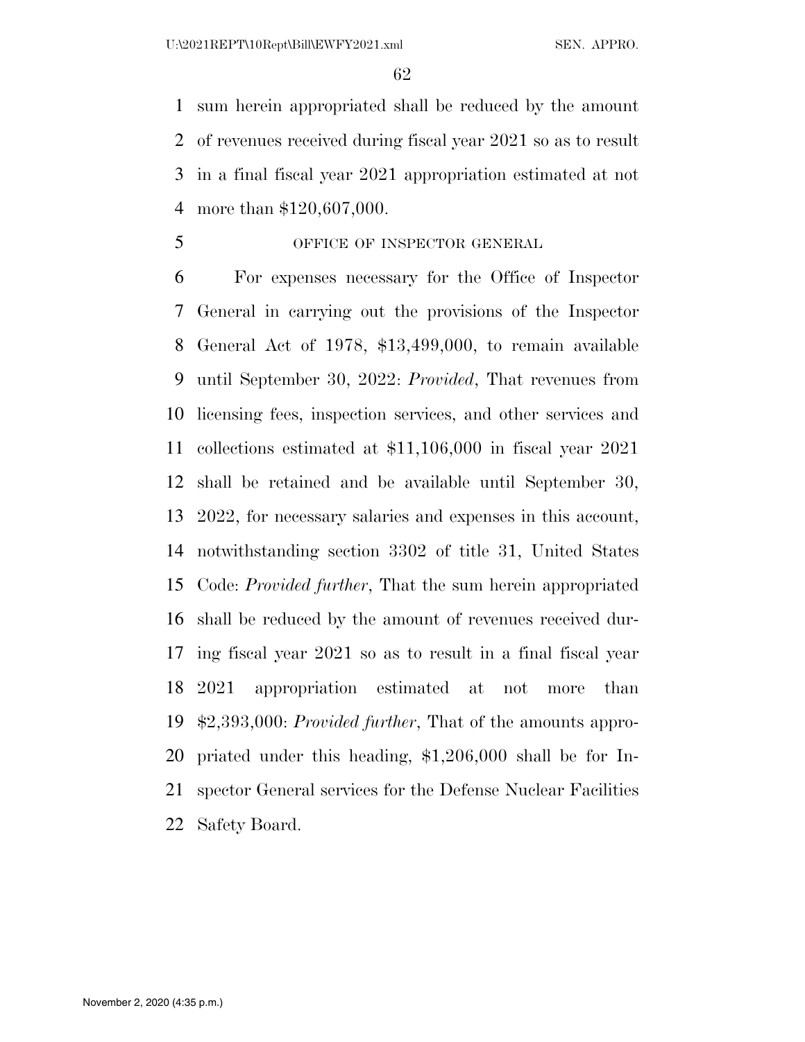sum herein appropriated shall be reduced by the amount of revenues received during fiscal year 2021 so as to result in a final fiscal year 2021 appropriation estimated at not more than $120,607,000.

OFFICE OF INSPECTOR GENERAL

For expenses necessary for the Office of Inspector General in carrying out the provisions of the Inspector General Act of 1978, $13,499,000, to remain available until September 30, 2022: *Provided*, That revenues from licensing fees, inspection services, and other services and collections estimated at $11,106,000 in fiscal year 2021 shall be retained and be available until September 30, 2022, for necessary salaries and expenses in this account, notwithstanding section 3302 of title 31, United States Code: *Provided further*, That the sum herein appropriated shall be reduced by the amount of revenues received during fiscal year 2021 so as to result in a final fiscal year 2021 appropriation estimated at not more than $2,393,000: *Provided further*, That of the amounts appropriated under this heading, $1,206,000 shall be for Inspector General services for the Defense Nuclear Facilities Safety Board.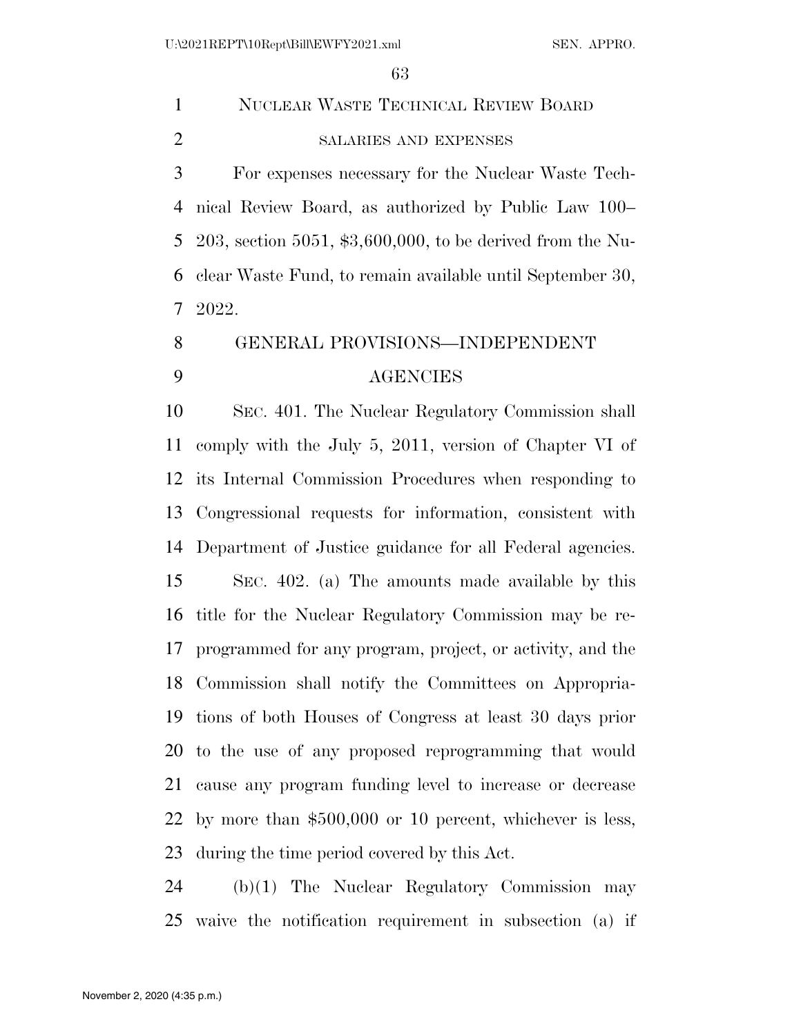## NUCLEAR WASTE TECHNICAL REVIEW BOARD

### SALARIES AND EXPENSES

For expenses necessary for the Nuclear Waste Technical Review Board, as authorized by Public Law 100–203, section 5051, $3,600,000, to be derived from the Nuclear Waste Fund, to remain available until September 30, 2022.

## GENERAL PROVISIONS—INDEPENDENT AGENCIES

SEC. 401. The Nuclear Regulatory Commission shall comply with the July 5, 2011, version of Chapter VI of its Internal Commission Procedures when responding to Congressional requests for information, consistent with Department of Justice guidance for all Federal agencies.

SEC. 402. (a) The amounts made available by this title for the Nuclear Regulatory Commission may be reprogrammed for any program, project, or activity, and the Commission shall notify the Committees on Appropriations of both Houses of Congress at least 30 days prior to the use of any proposed reprogramming that would cause any program funding level to increase or decrease by more than $500,000 or 10 percent, whichever is less, during the time period covered by this Act.

(b)(1) The Nuclear Regulatory Commission may waive the notification requirement in subsection (a) if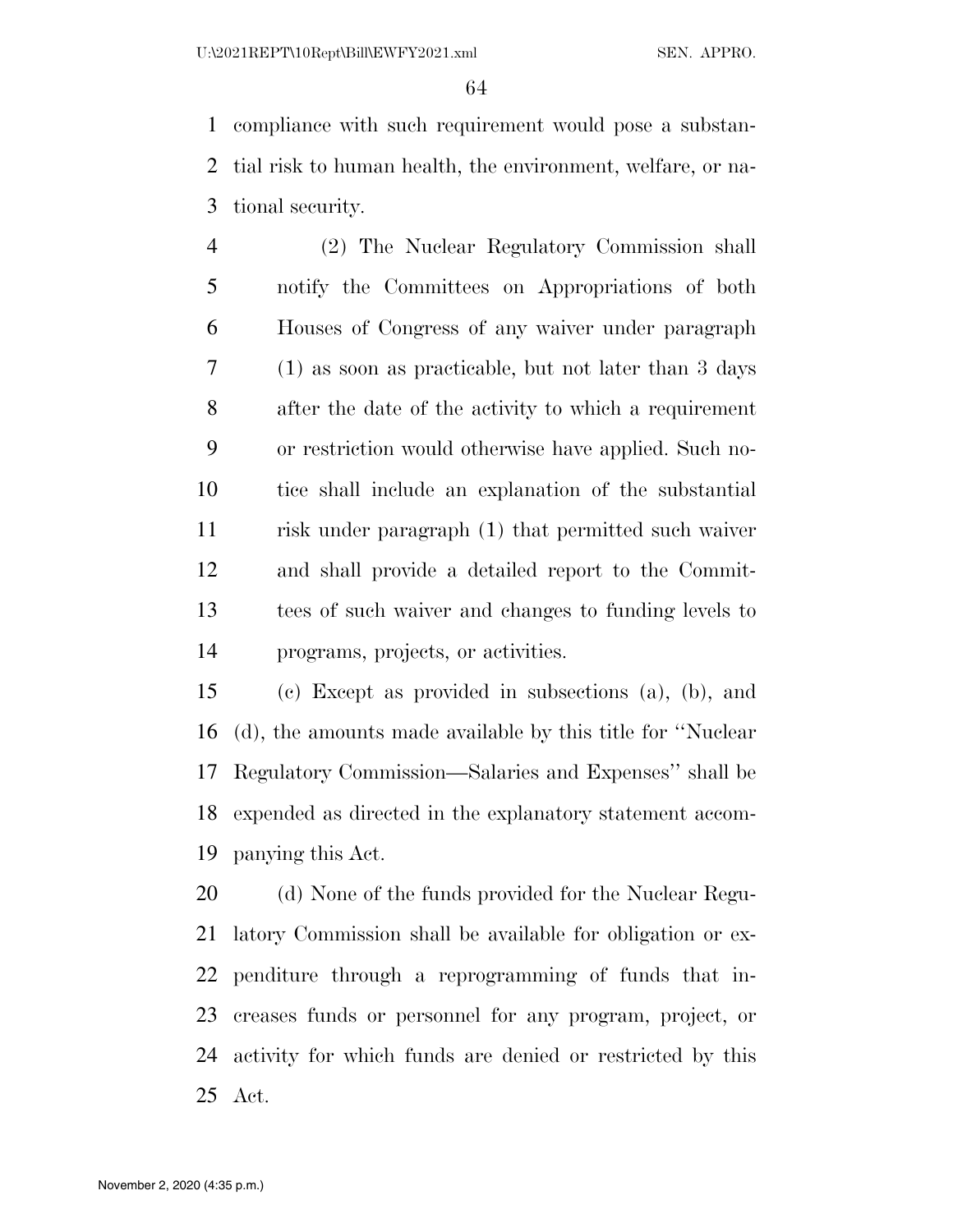compliance with such requirement would pose a substantial risk to human health, the environment, welfare, or national security.

(2) The Nuclear Regulatory Commission shall notify the Committees on Appropriations of both Houses of Congress of any waiver under paragraph (1) as soon as practicable, but not later than 3 days after the date of the activity to which a requirement or restriction would otherwise have applied. Such notice shall include an explanation of the substantial risk under paragraph (1) that permitted such waiver and shall provide a detailed report to the Committees of such waiver and changes to funding levels to programs, projects, or activities.

(c) Except as provided in subsections (a), (b), and (d), the amounts made available by this title for ''Nuclear Regulatory Commission—Salaries and Expenses'' shall be expended as directed in the explanatory statement accompanying this Act.

(d) None of the funds provided for the Nuclear Regulatory Commission shall be available for obligation or expenditure through a reprogramming of funds that increases funds or personnel for any program, project, or activity for which funds are denied or restricted by this Act.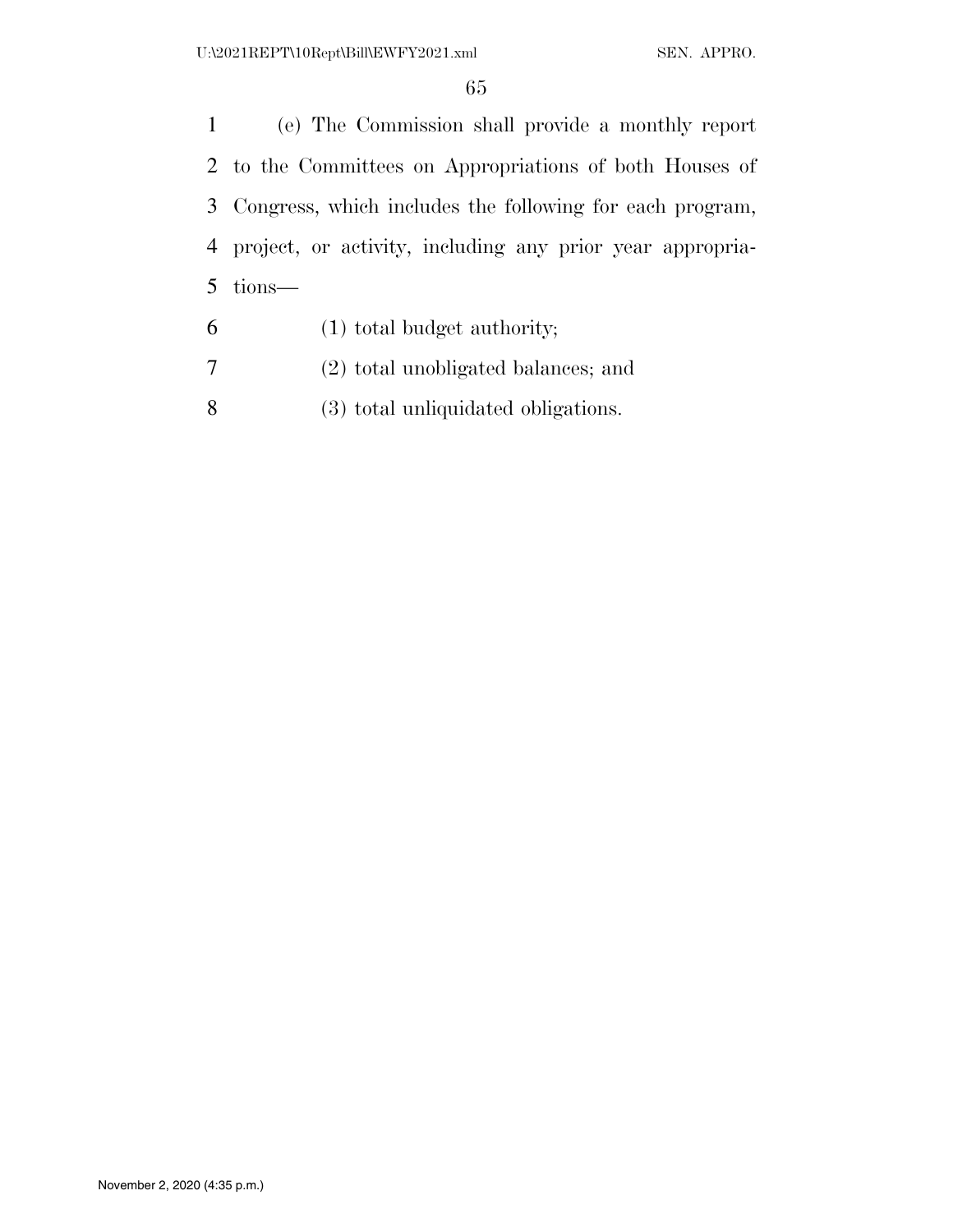(e) The Commission shall provide a monthly report to the Committees on Appropriations of both Houses of Congress, which includes the following for each program, project, or activity, including any prior year appropriations—

(1) total budget authority;

(2) total unobligated balances; and

(3) total unliquidated obligations.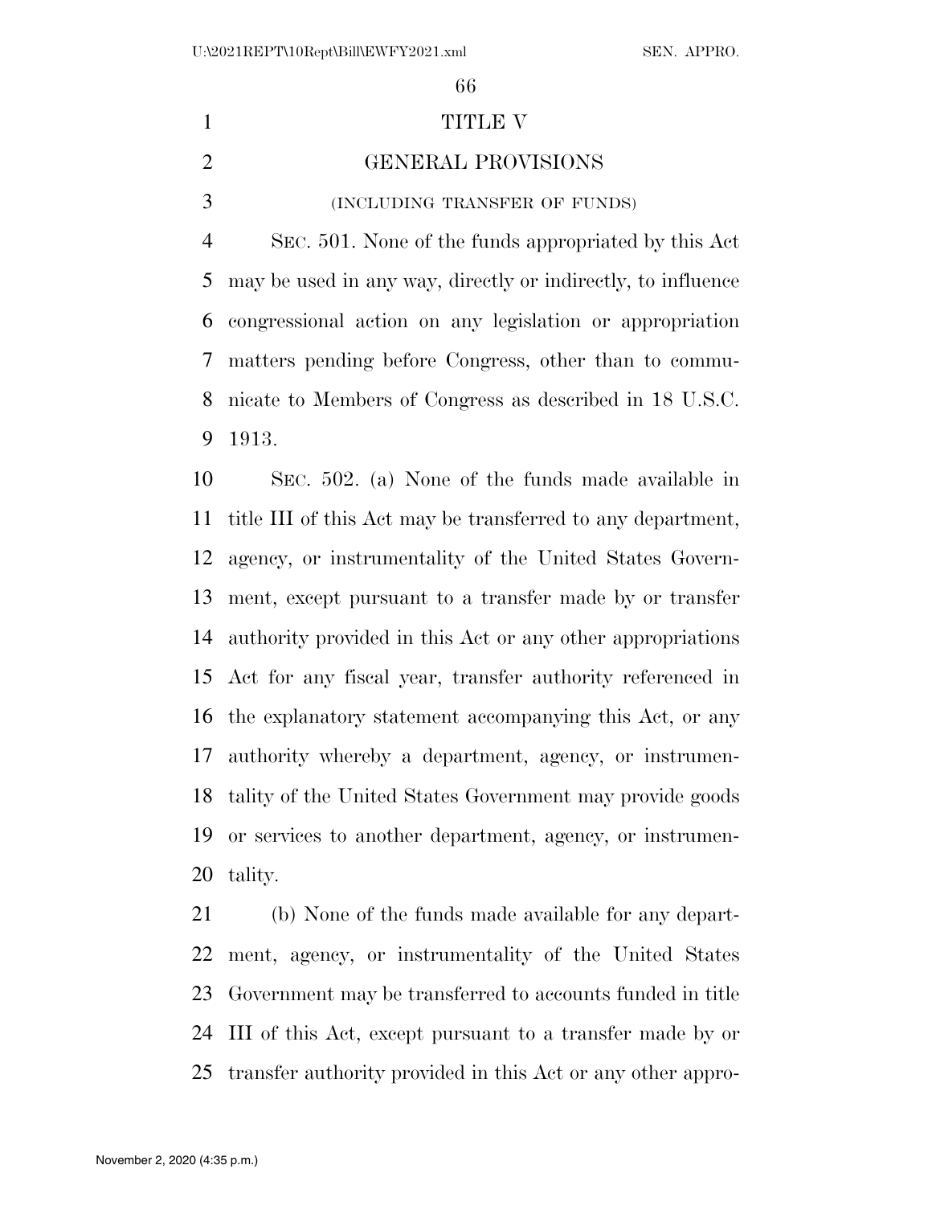# TITLE V

## GENERAL PROVISIONS

(INCLUDING TRANSFER OF FUNDS)

SEC. 501. None of the funds appropriated by this Act may be used in any way, directly or indirectly, to influence congressional action on any legislation or appropriation matters pending before Congress, other than to communicate to Members of Congress as described in 18 U.S.C. 1913.

SEC. 502. (a) None of the funds made available in title III of this Act may be transferred to any department, agency, or instrumentality of the United States Government, except pursuant to a transfer made by or transfer authority provided in this Act or any other appropriations Act for any fiscal year, transfer authority referenced in the explanatory statement accompanying this Act, or any authority whereby a department, agency, or instrumentality of the United States Government may provide goods or services to another department, agency, or instrumentality.

(b) None of the funds made available for any department, agency, or instrumentality of the United States Government may be transferred to accounts funded in title III of this Act, except pursuant to a transfer made by or transfer authority provided in this Act or any other appro-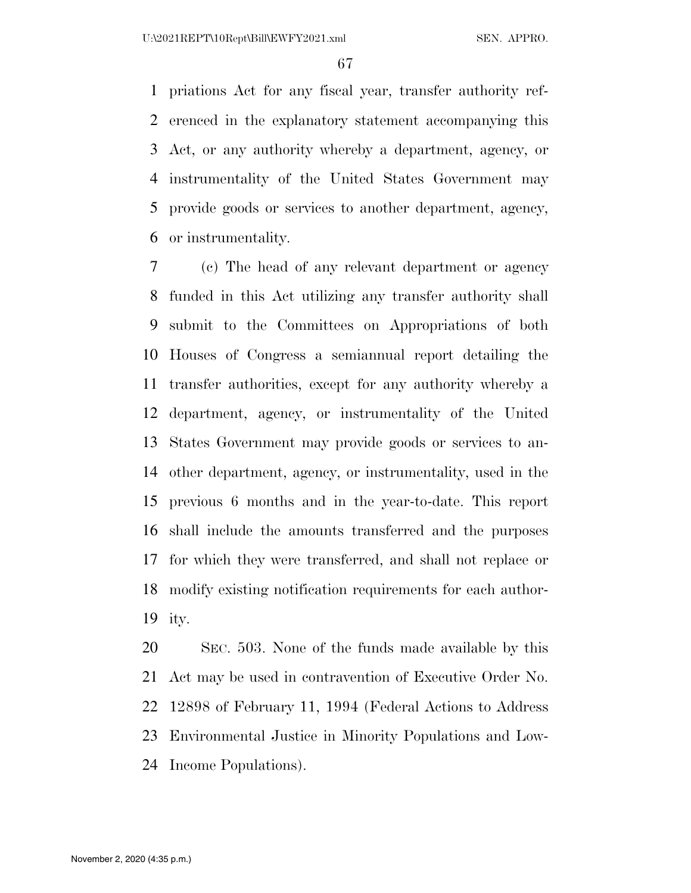priations Act for any fiscal year, transfer authority referenced in the explanatory statement accompanying this Act, or any authority whereby a department, agency, or instrumentality of the United States Government may provide goods or services to another department, agency, or instrumentality.

(c) The head of any relevant department or agency funded in this Act utilizing any transfer authority shall submit to the Committees on Appropriations of both Houses of Congress a semiannual report detailing the transfer authorities, except for any authority whereby a department, agency, or instrumentality of the United States Government may provide goods or services to another department, agency, or instrumentality, used in the previous 6 months and in the year-to-date. This report shall include the amounts transferred and the purposes for which they were transferred, and shall not replace or modify existing notification requirements for each authority.

SEC. 503. None of the funds made available by this Act may be used in contravention of Executive Order No. 12898 of February 11, 1994 (Federal Actions to Address Environmental Justice in Minority Populations and Low-Income Populations).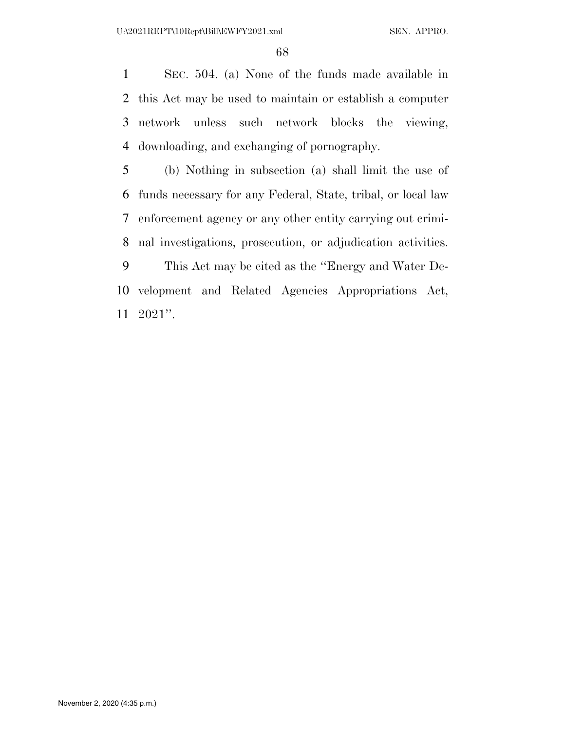SEC. 504. (a) None of the funds made available in this Act may be used to maintain or establish a computer network unless such network blocks the viewing, downloading, and exchanging of pornography.

(b) Nothing in subsection (a) shall limit the use of funds necessary for any Federal, State, tribal, or local law enforcement agency or any other entity carrying out criminal investigations, prosecution, or adjudication activities.

This Act may be cited as the ''Energy and Water Development and Related Agencies Appropriations Act, 2021''.